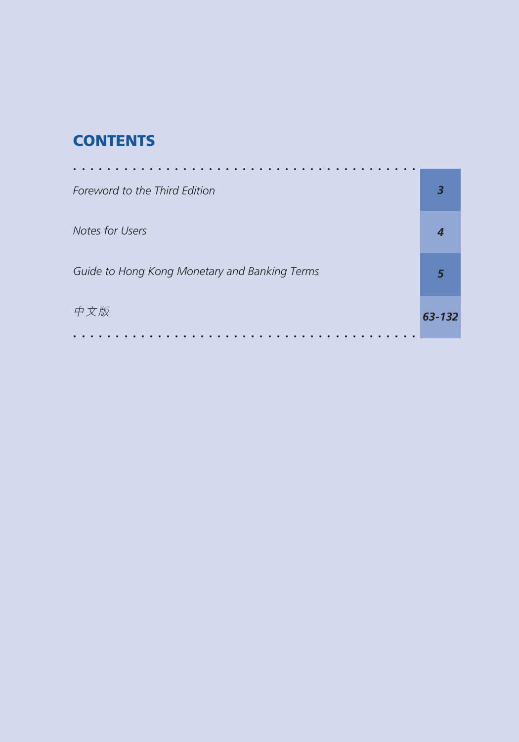# CONTENTS

| | |
|---|---|
| *Foreword to the Third Edition* | ***3*** |
| *Notes for Users* | ***4*** |
| *Guide to Hong Kong Monetary and Banking Terms* | ***5*** |
| *中文版* | ***63-132*** |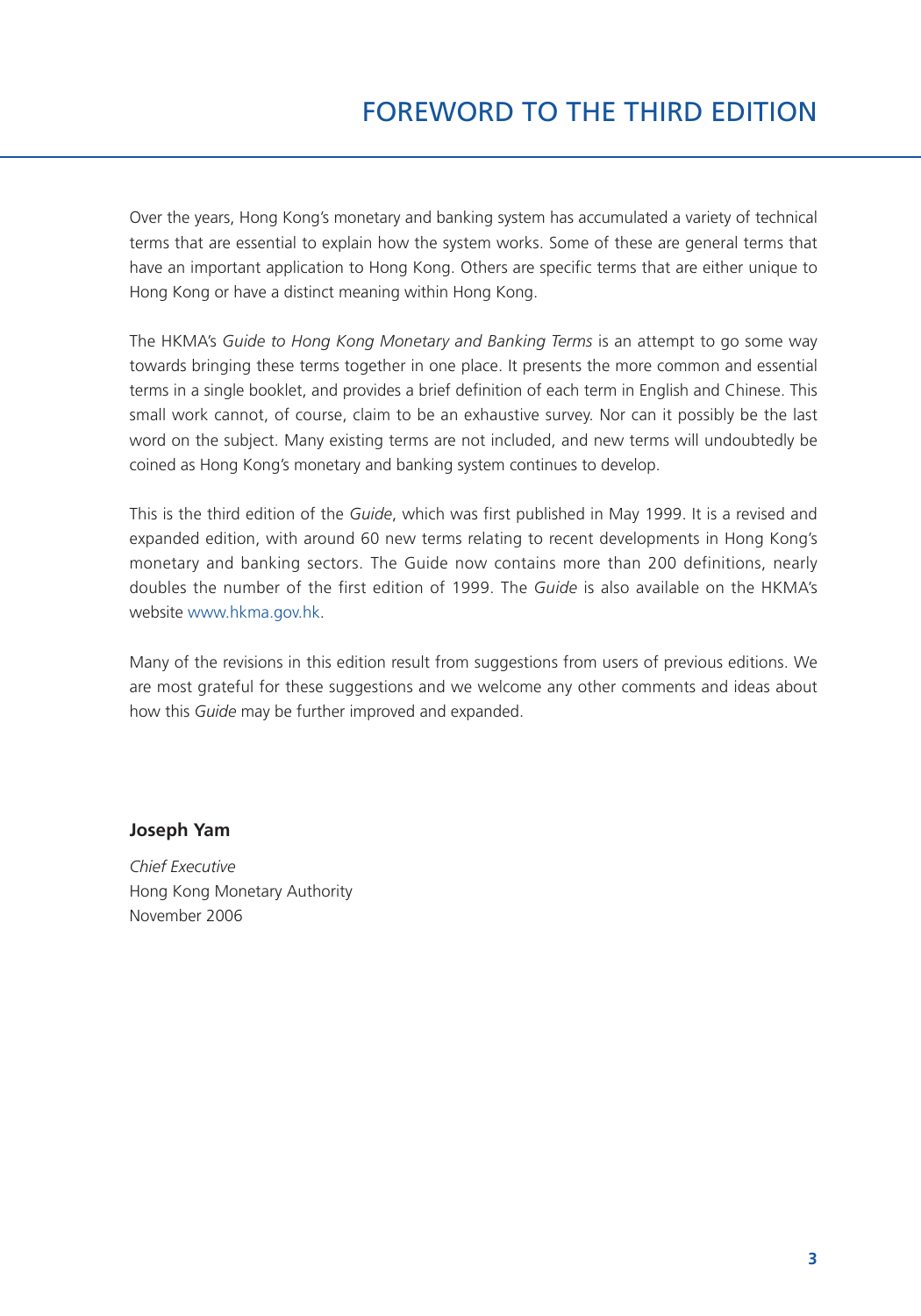# FOREWORD TO THE THIRD EDITION

Over the years, Hong Kong's monetary and banking system has accumulated a variety of technical terms that are essential to explain how the system works. Some of these are general terms that have an important application to Hong Kong. Others are specific terms that are either unique to Hong Kong or have a distinct meaning within Hong Kong.

The HKMA's *Guide to Hong Kong Monetary and Banking Terms* is an attempt to go some way towards bringing these terms together in one place. It presents the more common and essential terms in a single booklet, and provides a brief definition of each term in English and Chinese. This small work cannot, of course, claim to be an exhaustive survey. Nor can it possibly be the last word on the subject. Many existing terms are not included, and new terms will undoubtedly be coined as Hong Kong's monetary and banking system continues to develop.

This is the third edition of the *Guide*, which was first published in May 1999. It is a revised and expanded edition, with around 60 new terms relating to recent developments in Hong Kong's monetary and banking sectors. The Guide now contains more than 200 definitions, nearly doubles the number of the first edition of 1999. The *Guide* is also available on the HKMA's website www.hkma.gov.hk.

Many of the revisions in this edition result from suggestions from users of previous editions. We are most grateful for these suggestions and we welcome any other comments and ideas about how this *Guide* may be further improved and expanded.

**Joseph Yam**

*Chief Executive*
Hong Kong Monetary Authority
November 2006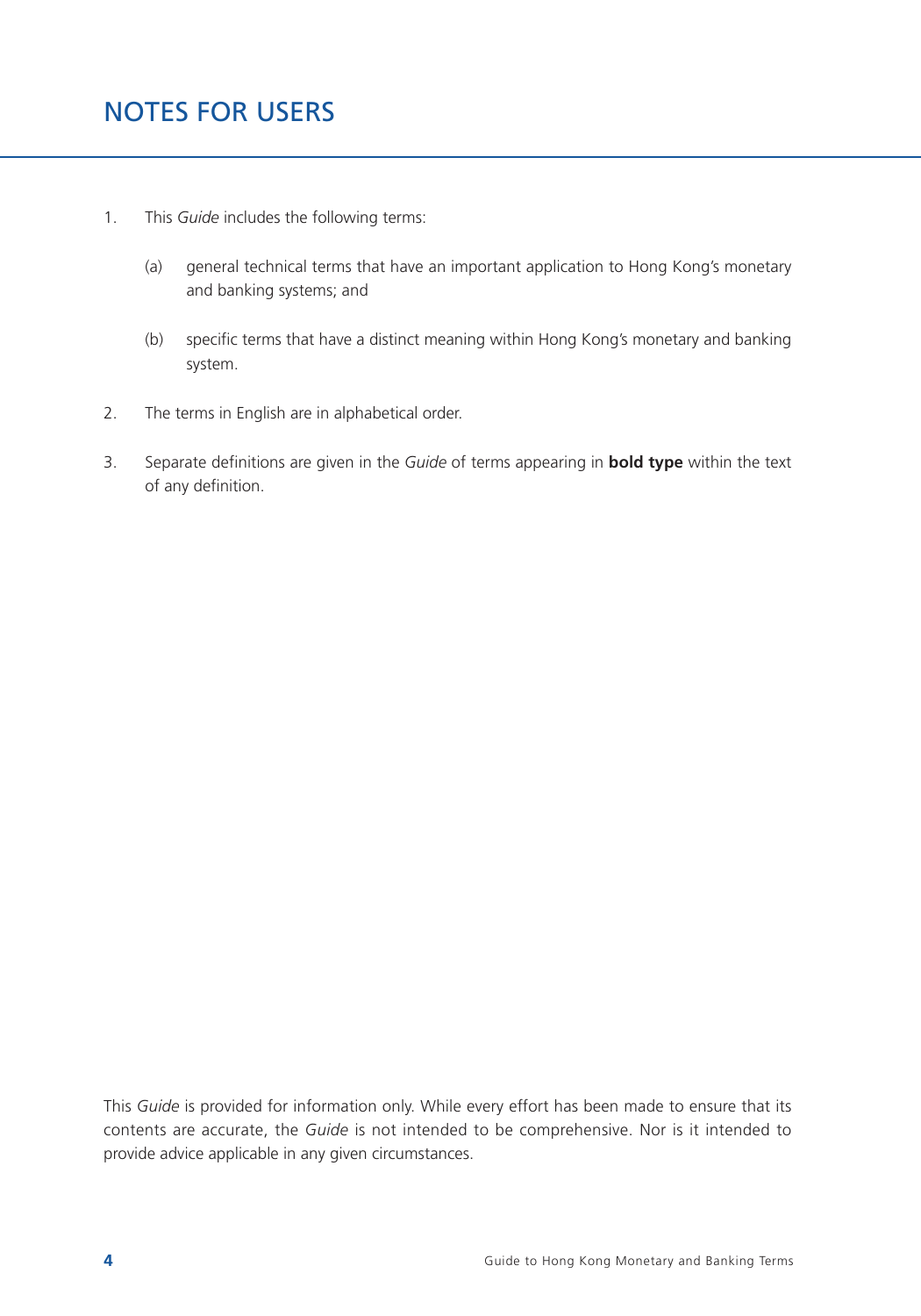# NOTES FOR USERS

1. This *Guide* includes the following terms:

   (a) general technical terms that have an important application to Hong Kong's monetary and banking systems; and

   (b) specific terms that have a distinct meaning within Hong Kong's monetary and banking system.

2. The terms in English are in alphabetical order.

3. Separate definitions are given in the *Guide* of terms appearing in **bold type** within the text of any definition.

This *Guide* is provided for information only. While every effort has been made to ensure that its contents are accurate, the *Guide* is not intended to be comprehensive. Nor is it intended to provide advice applicable in any given circumstances.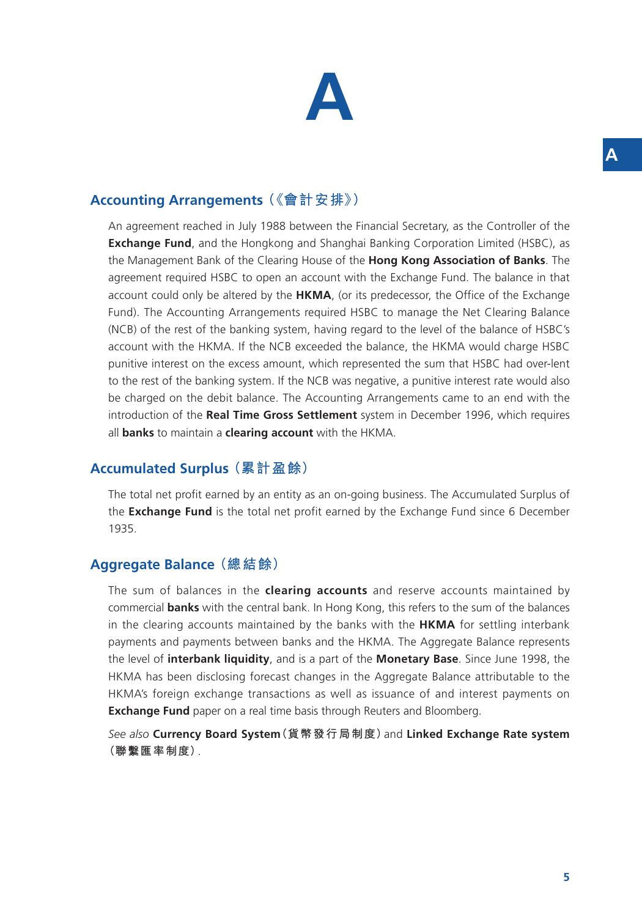# A

## Accounting Arrangements（《會計安排》）

An agreement reached in July 1988 between the Financial Secretary, as the Controller of the **Exchange Fund**, and the Hongkong and Shanghai Banking Corporation Limited (HSBC), as the Management Bank of the Clearing House of the **Hong Kong Association of Banks**. The agreement required HSBC to open an account with the Exchange Fund. The balance in that account could only be altered by the **HKMA**, (or its predecessor, the Office of the Exchange Fund). The Accounting Arrangements required HSBC to manage the Net Clearing Balance (NCB) of the rest of the banking system, having regard to the level of the balance of HSBC's account with the HKMA. If the NCB exceeded the balance, the HKMA would charge HSBC punitive interest on the excess amount, which represented the sum that HSBC had over-lent to the rest of the banking system. If the NCB was negative, a punitive interest rate would also be charged on the debit balance. The Accounting Arrangements came to an end with the introduction of the **Real Time Gross Settlement** system in December 1996, which requires all **banks** to maintain a **clearing account** with the HKMA.

## Accumulated Surplus（累計盈餘）

The total net profit earned by an entity as an on-going business. The Accumulated Surplus of the **Exchange Fund** is the total net profit earned by the Exchange Fund since 6 December 1935.

## Aggregate Balance（總結餘）

The sum of balances in the **clearing accounts** and reserve accounts maintained by commercial **banks** with the central bank. In Hong Kong, this refers to the sum of the balances in the clearing accounts maintained by the banks with the **HKMA** for settling interbank payments and payments between banks and the HKMA. The Aggregate Balance represents the level of **interbank liquidity**, and is a part of the **Monetary Base**. Since June 1998, the HKMA has been disclosing forecast changes in the Aggregate Balance attributable to the HKMA's foreign exchange transactions as well as issuance of and interest payments on **Exchange Fund** paper on a real time basis through Reuters and Bloomberg.

*See also* **Currency Board System**（貨幣發行局制度）and **Linked Exchange Rate system**（聯繫匯率制度）.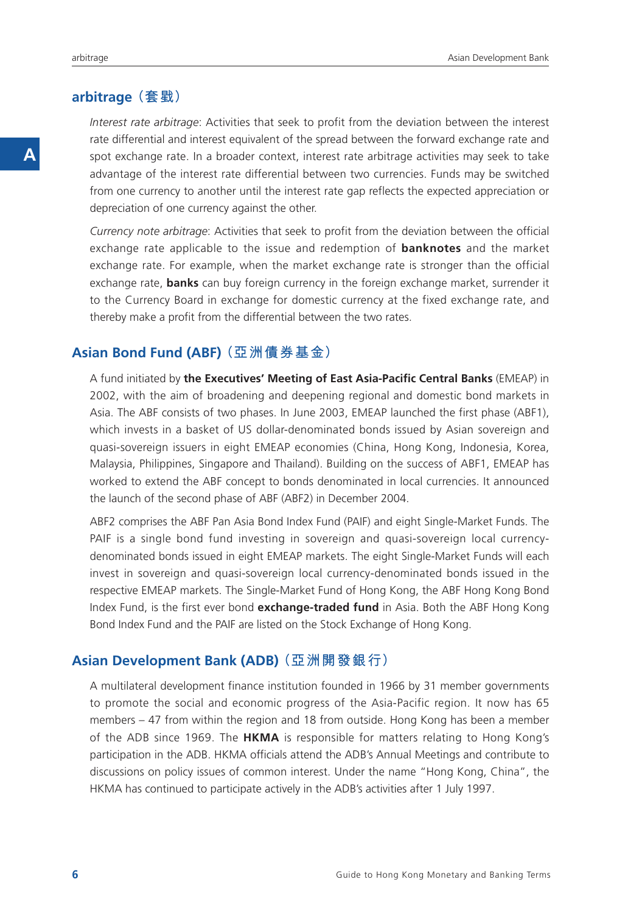## arbitrage（套戥）

*Interest rate arbitrage*: Activities that seek to profit from the deviation between the interest rate differential and interest equivalent of the spread between the forward exchange rate and spot exchange rate. In a broader context, interest rate arbitrage activities may seek to take advantage of the interest rate differential between two currencies. Funds may be switched from one currency to another until the interest rate gap reflects the expected appreciation or depreciation of one currency against the other.

*Currency note arbitrage*: Activities that seek to profit from the deviation between the official exchange rate applicable to the issue and redemption of **banknotes** and the market exchange rate. For example, when the market exchange rate is stronger than the official exchange rate, **banks** can buy foreign currency in the foreign exchange market, surrender it to the Currency Board in exchange for domestic currency at the fixed exchange rate, and thereby make a profit from the differential between the two rates.

## Asian Bond Fund (ABF)（亞洲債券基金）

A fund initiated by **the Executives' Meeting of East Asia-Pacific Central Banks** (EMEAP) in 2002, with the aim of broadening and deepening regional and domestic bond markets in Asia. The ABF consists of two phases. In June 2003, EMEAP launched the first phase (ABF1), which invests in a basket of US dollar-denominated bonds issued by Asian sovereign and quasi-sovereign issuers in eight EMEAP economies (China, Hong Kong, Indonesia, Korea, Malaysia, Philippines, Singapore and Thailand). Building on the success of ABF1, EMEAP has worked to extend the ABF concept to bonds denominated in local currencies. It announced the launch of the second phase of ABF (ABF2) in December 2004.

ABF2 comprises the ABF Pan Asia Bond Index Fund (PAIF) and eight Single-Market Funds. The PAIF is a single bond fund investing in sovereign and quasi-sovereign local currency-denominated bonds issued in eight EMEAP markets. The eight Single-Market Funds will each invest in sovereign and quasi-sovereign local currency-denominated bonds issued in the respective EMEAP markets. The Single-Market Fund of Hong Kong, the ABF Hong Kong Bond Index Fund, is the first ever bond **exchange-traded fund** in Asia. Both the ABF Hong Kong Bond Index Fund and the PAIF are listed on the Stock Exchange of Hong Kong.

## Asian Development Bank (ADB)（亞洲開發銀行）

A multilateral development finance institution founded in 1966 by 31 member governments to promote the social and economic progress of the Asia-Pacific region. It now has 65 members – 47 from within the region and 18 from outside. Hong Kong has been a member of the ADB since 1969. The **HKMA** is responsible for matters relating to Hong Kong's participation in the ADB. HKMA officials attend the ADB's Annual Meetings and contribute to discussions on policy issues of common interest. Under the name "Hong Kong, China", the HKMA has continued to participate actively in the ADB's activities after 1 July 1997.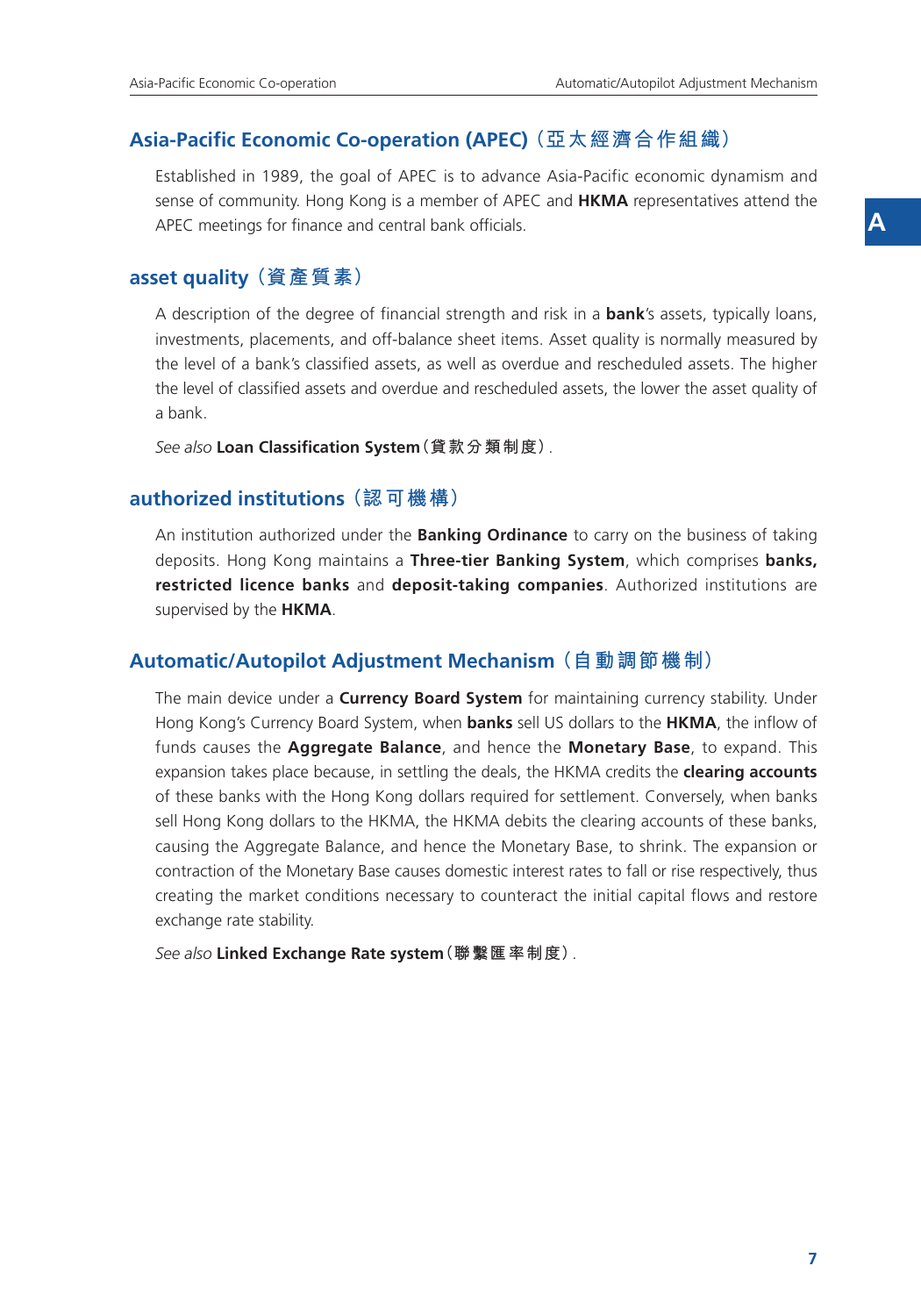## Asia-Pacific Economic Co-operation (APEC)（亞太經濟合作組織）

Established in 1989, the goal of APEC is to advance Asia-Pacific economic dynamism and sense of community. Hong Kong is a member of APEC and **HKMA** representatives attend the APEC meetings for finance and central bank officials.

## asset quality（資產質素）

A description of the degree of financial strength and risk in a **bank**'s assets, typically loans, investments, placements, and off-balance sheet items. Asset quality is normally measured by the level of a bank's classified assets, as well as overdue and rescheduled assets. The higher the level of classified assets and overdue and rescheduled assets, the lower the asset quality of a bank.

*See also* **Loan Classification System（貸款分類制度）**.

## authorized institutions（認可機構）

An institution authorized under the **Banking Ordinance** to carry on the business of taking deposits. Hong Kong maintains a **Three-tier Banking System**, which comprises **banks, restricted licence banks** and **deposit-taking companies**. Authorized institutions are supervised by the **HKMA**.

## Automatic/Autopilot Adjustment Mechanism（自動調節機制）

The main device under a **Currency Board System** for maintaining currency stability. Under Hong Kong's Currency Board System, when **banks** sell US dollars to the **HKMA**, the inflow of funds causes the **Aggregate Balance**, and hence the **Monetary Base**, to expand. This expansion takes place because, in settling the deals, the HKMA credits the **clearing accounts** of these banks with the Hong Kong dollars required for settlement. Conversely, when banks sell Hong Kong dollars to the HKMA, the HKMA debits the clearing accounts of these banks, causing the Aggregate Balance, and hence the Monetary Base, to shrink. The expansion or contraction of the Monetary Base causes domestic interest rates to fall or rise respectively, thus creating the market conditions necessary to counteract the initial capital flows and restore exchange rate stability.

*See also* **Linked Exchange Rate system（聯繫匯率制度）**.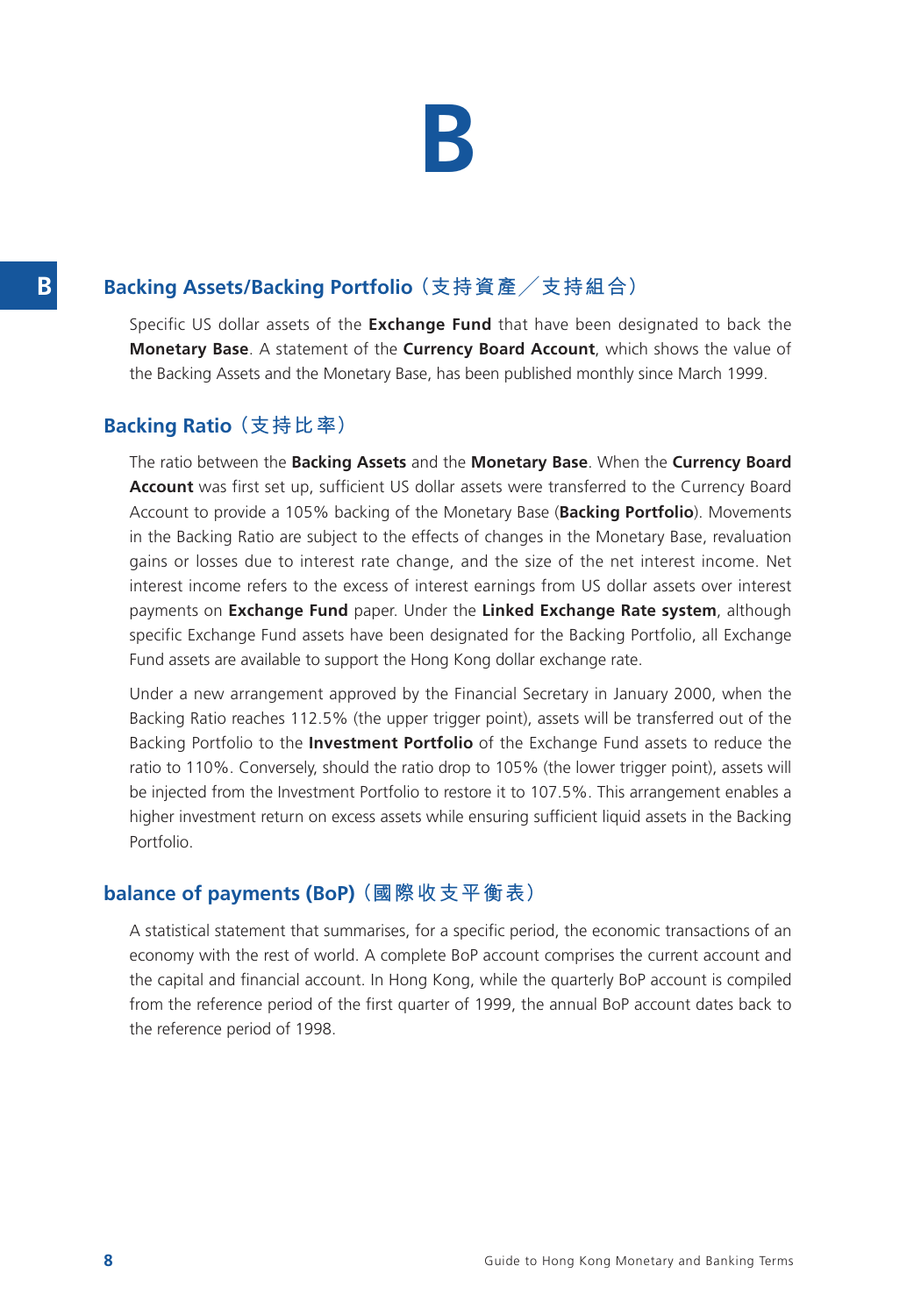# B

## Backing Assets/Backing Portfolio（支持資產／支持組合）

Specific US dollar assets of the **Exchange Fund** that have been designated to back the **Monetary Base**. A statement of the **Currency Board Account**, which shows the value of the Backing Assets and the Monetary Base, has been published monthly since March 1999.

## Backing Ratio（支持比率）

The ratio between the **Backing Assets** and the **Monetary Base**. When the **Currency Board Account** was first set up, sufficient US dollar assets were transferred to the Currency Board Account to provide a 105% backing of the Monetary Base (**Backing Portfolio**). Movements in the Backing Ratio are subject to the effects of changes in the Monetary Base, revaluation gains or losses due to interest rate change, and the size of the net interest income. Net interest income refers to the excess of interest earnings from US dollar assets over interest payments on **Exchange Fund** paper. Under the **Linked Exchange Rate system**, although specific Exchange Fund assets have been designated for the Backing Portfolio, all Exchange Fund assets are available to support the Hong Kong dollar exchange rate.

Under a new arrangement approved by the Financial Secretary in January 2000, when the Backing Ratio reaches 112.5% (the upper trigger point), assets will be transferred out of the Backing Portfolio to the **Investment Portfolio** of the Exchange Fund assets to reduce the ratio to 110%. Conversely, should the ratio drop to 105% (the lower trigger point), assets will be injected from the Investment Portfolio to restore it to 107.5%. This arrangement enables a higher investment return on excess assets while ensuring sufficient liquid assets in the Backing Portfolio.

## balance of payments (BoP)（國際收支平衡表）

A statistical statement that summarises, for a specific period, the economic transactions of an economy with the rest of world. A complete BoP account comprises the current account and the capital and financial account. In Hong Kong, while the quarterly BoP account is compiled from the reference period of the first quarter of 1999, the annual BoP account dates back to the reference period of 1998.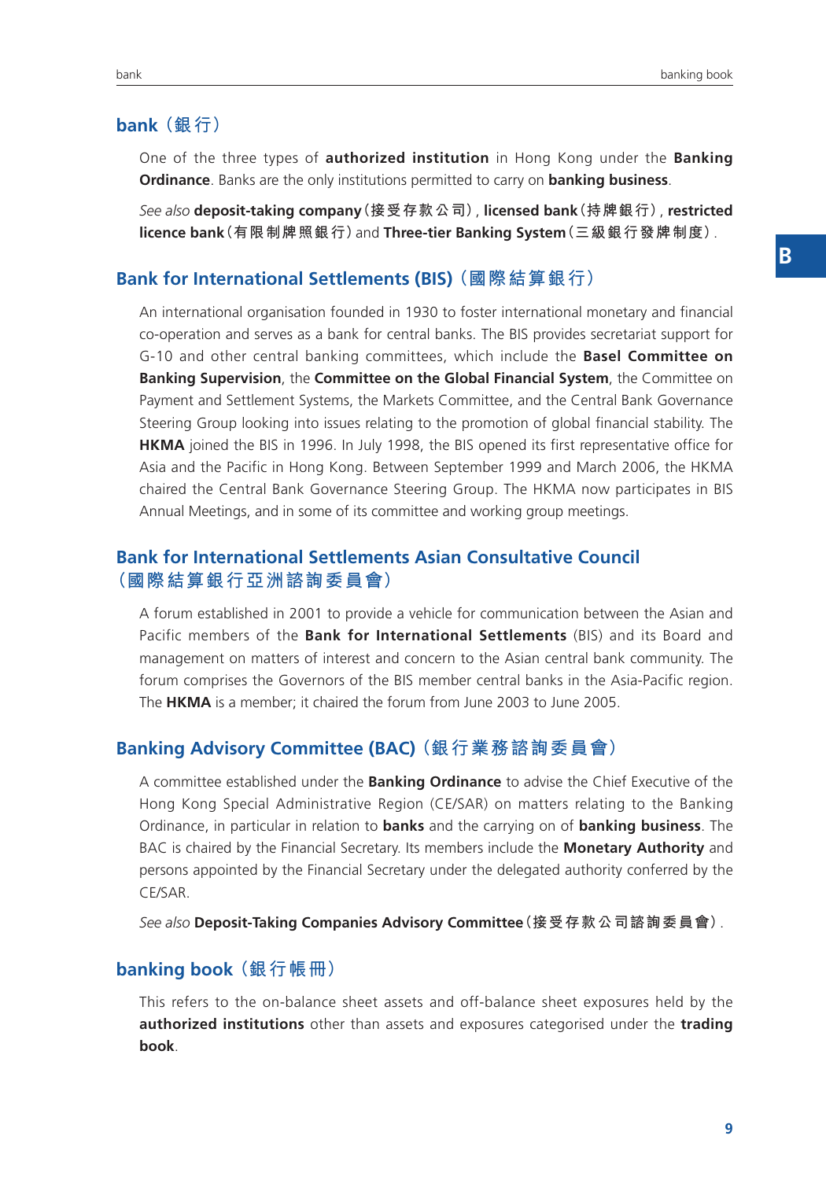## bank（銀行）

One of the three types of **authorized institution** in Hong Kong under the **Banking Ordinance**. Banks are the only institutions permitted to carry on **banking business**.

*See also* **deposit-taking company**（接受存款公司）, **licensed bank**（持牌銀行）, **restricted licence bank**（有限制牌照銀行）and **Three-tier Banking System**（三級銀行發牌制度）.

## Bank for International Settlements (BIS)（國際結算銀行）

An international organisation founded in 1930 to foster international monetary and financial co-operation and serves as a bank for central banks. The BIS provides secretariat support for G-10 and other central banking committees, which include the **Basel Committee on Banking Supervision**, the **Committee on the Global Financial System**, the Committee on Payment and Settlement Systems, the Markets Committee, and the Central Bank Governance Steering Group looking into issues relating to the promotion of global financial stability. The **HKMA** joined the BIS in 1996. In July 1998, the BIS opened its first representative office for Asia and the Pacific in Hong Kong. Between September 1999 and March 2006, the HKMA chaired the Central Bank Governance Steering Group. The HKMA now participates in BIS Annual Meetings, and in some of its committee and working group meetings.

## Bank for International Settlements Asian Consultative Council（國際結算銀行亞洲諮詢委員會）

A forum established in 2001 to provide a vehicle for communication between the Asian and Pacific members of the **Bank for International Settlements** (BIS) and its Board and management on matters of interest and concern to the Asian central bank community. The forum comprises the Governors of the BIS member central banks in the Asia-Pacific region. The **HKMA** is a member; it chaired the forum from June 2003 to June 2005.

## Banking Advisory Committee (BAC)（銀行業務諮詢委員會）

A committee established under the **Banking Ordinance** to advise the Chief Executive of the Hong Kong Special Administrative Region (CE/SAR) on matters relating to the Banking Ordinance, in particular in relation to **banks** and the carrying on of **banking business**. The BAC is chaired by the Financial Secretary. Its members include the **Monetary Authority** and persons appointed by the Financial Secretary under the delegated authority conferred by the CE/SAR.

*See also* **Deposit-Taking Companies Advisory Committee**（接受存款公司諮詢委員會）.

## banking book（銀行帳冊）

This refers to the on-balance sheet assets and off-balance sheet exposures held by the **authorized institutions** other than assets and exposures categorised under the **trading book**.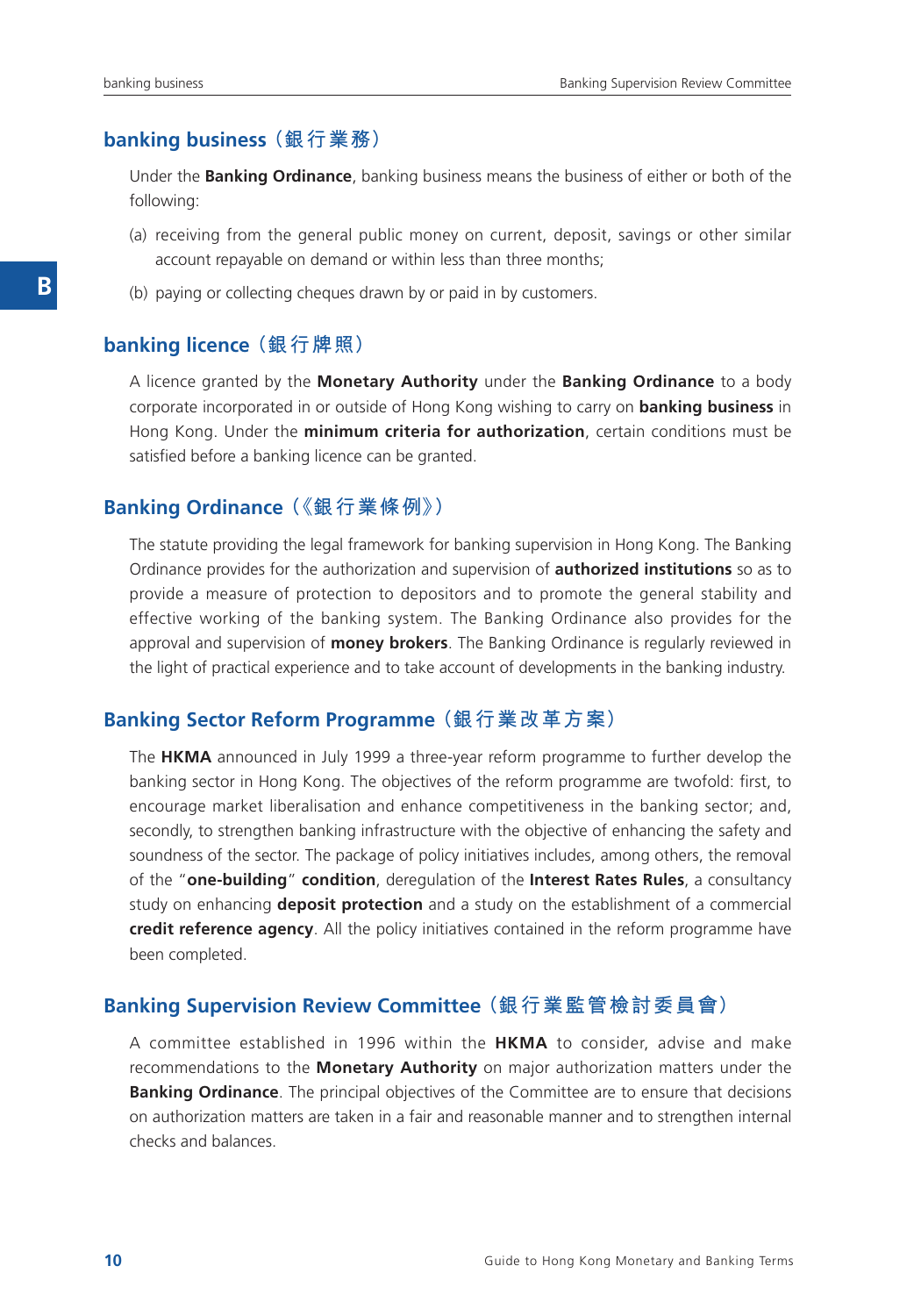## banking business（銀行業務）

Under the **Banking Ordinance**, banking business means the business of either or both of the following:

(a) receiving from the general public money on current, deposit, savings or other similar account repayable on demand or within less than three months;

(b) paying or collecting cheques drawn by or paid in by customers.

## banking licence（銀行牌照）

A licence granted by the **Monetary Authority** under the **Banking Ordinance** to a body corporate incorporated in or outside of Hong Kong wishing to carry on **banking business** in Hong Kong. Under the **minimum criteria for authorization**, certain conditions must be satisfied before a banking licence can be granted.

## Banking Ordinance（《銀行業條例》）

The statute providing the legal framework for banking supervision in Hong Kong. The Banking Ordinance provides for the authorization and supervision of **authorized institutions** so as to provide a measure of protection to depositors and to promote the general stability and effective working of the banking system. The Banking Ordinance also provides for the approval and supervision of **money brokers**. The Banking Ordinance is regularly reviewed in the light of practical experience and to take account of developments in the banking industry.

## Banking Sector Reform Programme（銀行業改革方案）

The **HKMA** announced in July 1999 a three-year reform programme to further develop the banking sector in Hong Kong. The objectives of the reform programme are twofold: first, to encourage market liberalisation and enhance competitiveness in the banking sector; and, secondly, to strengthen banking infrastructure with the objective of enhancing the safety and soundness of the sector. The package of policy initiatives includes, among others, the removal of the "**one-building**" **condition**, deregulation of the **Interest Rates Rules**, a consultancy study on enhancing **deposit protection** and a study on the establishment of a commercial **credit reference agency**. All the policy initiatives contained in the reform programme have been completed.

## Banking Supervision Review Committee（銀行業監管檢討委員會）

A committee established in 1996 within the **HKMA** to consider, advise and make recommendations to the **Monetary Authority** on major authorization matters under the **Banking Ordinance**. The principal objectives of the Committee are to ensure that decisions on authorization matters are taken in a fair and reasonable manner and to strengthen internal checks and balances.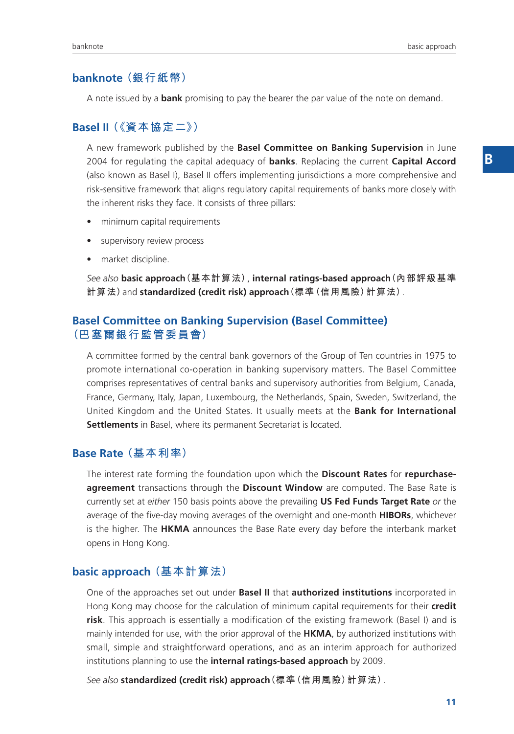## banknote（銀行紙幣）

A note issued by a **bank** promising to pay the bearer the par value of the note on demand.

## Basel II（《資本協定二》）

A new framework published by the **Basel Committee on Banking Supervision** in June 2004 for regulating the capital adequacy of **banks**. Replacing the current **Capital Accord** (also known as Basel I), Basel II offers implementing jurisdictions a more comprehensive and risk-sensitive framework that aligns regulatory capital requirements of banks more closely with the inherent risks they face. It consists of three pillars:

- minimum capital requirements
- supervisory review process
- market discipline.

*See also* **basic approach**（基本計算法）, **internal ratings-based approach**（內部評級基準計算法）and **standardized (credit risk) approach**（標準（信用風險）計算法）.

## Basel Committee on Banking Supervision (Basel Committee)（巴塞爾銀行監管委員會）

A committee formed by the central bank governors of the Group of Ten countries in 1975 to promote international co-operation in banking supervisory matters. The Basel Committee comprises representatives of central banks and supervisory authorities from Belgium, Canada, France, Germany, Italy, Japan, Luxembourg, the Netherlands, Spain, Sweden, Switzerland, the United Kingdom and the United States. It usually meets at the **Bank for International Settlements** in Basel, where its permanent Secretariat is located.

## Base Rate（基本利率）

The interest rate forming the foundation upon which the **Discount Rates** for **repurchase-agreement** transactions through the **Discount Window** are computed. The Base Rate is currently set at *either* 150 basis points above the prevailing **US Fed Funds Target Rate** *or* the average of the five-day moving averages of the overnight and one-month **HIBORs**, whichever is the higher. The **HKMA** announces the Base Rate every day before the interbank market opens in Hong Kong.

## basic approach（基本計算法）

One of the approaches set out under **Basel II** that **authorized institutions** incorporated in Hong Kong may choose for the calculation of minimum capital requirements for their **credit risk**. This approach is essentially a modification of the existing framework (Basel I) and is mainly intended for use, with the prior approval of the **HKMA**, by authorized institutions with small, simple and straightforward operations, and as an interim approach for authorized institutions planning to use the **internal ratings-based approach** by 2009.

*See also* **standardized (credit risk) approach**（標準（信用風險）計算法）.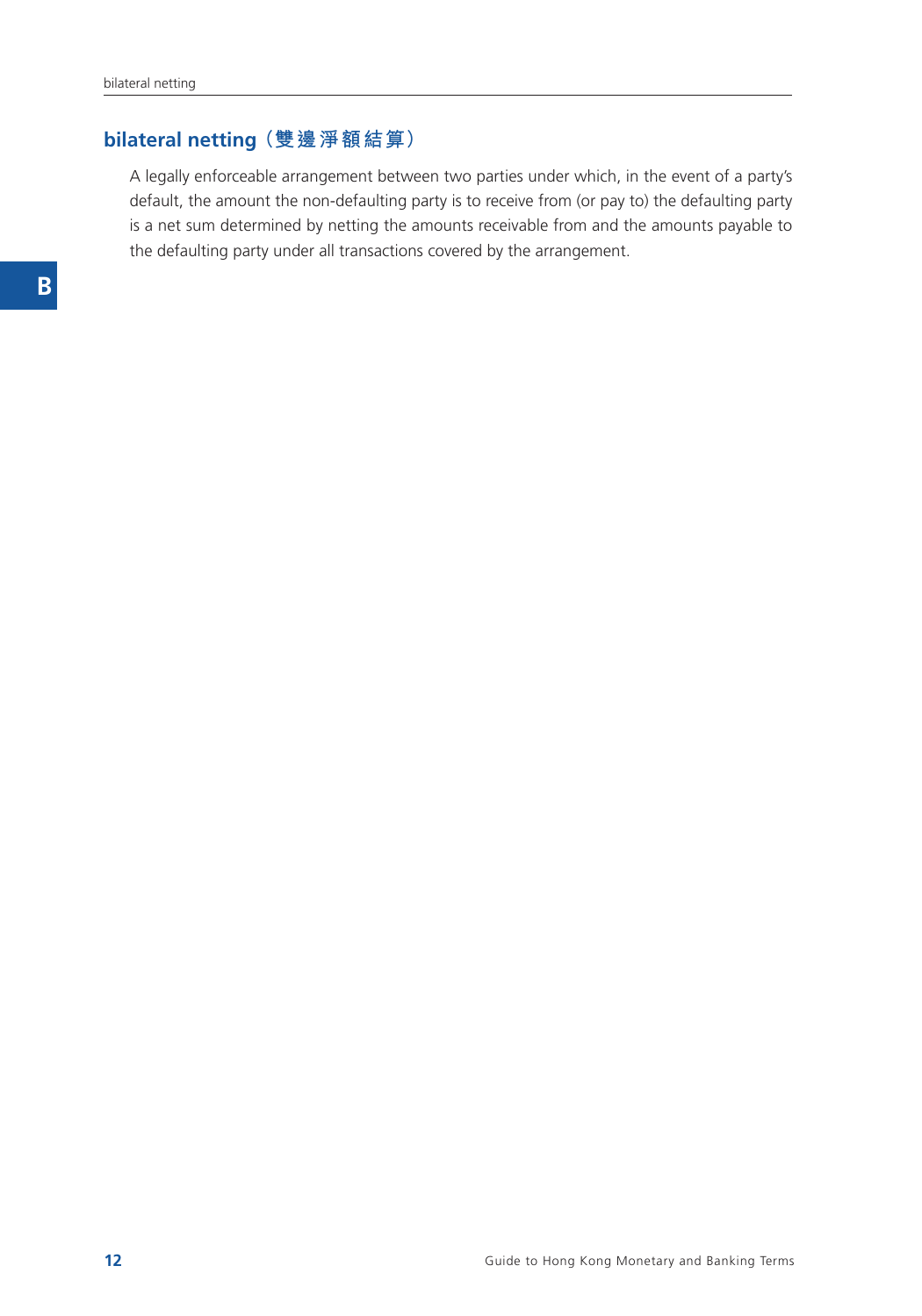## bilateral netting（雙邊淨額結算）

A legally enforceable arrangement between two parties under which, in the event of a party's default, the amount the non-defaulting party is to receive from (or pay to) the defaulting party is a net sum determined by netting the amounts receivable from and the amounts payable to the defaulting party under all transactions covered by the arrangement.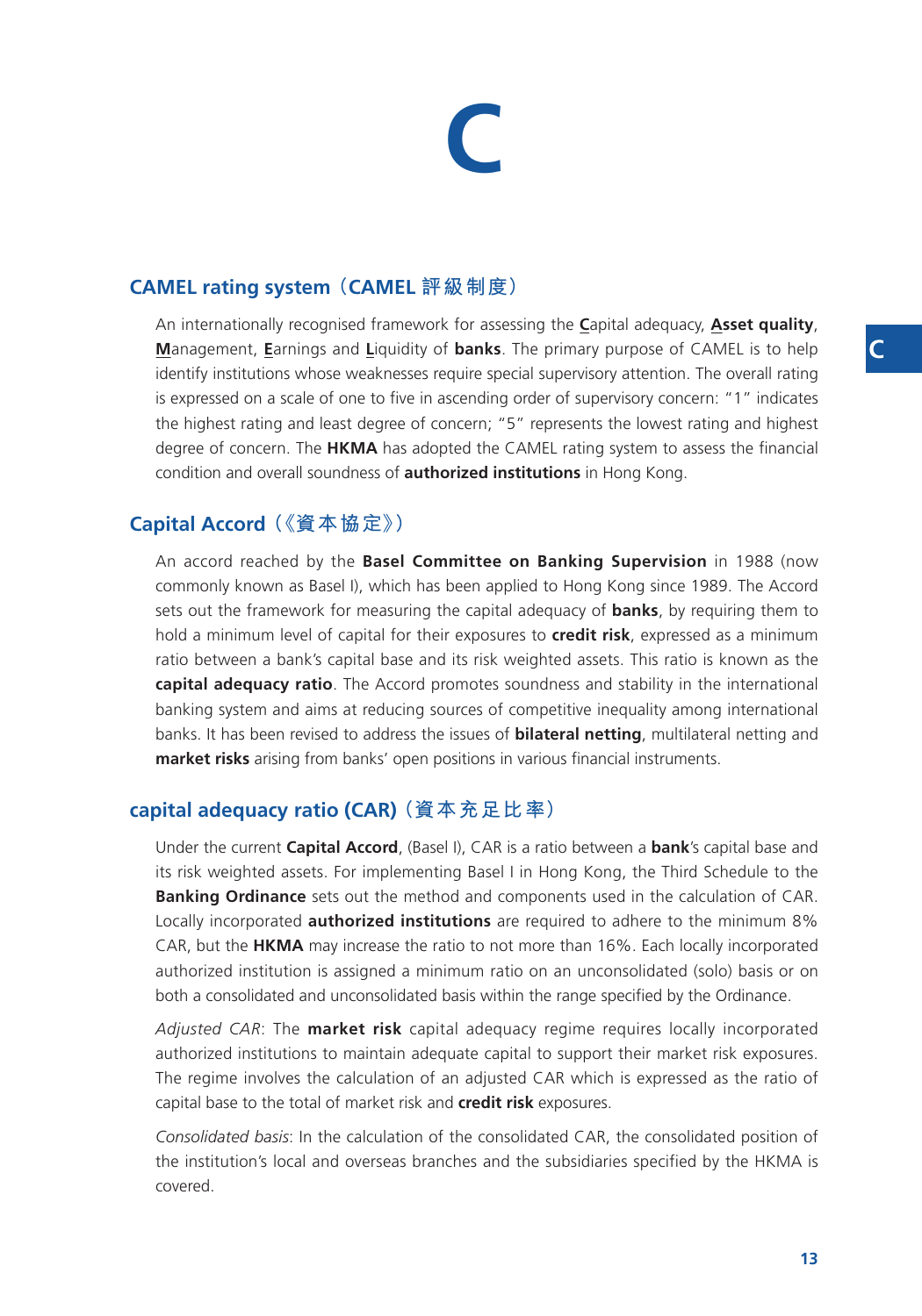# C

## CAMEL rating system（CAMEL 評級制度）

An internationally recognised framework for assessing the **C**apital adequacy, **Asset quality**, **M**anagement, **E**arnings and **L**iquidity of **banks**. The primary purpose of CAMEL is to help identify institutions whose weaknesses require special supervisory attention. The overall rating is expressed on a scale of one to five in ascending order of supervisory concern: "1" indicates the highest rating and least degree of concern; "5" represents the lowest rating and highest degree of concern. The **HKMA** has adopted the CAMEL rating system to assess the financial condition and overall soundness of **authorized institutions** in Hong Kong.

## Capital Accord（《資本協定》）

An accord reached by the **Basel Committee on Banking Supervision** in 1988 (now commonly known as Basel I), which has been applied to Hong Kong since 1989. The Accord sets out the framework for measuring the capital adequacy of **banks**, by requiring them to hold a minimum level of capital for their exposures to **credit risk**, expressed as a minimum ratio between a bank's capital base and its risk weighted assets. This ratio is known as the **capital adequacy ratio**. The Accord promotes soundness and stability in the international banking system and aims at reducing sources of competitive inequality among international banks. It has been revised to address the issues of **bilateral netting**, multilateral netting and **market risks** arising from banks' open positions in various financial instruments.

## capital adequacy ratio (CAR)（資本充足比率）

Under the current **Capital Accord**, (Basel I), CAR is a ratio between a **bank**'s capital base and its risk weighted assets. For implementing Basel I in Hong Kong, the Third Schedule to the **Banking Ordinance** sets out the method and components used in the calculation of CAR. Locally incorporated **authorized institutions** are required to adhere to the minimum 8% CAR, but the **HKMA** may increase the ratio to not more than 16%. Each locally incorporated authorized institution is assigned a minimum ratio on an unconsolidated (solo) basis or on both a consolidated and unconsolidated basis within the range specified by the Ordinance.

*Adjusted CAR*: The **market risk** capital adequacy regime requires locally incorporated authorized institutions to maintain adequate capital to support their market risk exposures. The regime involves the calculation of an adjusted CAR which is expressed as the ratio of capital base to the total of market risk and **credit risk** exposures.

*Consolidated basis*: In the calculation of the consolidated CAR, the consolidated position of the institution's local and overseas branches and the subsidiaries specified by the HKMA is covered.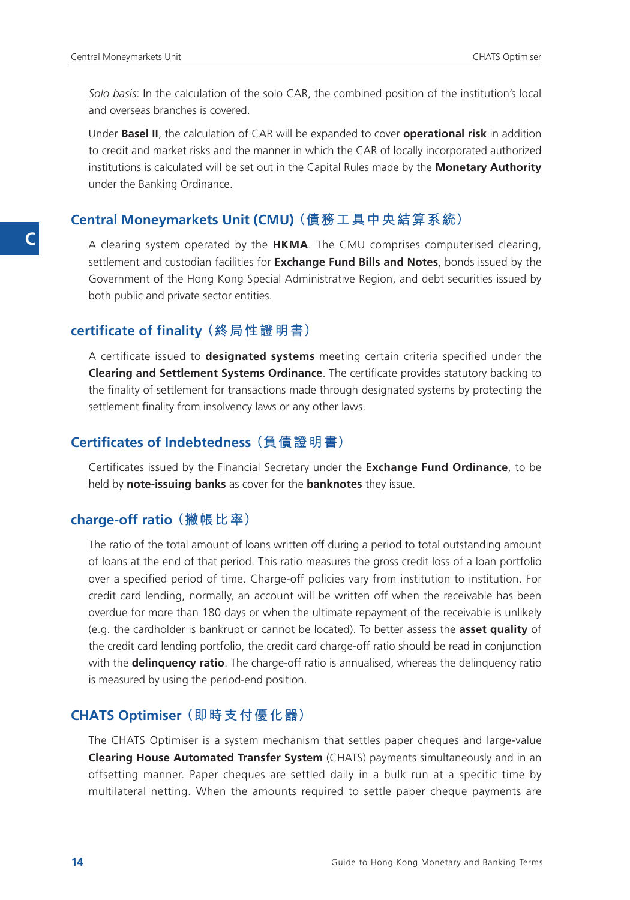*Solo basis*: In the calculation of the solo CAR, the combined position of the institution's local and overseas branches is covered.

Under **Basel II**, the calculation of CAR will be expanded to cover **operational risk** in addition to credit and market risks and the manner in which the CAR of locally incorporated authorized institutions is calculated will be set out in the Capital Rules made by the **Monetary Authority** under the Banking Ordinance.

## Central Moneymarkets Unit (CMU)（債務工具中央結算系統）

A clearing system operated by the **HKMA**. The CMU comprises computerised clearing, settlement and custodian facilities for **Exchange Fund Bills and Notes**, bonds issued by the Government of the Hong Kong Special Administrative Region, and debt securities issued by both public and private sector entities.

## certificate of finality（終局性證明書）

A certificate issued to **designated systems** meeting certain criteria specified under the **Clearing and Settlement Systems Ordinance**. The certificate provides statutory backing to the finality of settlement for transactions made through designated systems by protecting the settlement finality from insolvency laws or any other laws.

## Certificates of Indebtedness（負債證明書）

Certificates issued by the Financial Secretary under the **Exchange Fund Ordinance**, to be held by **note-issuing banks** as cover for the **banknotes** they issue.

## charge-off ratio（撇帳比率）

The ratio of the total amount of loans written off during a period to total outstanding amount of loans at the end of that period. This ratio measures the gross credit loss of a loan portfolio over a specified period of time. Charge-off policies vary from institution to institution. For credit card lending, normally, an account will be written off when the receivable has been overdue for more than 180 days or when the ultimate repayment of the receivable is unlikely (e.g. the cardholder is bankrupt or cannot be located). To better assess the **asset quality** of the credit card lending portfolio, the credit card charge-off ratio should be read in conjunction with the **delinquency ratio**. The charge-off ratio is annualised, whereas the delinquency ratio is measured by using the period-end position.

## CHATS Optimiser（即時支付優化器）

The CHATS Optimiser is a system mechanism that settles paper cheques and large-value **Clearing House Automated Transfer System** (CHATS) payments simultaneously and in an offsetting manner. Paper cheques are settled daily in a bulk run at a specific time by multilateral netting. When the amounts required to settle paper cheque payments are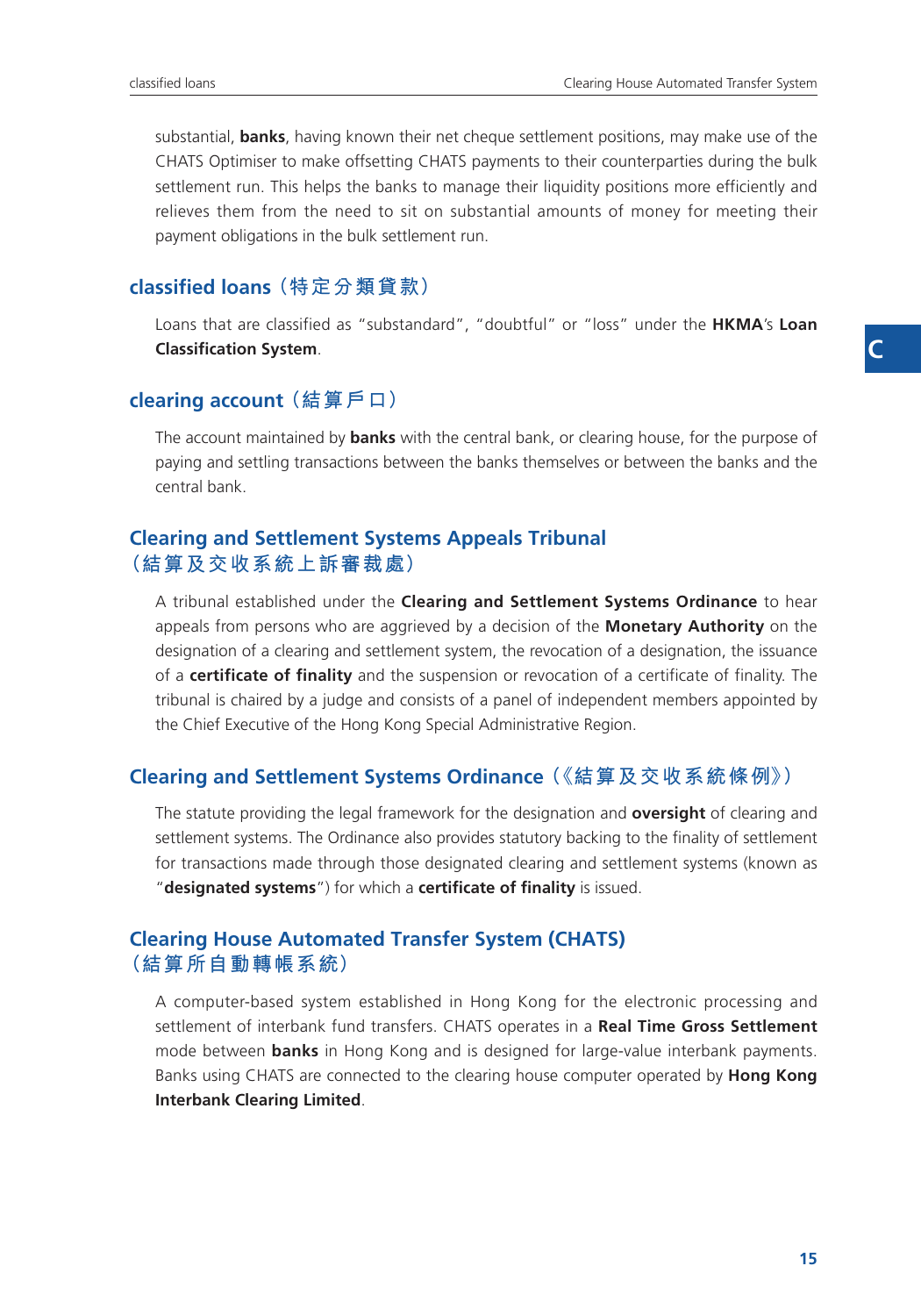substantial, **banks**, having known their net cheque settlement positions, may make use of the CHATS Optimiser to make offsetting CHATS payments to their counterparties during the bulk settlement run. This helps the banks to manage their liquidity positions more efficiently and relieves them from the need to sit on substantial amounts of money for meeting their payment obligations in the bulk settlement run.

## classified loans（特定分類貸款）

Loans that are classified as "substandard", "doubtful" or "loss" under the **HKMA**'s **Loan Classification System**.

## clearing account（結算戶口）

The account maintained by **banks** with the central bank, or clearing house, for the purpose of paying and settling transactions between the banks themselves or between the banks and the central bank.

## Clearing and Settlement Systems Appeals Tribunal（結算及交收系統上訴審裁處）

A tribunal established under the **Clearing and Settlement Systems Ordinance** to hear appeals from persons who are aggrieved by a decision of the **Monetary Authority** on the designation of a clearing and settlement system, the revocation of a designation, the issuance of a **certificate of finality** and the suspension or revocation of a certificate of finality. The tribunal is chaired by a judge and consists of a panel of independent members appointed by the Chief Executive of the Hong Kong Special Administrative Region.

## Clearing and Settlement Systems Ordinance（《結算及交收系統條例》）

The statute providing the legal framework for the designation and **oversight** of clearing and settlement systems. The Ordinance also provides statutory backing to the finality of settlement for transactions made through those designated clearing and settlement systems (known as "**designated systems**") for which a **certificate of finality** is issued.

## Clearing House Automated Transfer System (CHATS)（結算所自動轉帳系統）

A computer-based system established in Hong Kong for the electronic processing and settlement of interbank fund transfers. CHATS operates in a **Real Time Gross Settlement** mode between **banks** in Hong Kong and is designed for large-value interbank payments. Banks using CHATS are connected to the clearing house computer operated by **Hong Kong Interbank Clearing Limited**.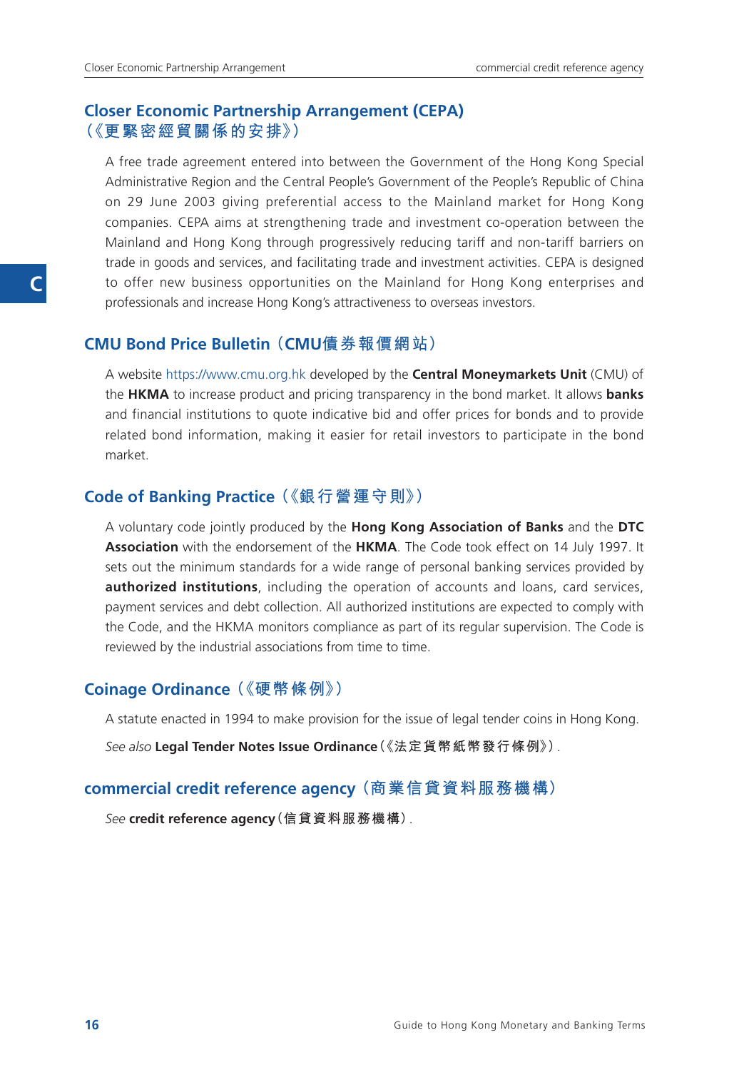## Closer Economic Partnership Arrangement (CEPA)（《更緊密經貿關係的安排》）

A free trade agreement entered into between the Government of the Hong Kong Special Administrative Region and the Central People's Government of the People's Republic of China on 29 June 2003 giving preferential access to the Mainland market for Hong Kong companies. CEPA aims at strengthening trade and investment co-operation between the Mainland and Hong Kong through progressively reducing tariff and non-tariff barriers on trade in goods and services, and facilitating trade and investment activities. CEPA is designed to offer new business opportunities on the Mainland for Hong Kong enterprises and professionals and increase Hong Kong's attractiveness to overseas investors.

## CMU Bond Price Bulletin（CMU債券報價網站）

A website https://www.cmu.org.hk developed by the **Central Moneymarkets Unit** (CMU) of the **HKMA** to increase product and pricing transparency in the bond market. It allows **banks** and financial institutions to quote indicative bid and offer prices for bonds and to provide related bond information, making it easier for retail investors to participate in the bond market.

## Code of Banking Practice（《銀行營運守則》）

A voluntary code jointly produced by the **Hong Kong Association of Banks** and the **DTC Association** with the endorsement of the **HKMA**. The Code took effect on 14 July 1997. It sets out the minimum standards for a wide range of personal banking services provided by **authorized institutions**, including the operation of accounts and loans, card services, payment services and debt collection. All authorized institutions are expected to comply with the Code, and the HKMA monitors compliance as part of its regular supervision. The Code is reviewed by the industrial associations from time to time.

## Coinage Ordinance（《硬幣條例》）

A statute enacted in 1994 to make provision for the issue of legal tender coins in Hong Kong.

*See also* **Legal Tender Notes Issue Ordinance**（《法定貨幣紙幣發行條例》）.

## commercial credit reference agency（商業信貸資料服務機構）

*See* **credit reference agency**（信貸資料服務機構）.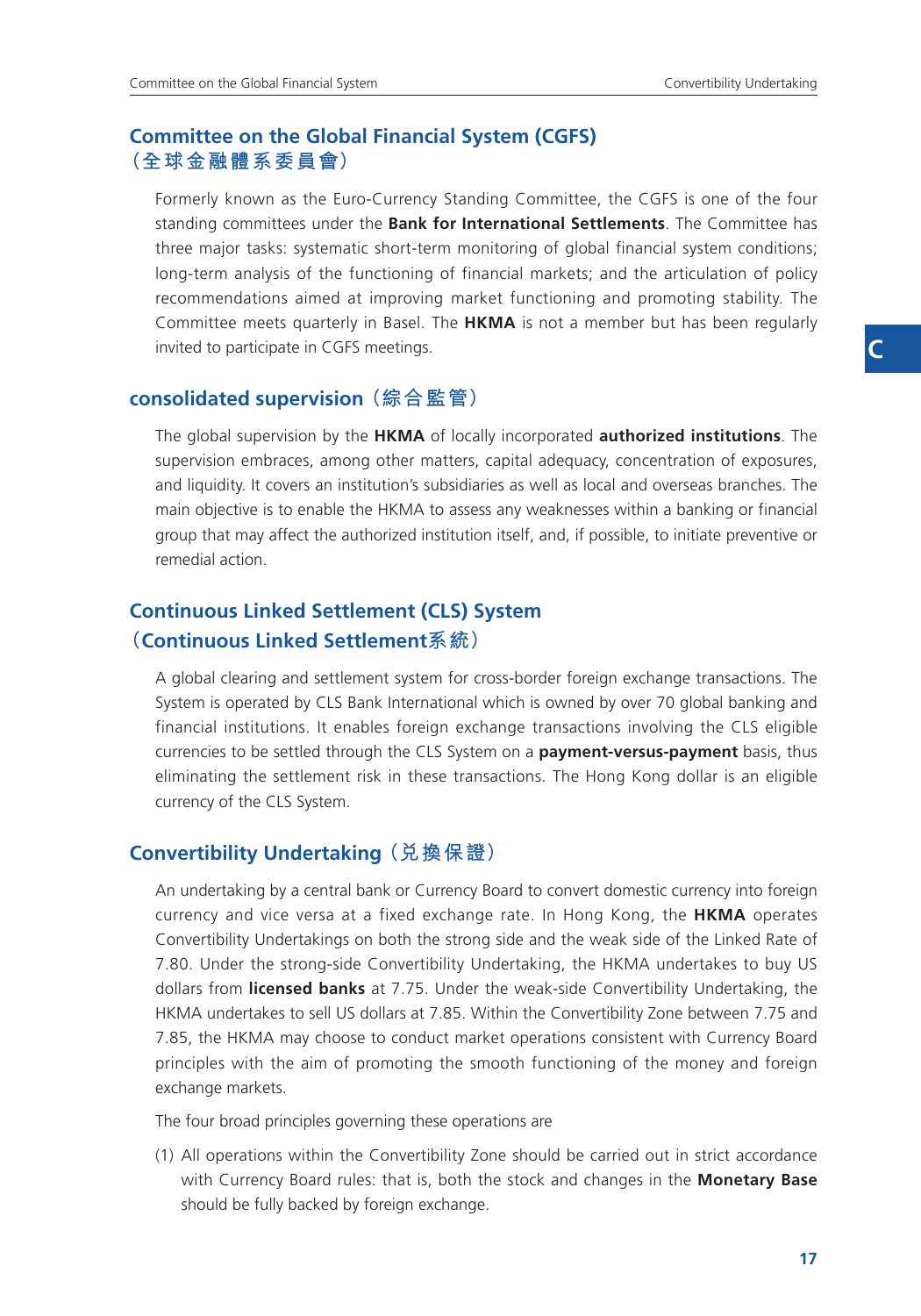## Committee on the Global Financial System (CGFS)（全球金融體系委員會）

Formerly known as the Euro-Currency Standing Committee, the CGFS is one of the four standing committees under the **Bank for International Settlements**. The Committee has three major tasks: systematic short-term monitoring of global financial system conditions; long-term analysis of the functioning of financial markets; and the articulation of policy recommendations aimed at improving market functioning and promoting stability. The Committee meets quarterly in Basel. The **HKMA** is not a member but has been regularly invited to participate in CGFS meetings.

## consolidated supervision（綜合監管）

The global supervision by the **HKMA** of locally incorporated **authorized institutions**. The supervision embraces, among other matters, capital adequacy, concentration of exposures, and liquidity. It covers an institution's subsidiaries as well as local and overseas branches. The main objective is to enable the HKMA to assess any weaknesses within a banking or financial group that may affect the authorized institution itself, and, if possible, to initiate preventive or remedial action.

## Continuous Linked Settlement (CLS) System（Continuous Linked Settlement系統）

A global clearing and settlement system for cross-border foreign exchange transactions. The System is operated by CLS Bank International which is owned by over 70 global banking and financial institutions. It enables foreign exchange transactions involving the CLS eligible currencies to be settled through the CLS System on a **payment-versus-payment** basis, thus eliminating the settlement risk in these transactions. The Hong Kong dollar is an eligible currency of the CLS System.

## Convertibility Undertaking（兌換保證）

An undertaking by a central bank or Currency Board to convert domestic currency into foreign currency and vice versa at a fixed exchange rate. In Hong Kong, the **HKMA** operates Convertibility Undertakings on both the strong side and the weak side of the Linked Rate of 7.80. Under the strong-side Convertibility Undertaking, the HKMA undertakes to buy US dollars from **licensed banks** at 7.75. Under the weak-side Convertibility Undertaking, the HKMA undertakes to sell US dollars at 7.85. Within the Convertibility Zone between 7.75 and 7.85, the HKMA may choose to conduct market operations consistent with Currency Board principles with the aim of promoting the smooth functioning of the money and foreign exchange markets.

The four broad principles governing these operations are

(1) All operations within the Convertibility Zone should be carried out in strict accordance with Currency Board rules: that is, both the stock and changes in the **Monetary Base** should be fully backed by foreign exchange.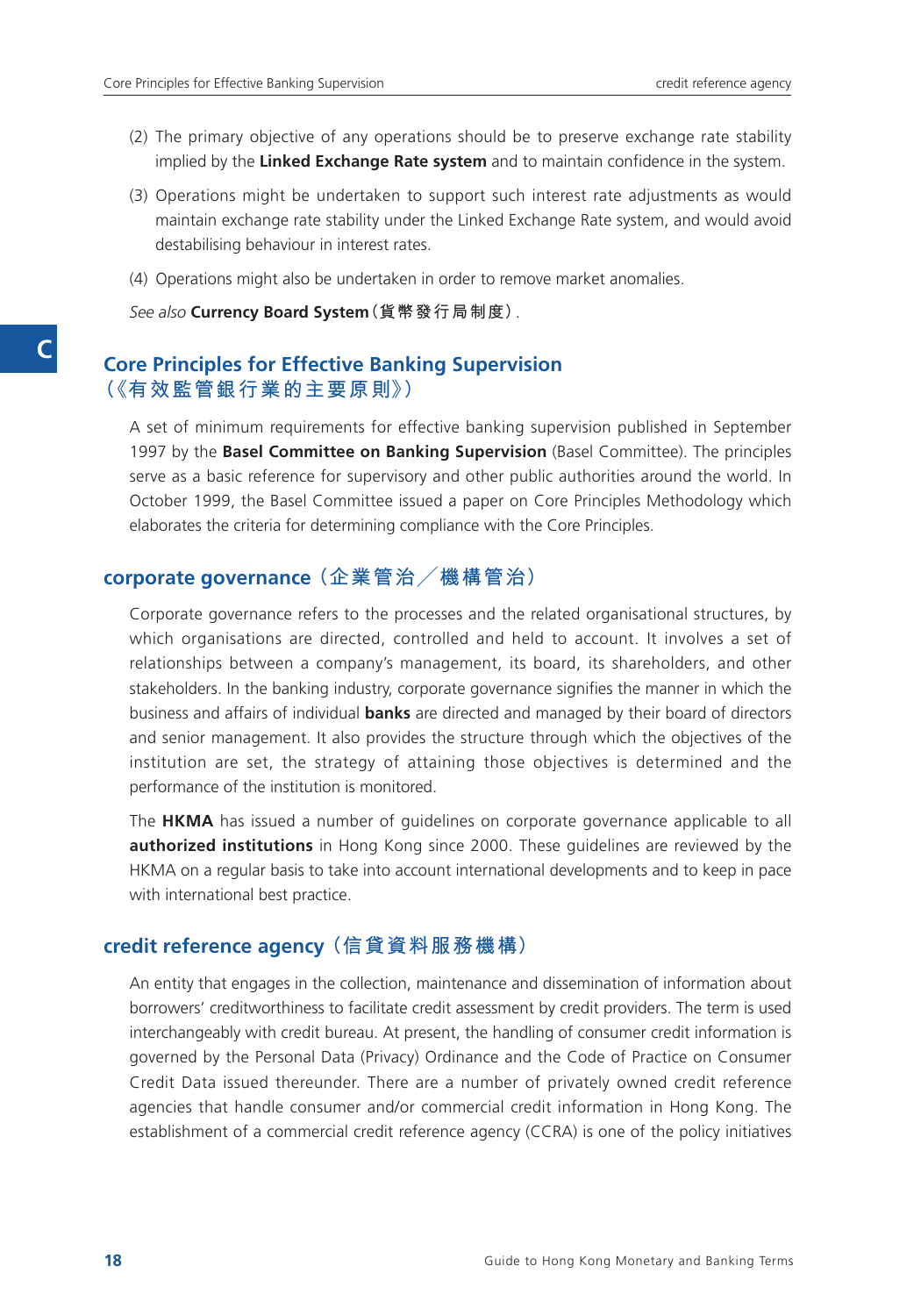(2) The primary objective of any operations should be to preserve exchange rate stability implied by the **Linked Exchange Rate system** and to maintain confidence in the system.

(3) Operations might be undertaken to support such interest rate adjustments as would maintain exchange rate stability under the Linked Exchange Rate system, and would avoid destabilising behaviour in interest rates.

(4) Operations might also be undertaken in order to remove market anomalies.

*See also* **Currency Board System（貨幣發行局制度）**.

## Core Principles for Effective Banking Supervision （《有效監管銀行業的主要原則》）

A set of minimum requirements for effective banking supervision published in September 1997 by the **Basel Committee on Banking Supervision** (Basel Committee). The principles serve as a basic reference for supervisory and other public authorities around the world. In October 1999, the Basel Committee issued a paper on Core Principles Methodology which elaborates the criteria for determining compliance with the Core Principles.

## corporate governance（企業管治／機構管治）

Corporate governance refers to the processes and the related organisational structures, by which organisations are directed, controlled and held to account. It involves a set of relationships between a company's management, its board, its shareholders, and other stakeholders. In the banking industry, corporate governance signifies the manner in which the business and affairs of individual **banks** are directed and managed by their board of directors and senior management. It also provides the structure through which the objectives of the institution are set, the strategy of attaining those objectives is determined and the performance of the institution is monitored.

The **HKMA** has issued a number of guidelines on corporate governance applicable to all **authorized institutions** in Hong Kong since 2000. These guidelines are reviewed by the HKMA on a regular basis to take into account international developments and to keep in pace with international best practice.

## credit reference agency（信貸資料服務機構）

An entity that engages in the collection, maintenance and dissemination of information about borrowers' creditworthiness to facilitate credit assessment by credit providers. The term is used interchangeably with credit bureau. At present, the handling of consumer credit information is governed by the Personal Data (Privacy) Ordinance and the Code of Practice on Consumer Credit Data issued thereunder. There are a number of privately owned credit reference agencies that handle consumer and/or commercial credit information in Hong Kong. The establishment of a commercial credit reference agency (CCRA) is one of the policy initiatives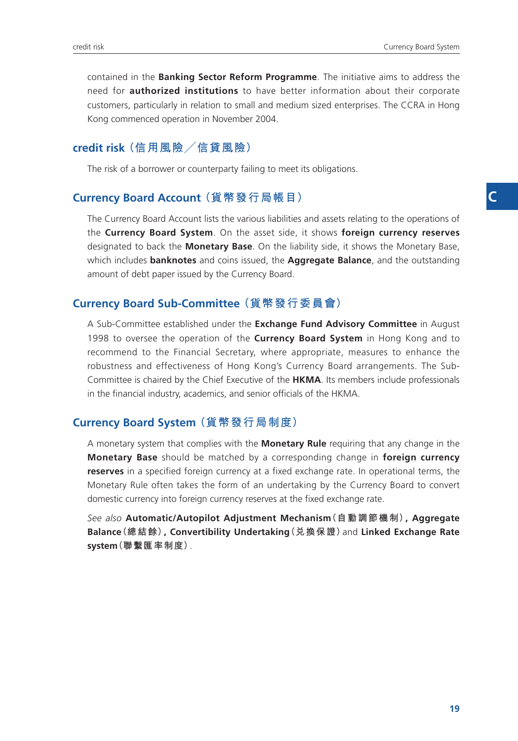contained in the **Banking Sector Reform Programme**. The initiative aims to address the need for **authorized institutions** to have better information about their corporate customers, particularly in relation to small and medium sized enterprises. The CCRA in Hong Kong commenced operation in November 2004.

## credit risk（信用風險／信貸風險）

The risk of a borrower or counterparty failing to meet its obligations.

## Currency Board Account（貨幣發行局帳目）

The Currency Board Account lists the various liabilities and assets relating to the operations of the **Currency Board System**. On the asset side, it shows **foreign currency reserves** designated to back the **Monetary Base**. On the liability side, it shows the Monetary Base, which includes **banknotes** and coins issued, the **Aggregate Balance**, and the outstanding amount of debt paper issued by the Currency Board.

## Currency Board Sub-Committee（貨幣發行委員會）

A Sub-Committee established under the **Exchange Fund Advisory Committee** in August 1998 to oversee the operation of the **Currency Board System** in Hong Kong and to recommend to the Financial Secretary, where appropriate, measures to enhance the robustness and effectiveness of Hong Kong's Currency Board arrangements. The Sub-Committee is chaired by the Chief Executive of the **HKMA**. Its members include professionals in the financial industry, academics, and senior officials of the HKMA.

## Currency Board System（貨幣發行局制度）

A monetary system that complies with the **Monetary Rule** requiring that any change in the **Monetary Base** should be matched by a corresponding change in **foreign currency reserves** in a specified foreign currency at a fixed exchange rate. In operational terms, the Monetary Rule often takes the form of an undertaking by the Currency Board to convert domestic currency into foreign currency reserves at the fixed exchange rate.

*See also* **Automatic/Autopilot Adjustment Mechanism（自動調節機制）, Aggregate Balance（總結餘）, Convertibility Undertaking（兌換保證）** and **Linked Exchange Rate system（聯繫匯率制度）**.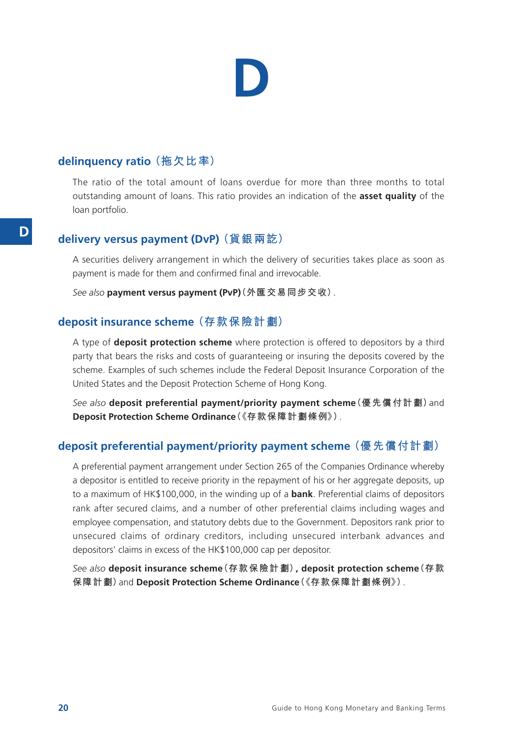# D

## delinquency ratio（拖欠比率）

The ratio of the total amount of loans overdue for more than three months to total outstanding amount of loans. This ratio provides an indication of the **asset quality** of the loan portfolio.

## delivery versus payment (DvP)（貨銀兩訖）

A securities delivery arrangement in which the delivery of securities takes place as soon as payment is made for them and confirmed final and irrevocable.

*See also* **payment versus payment (PvP)**（外匯交易同步交收）.

## deposit insurance scheme（存款保險計劃）

A type of **deposit protection scheme** where protection is offered to depositors by a third party that bears the risks and costs of guaranteeing or insuring the deposits covered by the scheme. Examples of such schemes include the Federal Deposit Insurance Corporation of the United States and the Deposit Protection Scheme of Hong Kong.

*See also* **deposit preferential payment/priority payment scheme**（優先償付計劃）and **Deposit Protection Scheme Ordinance**（《存款保障計劃條例》）.

## deposit preferential payment/priority payment scheme（優先償付計劃）

A preferential payment arrangement under Section 265 of the Companies Ordinance whereby a depositor is entitled to receive priority in the repayment of his or her aggregate deposits, up to a maximum of HK$100,000, in the winding up of a **bank**. Preferential claims of depositors rank after secured claims, and a number of other preferential claims including wages and employee compensation, and statutory debts due to the Government. Depositors rank prior to unsecured claims of ordinary creditors, including unsecured interbank advances and depositors' claims in excess of the HK$100,000 cap per depositor.

*See also* **deposit insurance scheme**（存款保險計劃）**, deposit protection scheme**（存款保障計劃）and **Deposit Protection Scheme Ordinance**（《存款保障計劃條例》）.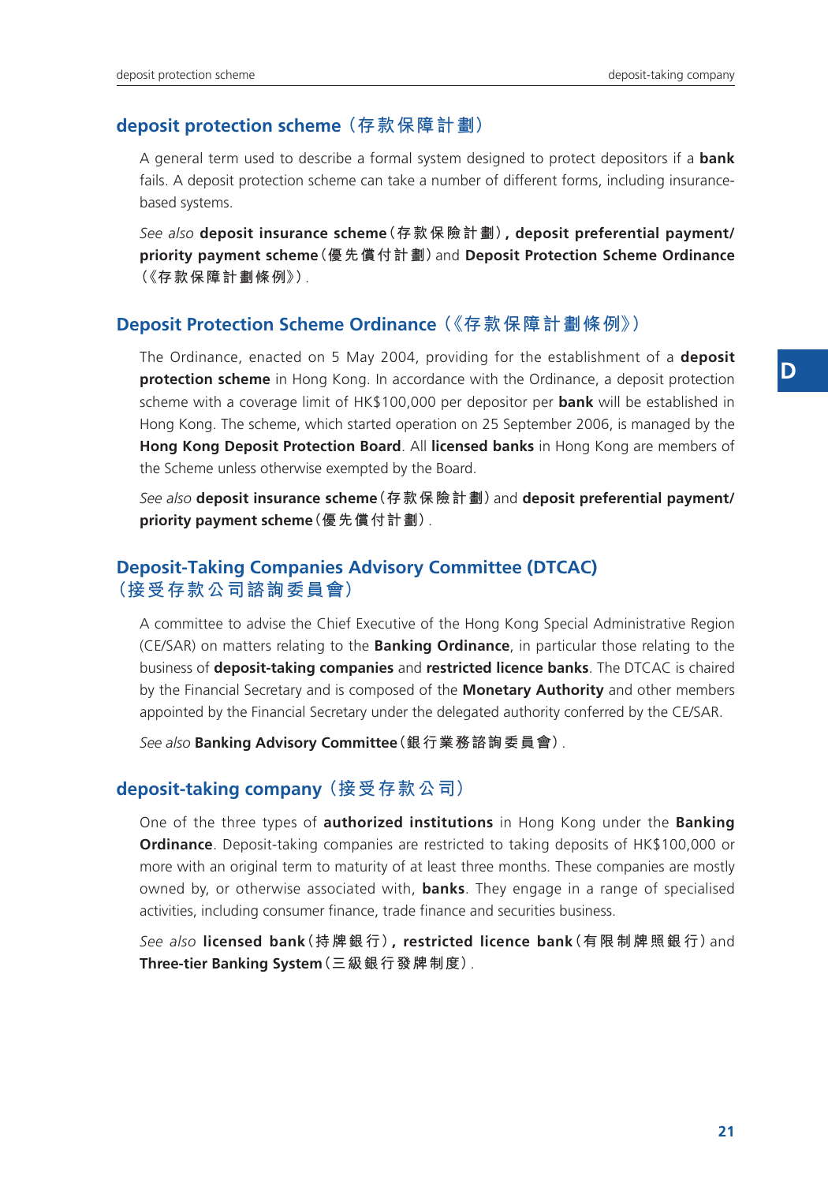## deposit protection scheme（存款保障計劃）

A general term used to describe a formal system designed to protect depositors if a **bank** fails. A deposit protection scheme can take a number of different forms, including insurance-based systems.

*See also* **deposit insurance scheme**（存款保險計劃）**, deposit preferential payment/ priority payment scheme**（優先償付計劃）and **Deposit Protection Scheme Ordinance**（《存款保障計劃條例》）.

## Deposit Protection Scheme Ordinance（《存款保障計劃條例》）

The Ordinance, enacted on 5 May 2004, providing for the establishment of a **deposit protection scheme** in Hong Kong. In accordance with the Ordinance, a deposit protection scheme with a coverage limit of HK$100,000 per depositor per **bank** will be established in Hong Kong. The scheme, which started operation on 25 September 2006, is managed by the **Hong Kong Deposit Protection Board**. All **licensed banks** in Hong Kong are members of the Scheme unless otherwise exempted by the Board.

*See also* **deposit insurance scheme**（存款保險計劃）and **deposit preferential payment/ priority payment scheme**（優先償付計劃）.

## Deposit-Taking Companies Advisory Committee (DTCAC)（接受存款公司諮詢委員會）

A committee to advise the Chief Executive of the Hong Kong Special Administrative Region (CE/SAR) on matters relating to the **Banking Ordinance**, in particular those relating to the business of **deposit-taking companies** and **restricted licence banks**. The DTCAC is chaired by the Financial Secretary and is composed of the **Monetary Authority** and other members appointed by the Financial Secretary under the delegated authority conferred by the CE/SAR.

*See also* **Banking Advisory Committee**（銀行業務諮詢委員會）.

## deposit-taking company（接受存款公司）

One of the three types of **authorized institutions** in Hong Kong under the **Banking Ordinance**. Deposit-taking companies are restricted to taking deposits of HK$100,000 or more with an original term to maturity of at least three months. These companies are mostly owned by, or otherwise associated with, **banks**. They engage in a range of specialised activities, including consumer finance, trade finance and securities business.

*See also* **licensed bank**（持牌銀行）**, restricted licence bank**（有限制牌照銀行）and **Three-tier Banking System**（三級銀行發牌制度）.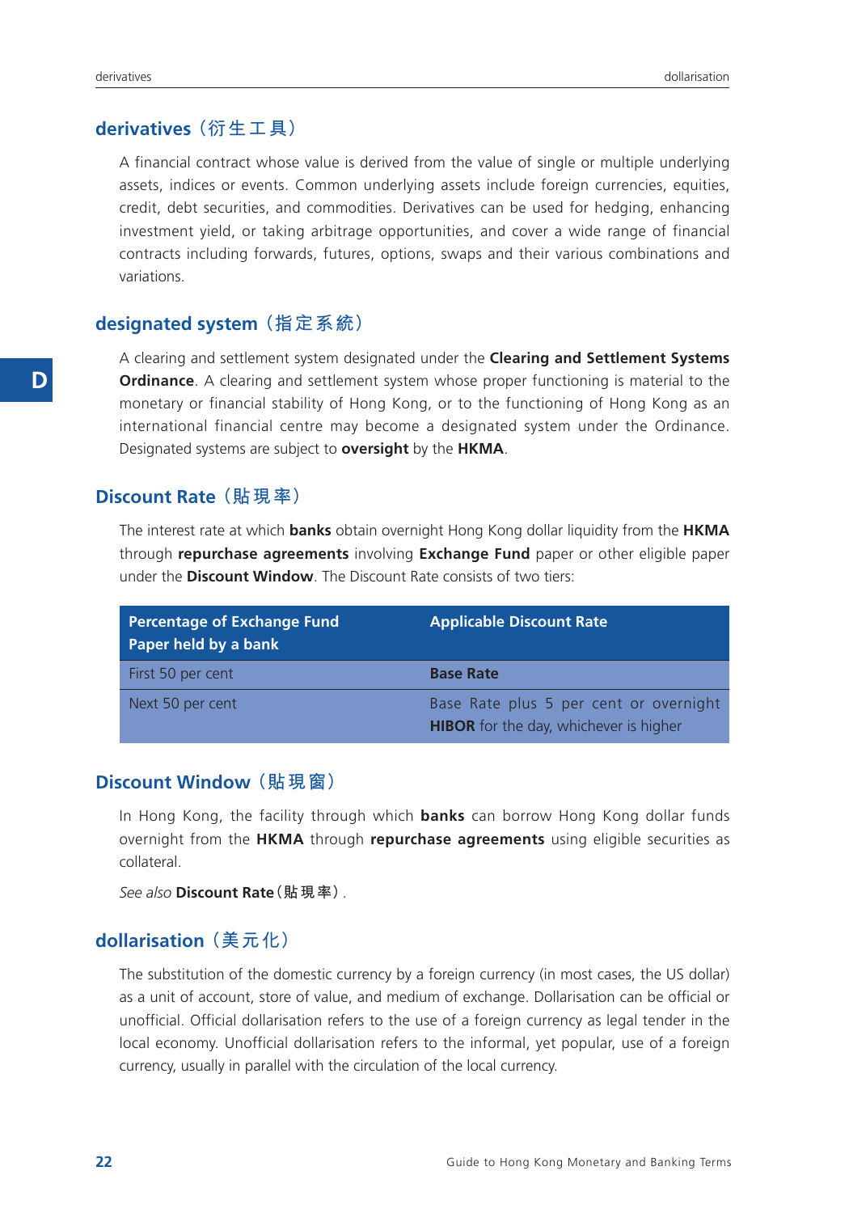## derivatives（衍生工具）

A financial contract whose value is derived from the value of single or multiple underlying assets, indices or events. Common underlying assets include foreign currencies, equities, credit, debt securities, and commodities. Derivatives can be used for hedging, enhancing investment yield, or taking arbitrage opportunities, and cover a wide range of financial contracts including forwards, futures, options, swaps and their various combinations and variations.

## designated system（指定系統）

A clearing and settlement system designated under the **Clearing and Settlement Systems Ordinance**. A clearing and settlement system whose proper functioning is material to the monetary or financial stability of Hong Kong, or to the functioning of Hong Kong as an international financial centre may become a designated system under the Ordinance. Designated systems are subject to **oversight** by the **HKMA**.

## Discount Rate（貼現率）

The interest rate at which **banks** obtain overnight Hong Kong dollar liquidity from the **HKMA** through **repurchase agreements** involving **Exchange Fund** paper or other eligible paper under the **Discount Window**. The Discount Rate consists of two tiers:

| Percentage of Exchange Fund Paper held by a bank | Applicable Discount Rate |
|---|---|
| First 50 per cent | **Base Rate** |
| Next 50 per cent | Base Rate plus 5 per cent or overnight **HIBOR** for the day, whichever is higher |

## Discount Window（貼現窗）

In Hong Kong, the facility through which **banks** can borrow Hong Kong dollar funds overnight from the **HKMA** through **repurchase agreements** using eligible securities as collateral.

*See also* **Discount Rate**（貼現率）.

## dollarisation（美元化）

The substitution of the domestic currency by a foreign currency (in most cases, the US dollar) as a unit of account, store of value, and medium of exchange. Dollarisation can be official or unofficial. Official dollarisation refers to the use of a foreign currency as legal tender in the local economy. Unofficial dollarisation refers to the informal, yet popular, use of a foreign currency, usually in parallel with the circulation of the local currency.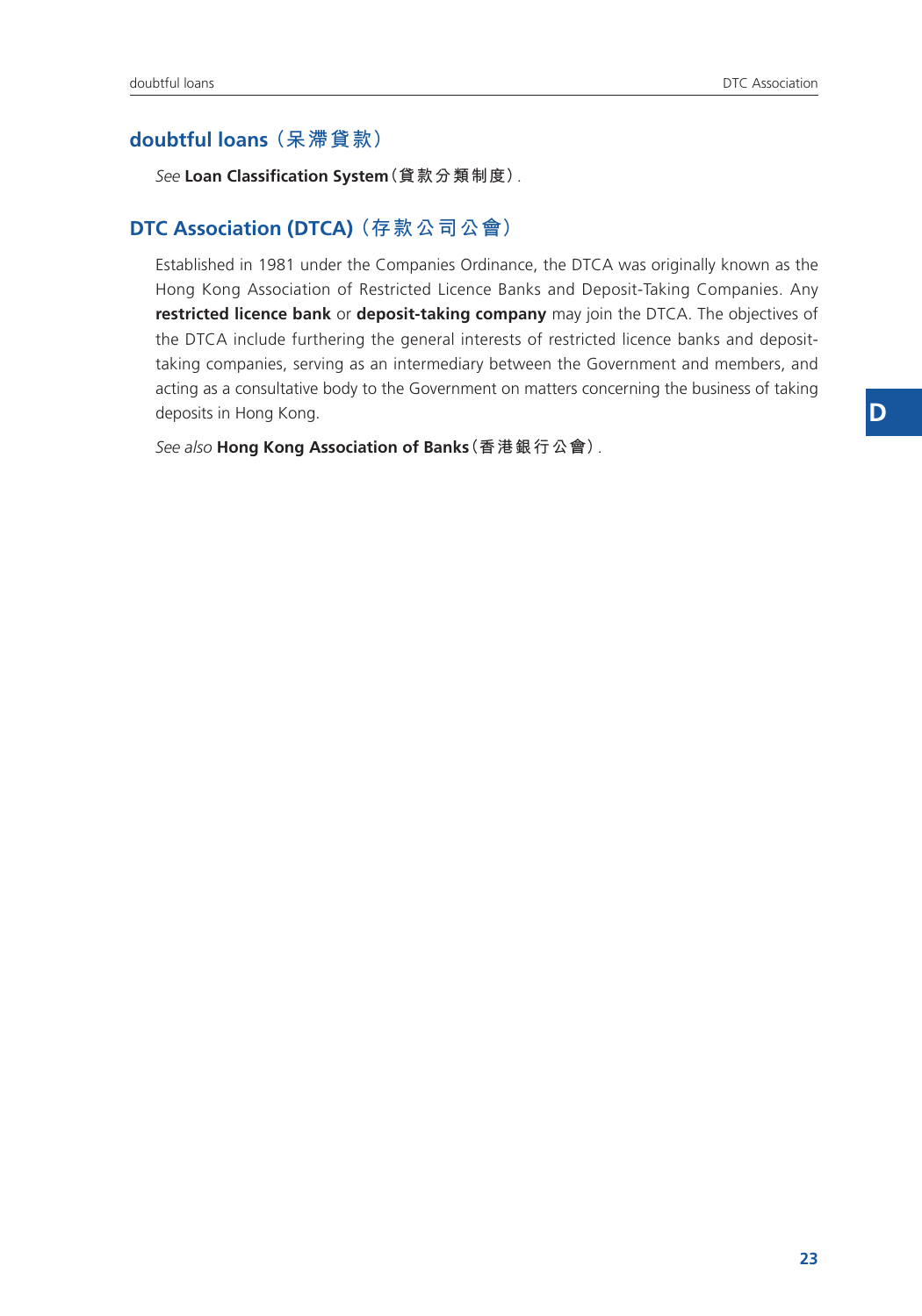## doubtful loans（呆滯貸款）

*See* **Loan Classification System**（貸款分類制度）.

## DTC Association (DTCA)（存款公司公會）

Established in 1981 under the Companies Ordinance, the DTCA was originally known as the Hong Kong Association of Restricted Licence Banks and Deposit-Taking Companies. Any **restricted licence bank** or **deposit-taking company** may join the DTCA. The objectives of the DTCA include furthering the general interests of restricted licence banks and deposit-taking companies, serving as an intermediary between the Government and members, and acting as a consultative body to the Government on matters concerning the business of taking deposits in Hong Kong.

*See also* **Hong Kong Association of Banks**（香港銀行公會）.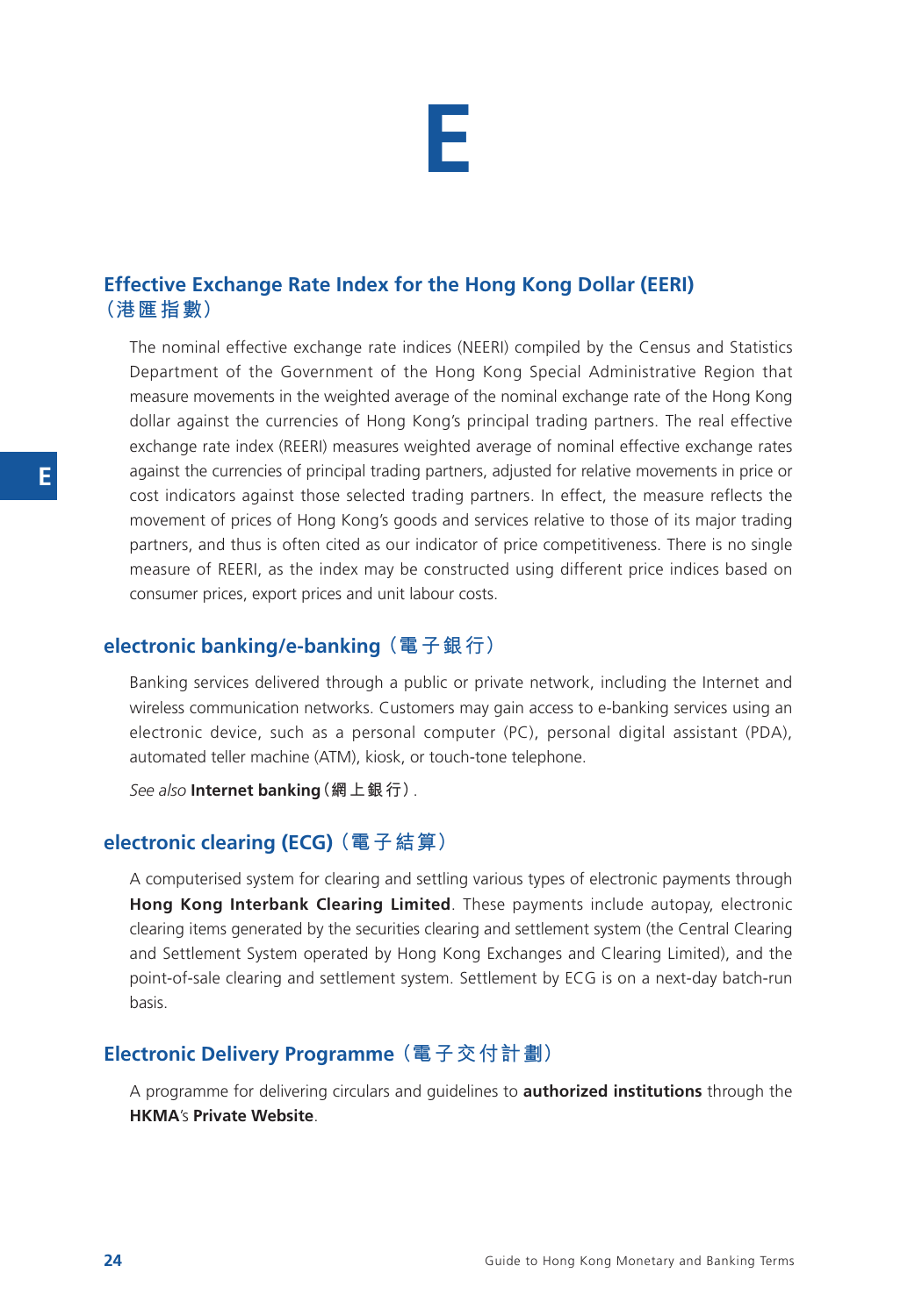# E

## Effective Exchange Rate Index for the Hong Kong Dollar (EERI)（港匯指數）

The nominal effective exchange rate indices (NEERI) compiled by the Census and Statistics Department of the Government of the Hong Kong Special Administrative Region that measure movements in the weighted average of the nominal exchange rate of the Hong Kong dollar against the currencies of Hong Kong's principal trading partners. The real effective exchange rate index (REERI) measures weighted average of nominal effective exchange rates against the currencies of principal trading partners, adjusted for relative movements in price or cost indicators against those selected trading partners. In effect, the measure reflects the movement of prices of Hong Kong's goods and services relative to those of its major trading partners, and thus is often cited as our indicator of price competitiveness. There is no single measure of REERI, as the index may be constructed using different price indices based on consumer prices, export prices and unit labour costs.

## electronic banking/e-banking（電子銀行）

Banking services delivered through a public or private network, including the Internet and wireless communication networks. Customers may gain access to e-banking services using an electronic device, such as a personal computer (PC), personal digital assistant (PDA), automated teller machine (ATM), kiosk, or touch-tone telephone.

*See also* **Internet banking**（網上銀行）.

## electronic clearing (ECG)（電子結算）

A computerised system for clearing and settling various types of electronic payments through **Hong Kong Interbank Clearing Limited**. These payments include autopay, electronic clearing items generated by the securities clearing and settlement system (the Central Clearing and Settlement System operated by Hong Kong Exchanges and Clearing Limited), and the point-of-sale clearing and settlement system. Settlement by ECG is on a next-day batch-run basis.

## Electronic Delivery Programme（電子交付計劃）

A programme for delivering circulars and guidelines to **authorized institutions** through the **HKMA**'s **Private Website**.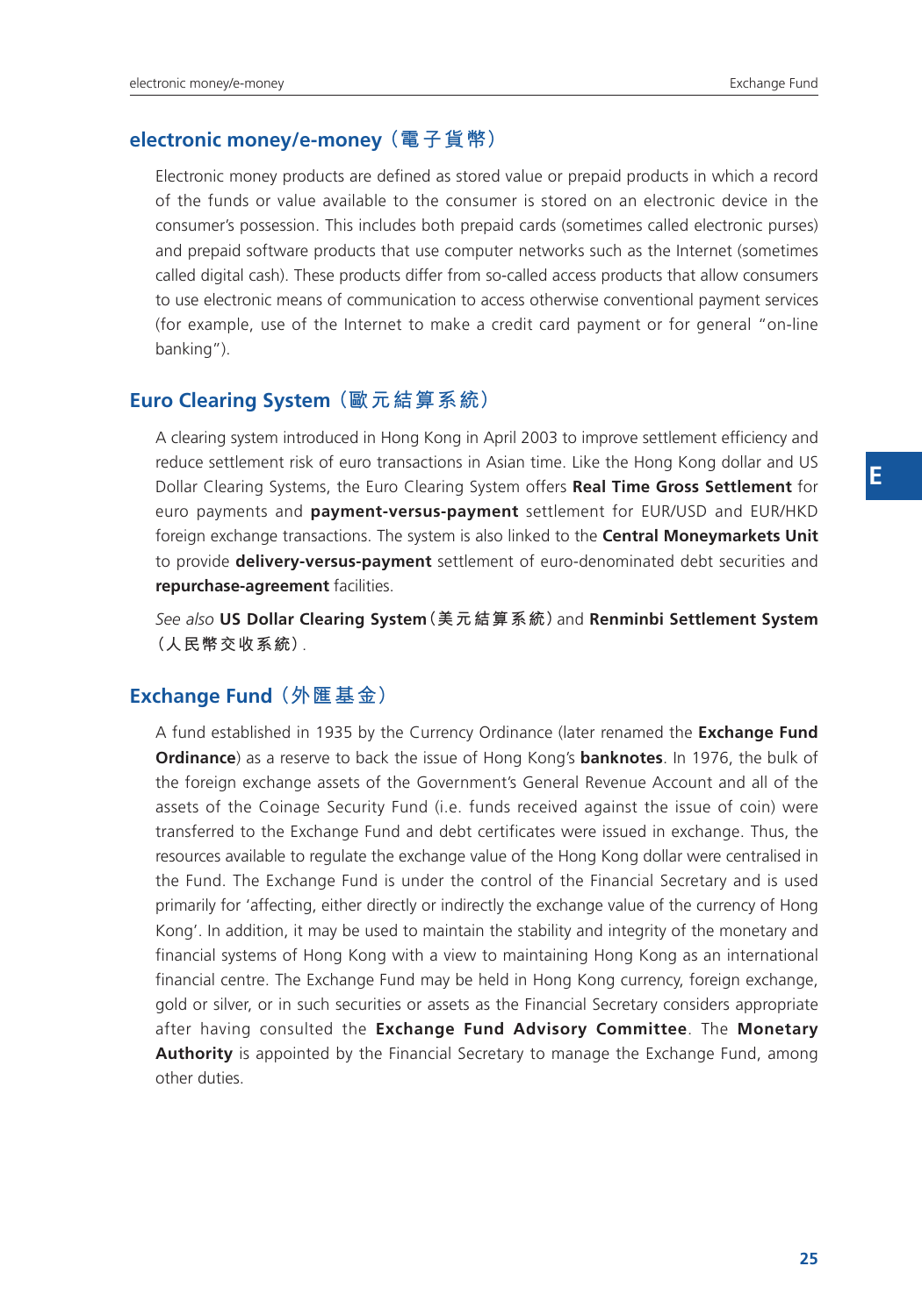## electronic money/e-money（電子貨幣）

Electronic money products are defined as stored value or prepaid products in which a record of the funds or value available to the consumer is stored on an electronic device in the consumer's possession. This includes both prepaid cards (sometimes called electronic purses) and prepaid software products that use computer networks such as the Internet (sometimes called digital cash). These products differ from so-called access products that allow consumers to use electronic means of communication to access otherwise conventional payment services (for example, use of the Internet to make a credit card payment or for general "on-line banking").

## Euro Clearing System（歐元結算系統）

A clearing system introduced in Hong Kong in April 2003 to improve settlement efficiency and reduce settlement risk of euro transactions in Asian time. Like the Hong Kong dollar and US Dollar Clearing Systems, the Euro Clearing System offers **Real Time Gross Settlement** for euro payments and **payment-versus-payment** settlement for EUR/USD and EUR/HKD foreign exchange transactions. The system is also linked to the **Central Moneymarkets Unit** to provide **delivery-versus-payment** settlement of euro-denominated debt securities and **repurchase-agreement** facilities.

*See also* **US Dollar Clearing System**（美元結算系統）and **Renminbi Settlement System**（人民幣交收系統）.

## Exchange Fund（外匯基金）

A fund established in 1935 by the Currency Ordinance (later renamed the **Exchange Fund Ordinance**) as a reserve to back the issue of Hong Kong's **banknotes**. In 1976, the bulk of the foreign exchange assets of the Government's General Revenue Account and all of the assets of the Coinage Security Fund (i.e. funds received against the issue of coin) were transferred to the Exchange Fund and debt certificates were issued in exchange. Thus, the resources available to regulate the exchange value of the Hong Kong dollar were centralised in the Fund. The Exchange Fund is under the control of the Financial Secretary and is used primarily for 'affecting, either directly or indirectly the exchange value of the currency of Hong Kong'. In addition, it may be used to maintain the stability and integrity of the monetary and financial systems of Hong Kong with a view to maintaining Hong Kong as an international financial centre. The Exchange Fund may be held in Hong Kong currency, foreign exchange, gold or silver, or in such securities or assets as the Financial Secretary considers appropriate after having consulted the **Exchange Fund Advisory Committee**. The **Monetary Authority** is appointed by the Financial Secretary to manage the Exchange Fund, among other duties.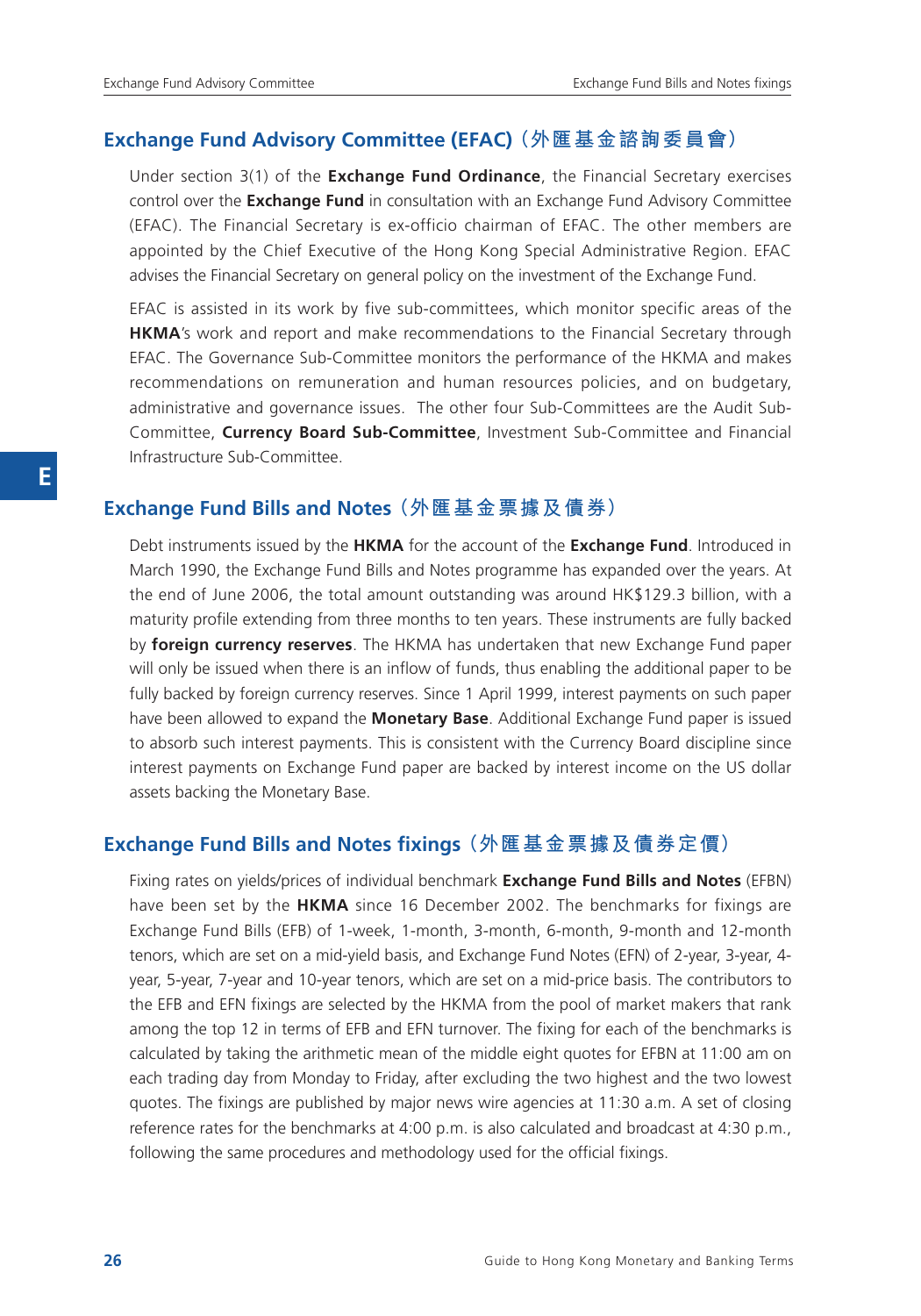## Exchange Fund Advisory Committee (EFAC)（外匯基金諮詢委員會）

Under section 3(1) of the **Exchange Fund Ordinance**, the Financial Secretary exercises control over the **Exchange Fund** in consultation with an Exchange Fund Advisory Committee (EFAC). The Financial Secretary is ex-officio chairman of EFAC. The other members are appointed by the Chief Executive of the Hong Kong Special Administrative Region. EFAC advises the Financial Secretary on general policy on the investment of the Exchange Fund.

EFAC is assisted in its work by five sub-committees, which monitor specific areas of the **HKMA**'s work and report and make recommendations to the Financial Secretary through EFAC. The Governance Sub-Committee monitors the performance of the HKMA and makes recommendations on remuneration and human resources policies, and on budgetary, administrative and governance issues. The other four Sub-Committees are the Audit Sub-Committee, **Currency Board Sub-Committee**, Investment Sub-Committee and Financial Infrastructure Sub-Committee.

## Exchange Fund Bills and Notes（外匯基金票據及債券）

Debt instruments issued by the **HKMA** for the account of the **Exchange Fund**. Introduced in March 1990, the Exchange Fund Bills and Notes programme has expanded over the years. At the end of June 2006, the total amount outstanding was around HK$129.3 billion, with a maturity profile extending from three months to ten years. These instruments are fully backed by **foreign currency reserves**. The HKMA has undertaken that new Exchange Fund paper will only be issued when there is an inflow of funds, thus enabling the additional paper to be fully backed by foreign currency reserves. Since 1 April 1999, interest payments on such paper have been allowed to expand the **Monetary Base**. Additional Exchange Fund paper is issued to absorb such interest payments. This is consistent with the Currency Board discipline since interest payments on Exchange Fund paper are backed by interest income on the US dollar assets backing the Monetary Base.

## Exchange Fund Bills and Notes fixings（外匯基金票據及債券定價）

Fixing rates on yields/prices of individual benchmark **Exchange Fund Bills and Notes** (EFBN) have been set by the **HKMA** since 16 December 2002. The benchmarks for fixings are Exchange Fund Bills (EFB) of 1-week, 1-month, 3-month, 6-month, 9-month and 12-month tenors, which are set on a mid-yield basis, and Exchange Fund Notes (EFN) of 2-year, 3-year, 4-year, 5-year, 7-year and 10-year tenors, which are set on a mid-price basis. The contributors to the EFB and EFN fixings are selected by the HKMA from the pool of market makers that rank among the top 12 in terms of EFB and EFN turnover. The fixing for each of the benchmarks is calculated by taking the arithmetic mean of the middle eight quotes for EFBN at 11:00 am on each trading day from Monday to Friday, after excluding the two highest and the two lowest quotes. The fixings are published by major news wire agencies at 11:30 a.m. A set of closing reference rates for the benchmarks at 4:00 p.m. is also calculated and broadcast at 4:30 p.m., following the same procedures and methodology used for the official fixings.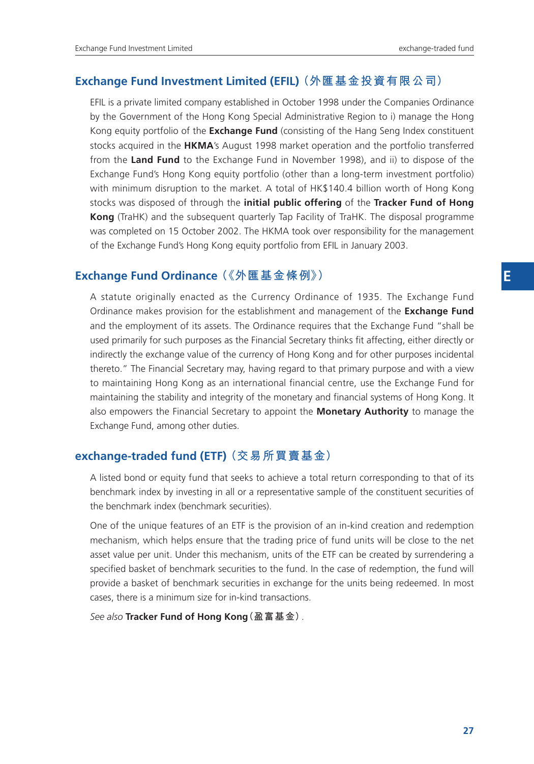## Exchange Fund Investment Limited (EFIL)（外匯基金投資有限公司）

EFIL is a private limited company established in October 1998 under the Companies Ordinance by the Government of the Hong Kong Special Administrative Region to i) manage the Hong Kong equity portfolio of the **Exchange Fund** (consisting of the Hang Seng Index constituent stocks acquired in the **HKMA**'s August 1998 market operation and the portfolio transferred from the **Land Fund** to the Exchange Fund in November 1998), and ii) to dispose of the Exchange Fund's Hong Kong equity portfolio (other than a long-term investment portfolio) with minimum disruption to the market. A total of HK$140.4 billion worth of Hong Kong stocks was disposed of through the **initial public offering** of the **Tracker Fund of Hong Kong** (TraHK) and the subsequent quarterly Tap Facility of TraHK. The disposal programme was completed on 15 October 2002. The HKMA took over responsibility for the management of the Exchange Fund's Hong Kong equity portfolio from EFIL in January 2003.

## Exchange Fund Ordinance（《外匯基金條例》）

A statute originally enacted as the Currency Ordinance of 1935. The Exchange Fund Ordinance makes provision for the establishment and management of the **Exchange Fund** and the employment of its assets. The Ordinance requires that the Exchange Fund "shall be used primarily for such purposes as the Financial Secretary thinks fit affecting, either directly or indirectly the exchange value of the currency of Hong Kong and for other purposes incidental thereto." The Financial Secretary may, having regard to that primary purpose and with a view to maintaining Hong Kong as an international financial centre, use the Exchange Fund for maintaining the stability and integrity of the monetary and financial systems of Hong Kong. It also empowers the Financial Secretary to appoint the **Monetary Authority** to manage the Exchange Fund, among other duties.

## exchange-traded fund (ETF)（交易所買賣基金）

A listed bond or equity fund that seeks to achieve a total return corresponding to that of its benchmark index by investing in all or a representative sample of the constituent securities of the benchmark index (benchmark securities).

One of the unique features of an ETF is the provision of an in-kind creation and redemption mechanism, which helps ensure that the trading price of fund units will be close to the net asset value per unit. Under this mechanism, units of the ETF can be created by surrendering a specified basket of benchmark securities to the fund. In the case of redemption, the fund will provide a basket of benchmark securities in exchange for the units being redeemed. In most cases, there is a minimum size for in-kind transactions.

*See also* **Tracker Fund of Hong Kong（盈富基金）**.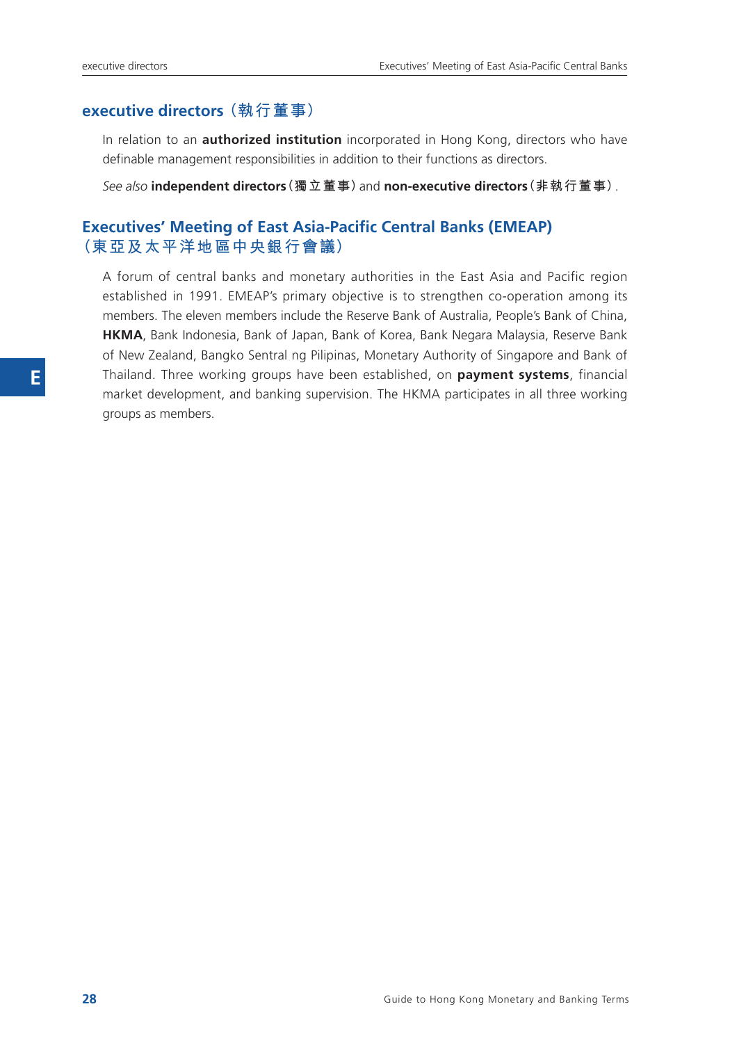## executive directors（執行董事）

In relation to an **authorized institution** incorporated in Hong Kong, directors who have definable management responsibilities in addition to their functions as directors.

*See also* **independent directors**（獨立董事）and **non-executive directors**（非執行董事）.

## Executives' Meeting of East Asia-Pacific Central Banks (EMEAP)（東亞及太平洋地區中央銀行會議）

A forum of central banks and monetary authorities in the East Asia and Pacific region established in 1991. EMEAP's primary objective is to strengthen co-operation among its members. The eleven members include the Reserve Bank of Australia, People's Bank of China, **HKMA**, Bank Indonesia, Bank of Japan, Bank of Korea, Bank Negara Malaysia, Reserve Bank of New Zealand, Bangko Sentral ng Pilipinas, Monetary Authority of Singapore and Bank of Thailand. Three working groups have been established, on **payment systems**, financial market development, and banking supervision. The HKMA participates in all three working groups as members.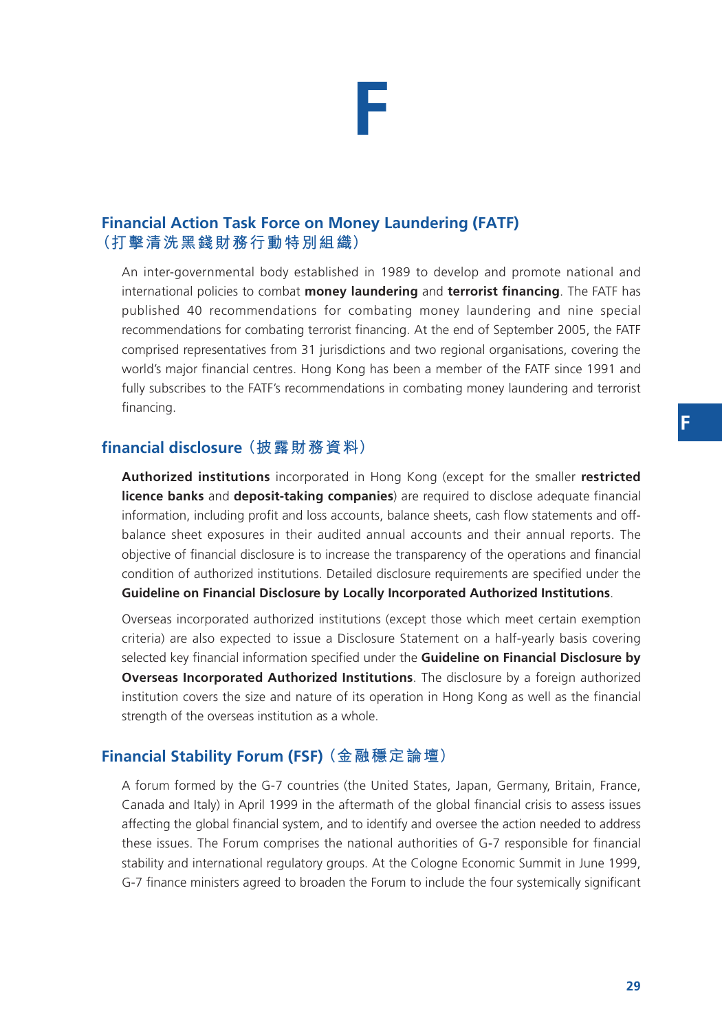# F

## Financial Action Task Force on Money Laundering (FATF)
## （打擊清洗黑錢財務行動特別組織）

An inter-governmental body established in 1989 to develop and promote national and international policies to combat **money laundering** and **terrorist financing**. The FATF has published 40 recommendations for combating money laundering and nine special recommendations for combating terrorist financing. At the end of September 2005, the FATF comprised representatives from 31 jurisdictions and two regional organisations, covering the world's major financial centres. Hong Kong has been a member of the FATF since 1991 and fully subscribes to the FATF's recommendations in combating money laundering and terrorist financing.

## financial disclosure（披露財務資料）

**Authorized institutions** incorporated in Hong Kong (except for the smaller **restricted licence banks** and **deposit-taking companies**) are required to disclose adequate financial information, including profit and loss accounts, balance sheets, cash flow statements and off-balance sheet exposures in their audited annual accounts and their annual reports. The objective of financial disclosure is to increase the transparency of the operations and financial condition of authorized institutions. Detailed disclosure requirements are specified under the **Guideline on Financial Disclosure by Locally Incorporated Authorized Institutions**.

Overseas incorporated authorized institutions (except those which meet certain exemption criteria) are also expected to issue a Disclosure Statement on a half-yearly basis covering selected key financial information specified under the **Guideline on Financial Disclosure by Overseas Incorporated Authorized Institutions**. The disclosure by a foreign authorized institution covers the size and nature of its operation in Hong Kong as well as the financial strength of the overseas institution as a whole.

## Financial Stability Forum (FSF)（金融穩定論壇）

A forum formed by the G-7 countries (the United States, Japan, Germany, Britain, France, Canada and Italy) in April 1999 in the aftermath of the global financial crisis to assess issues affecting the global financial system, and to identify and oversee the action needed to address these issues. The Forum comprises the national authorities of G-7 responsible for financial stability and international regulatory groups. At the Cologne Economic Summit in June 1999, G-7 finance ministers agreed to broaden the Forum to include the four systemically significant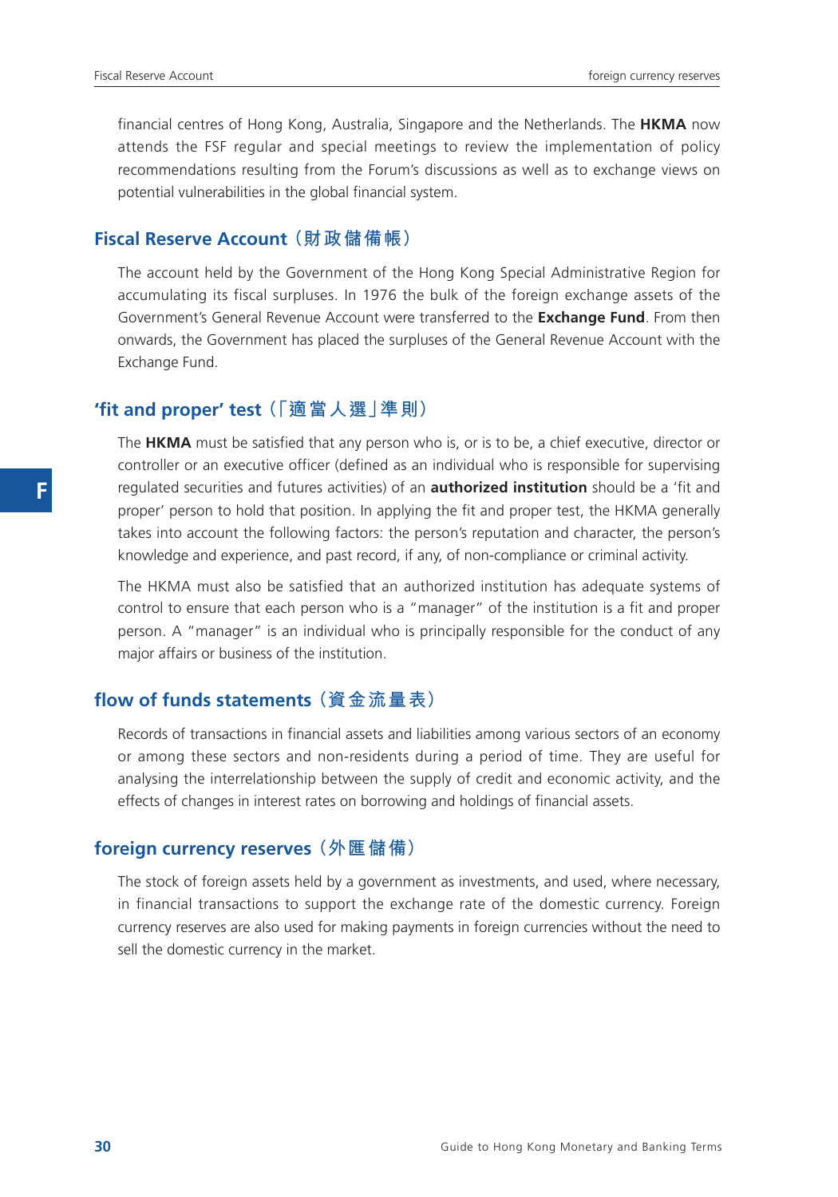financial centres of Hong Kong, Australia, Singapore and the Netherlands. The **HKMA** now attends the FSF regular and special meetings to review the implementation of policy recommendations resulting from the Forum's discussions as well as to exchange views on potential vulnerabilities in the global financial system.

## Fiscal Reserve Account（財政儲備帳）

The account held by the Government of the Hong Kong Special Administrative Region for accumulating its fiscal surpluses. In 1976 the bulk of the foreign exchange assets of the Government's General Revenue Account were transferred to the **Exchange Fund**. From then onwards, the Government has placed the surpluses of the General Revenue Account with the Exchange Fund.

## 'fit and proper' test（「適當人選」準則）

The **HKMA** must be satisfied that any person who is, or is to be, a chief executive, director or controller or an executive officer (defined as an individual who is responsible for supervising regulated securities and futures activities) of an **authorized institution** should be a 'fit and proper' person to hold that position. In applying the fit and proper test, the HKMA generally takes into account the following factors: the person's reputation and character, the person's knowledge and experience, and past record, if any, of non-compliance or criminal activity.

The HKMA must also be satisfied that an authorized institution has adequate systems of control to ensure that each person who is a "manager" of the institution is a fit and proper person. A "manager" is an individual who is principally responsible for the conduct of any major affairs or business of the institution.

## flow of funds statements（資金流量表）

Records of transactions in financial assets and liabilities among various sectors of an economy or among these sectors and non-residents during a period of time. They are useful for analysing the interrelationship between the supply of credit and economic activity, and the effects of changes in interest rates on borrowing and holdings of financial assets.

## foreign currency reserves（外匯儲備）

The stock of foreign assets held by a government as investments, and used, where necessary, in financial transactions to support the exchange rate of the domestic currency. Foreign currency reserves are also used for making payments in foreign currencies without the need to sell the domestic currency in the market.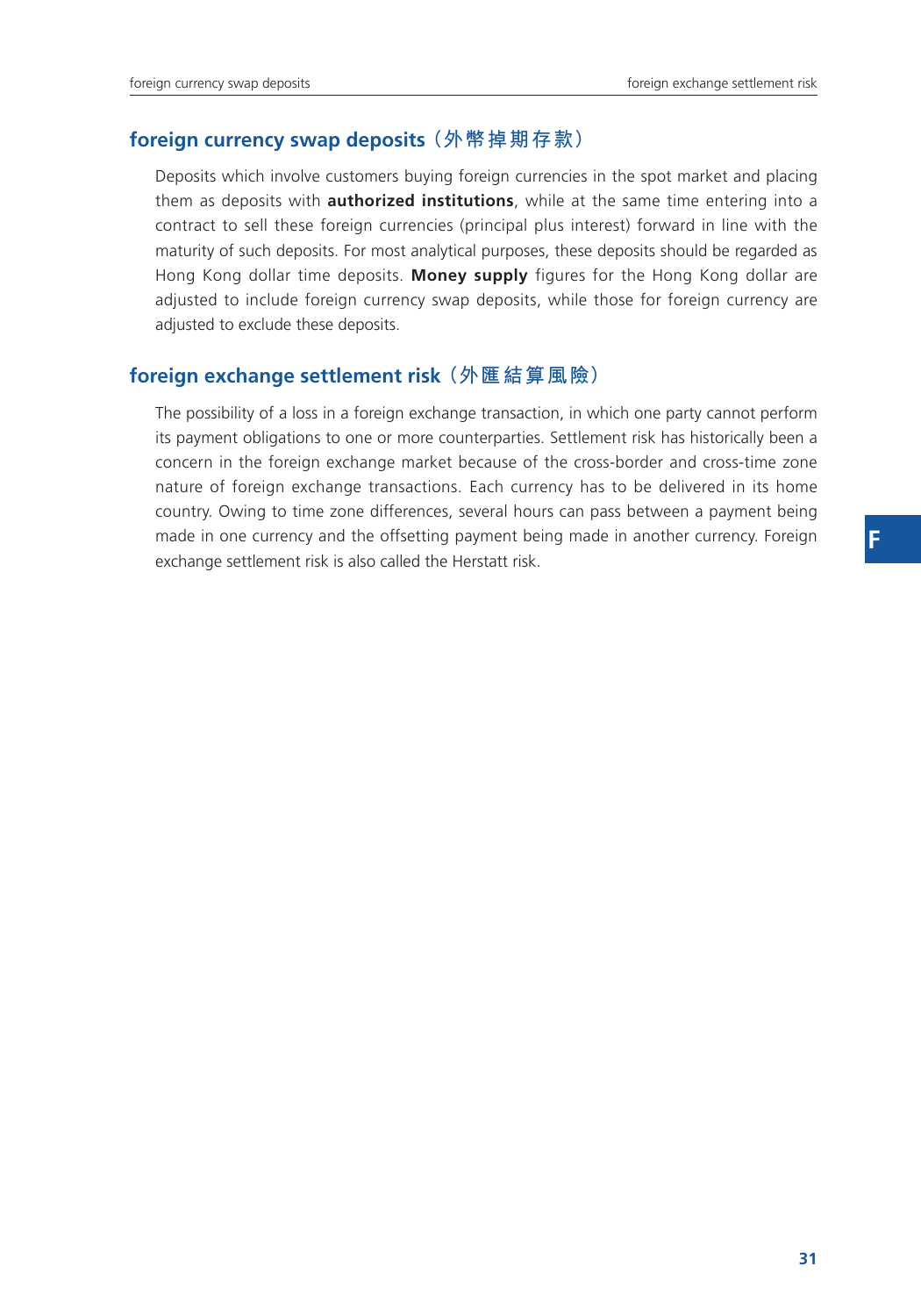## foreign currency swap deposits（外幣掉期存款）

Deposits which involve customers buying foreign currencies in the spot market and placing them as deposits with **authorized institutions**, while at the same time entering into a contract to sell these foreign currencies (principal plus interest) forward in line with the maturity of such deposits. For most analytical purposes, these deposits should be regarded as Hong Kong dollar time deposits. **Money supply** figures for the Hong Kong dollar are adjusted to include foreign currency swap deposits, while those for foreign currency are adjusted to exclude these deposits.

## foreign exchange settlement risk（外匯結算風險）

The possibility of a loss in a foreign exchange transaction, in which one party cannot perform its payment obligations to one or more counterparties. Settlement risk has historically been a concern in the foreign exchange market because of the cross-border and cross-time zone nature of foreign exchange transactions. Each currency has to be delivered in its home country. Owing to time zone differences, several hours can pass between a payment being made in one currency and the offsetting payment being made in another currency. Foreign exchange settlement risk is also called the Herstatt risk.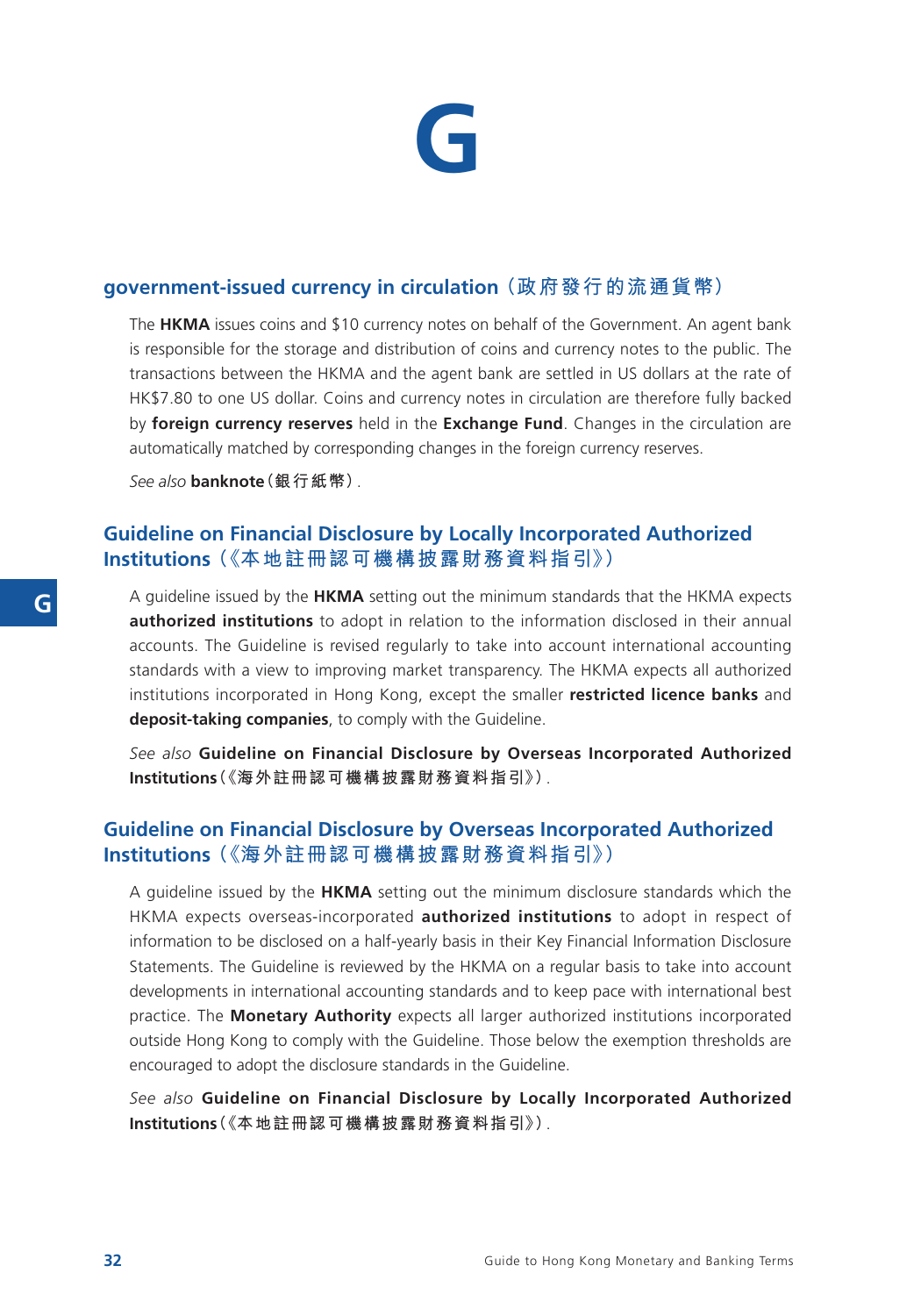# G

## government-issued currency in circulation（政府發行的流通貨幣）

The **HKMA** issues coins and $10 currency notes on behalf of the Government. An agent bank is responsible for the storage and distribution of coins and currency notes to the public. The transactions between the HKMA and the agent bank are settled in US dollars at the rate of HK$7.80 to one US dollar. Coins and currency notes in circulation are therefore fully backed by **foreign currency reserves** held in the **Exchange Fund**. Changes in the circulation are automatically matched by corresponding changes in the foreign currency reserves.

*See also* **banknote**（銀行紙幣）.

## Guideline on Financial Disclosure by Locally Incorporated Authorized Institutions（《本地註冊認可機構披露財務資料指引》）

A guideline issued by the **HKMA** setting out the minimum standards that the HKMA expects **authorized institutions** to adopt in relation to the information disclosed in their annual accounts. The Guideline is revised regularly to take into account international accounting standards with a view to improving market transparency. The HKMA expects all authorized institutions incorporated in Hong Kong, except the smaller **restricted licence banks** and **deposit-taking companies**, to comply with the Guideline.

*See also* **Guideline on Financial Disclosure by Overseas Incorporated Authorized Institutions**（《海外註冊認可機構披露財務資料指引》）.

## Guideline on Financial Disclosure by Overseas Incorporated Authorized Institutions（《海外註冊認可機構披露財務資料指引》）

A guideline issued by the **HKMA** setting out the minimum disclosure standards which the HKMA expects overseas-incorporated **authorized institutions** to adopt in respect of information to be disclosed on a half-yearly basis in their Key Financial Information Disclosure Statements. The Guideline is reviewed by the HKMA on a regular basis to take into account developments in international accounting standards and to keep pace with international best practice. The **Monetary Authority** expects all larger authorized institutions incorporated outside Hong Kong to comply with the Guideline. Those below the exemption thresholds are encouraged to adopt the disclosure standards in the Guideline.

*See also* **Guideline on Financial Disclosure by Locally Incorporated Authorized Institutions**（《本地註冊認可機構披露財務資料指引》）.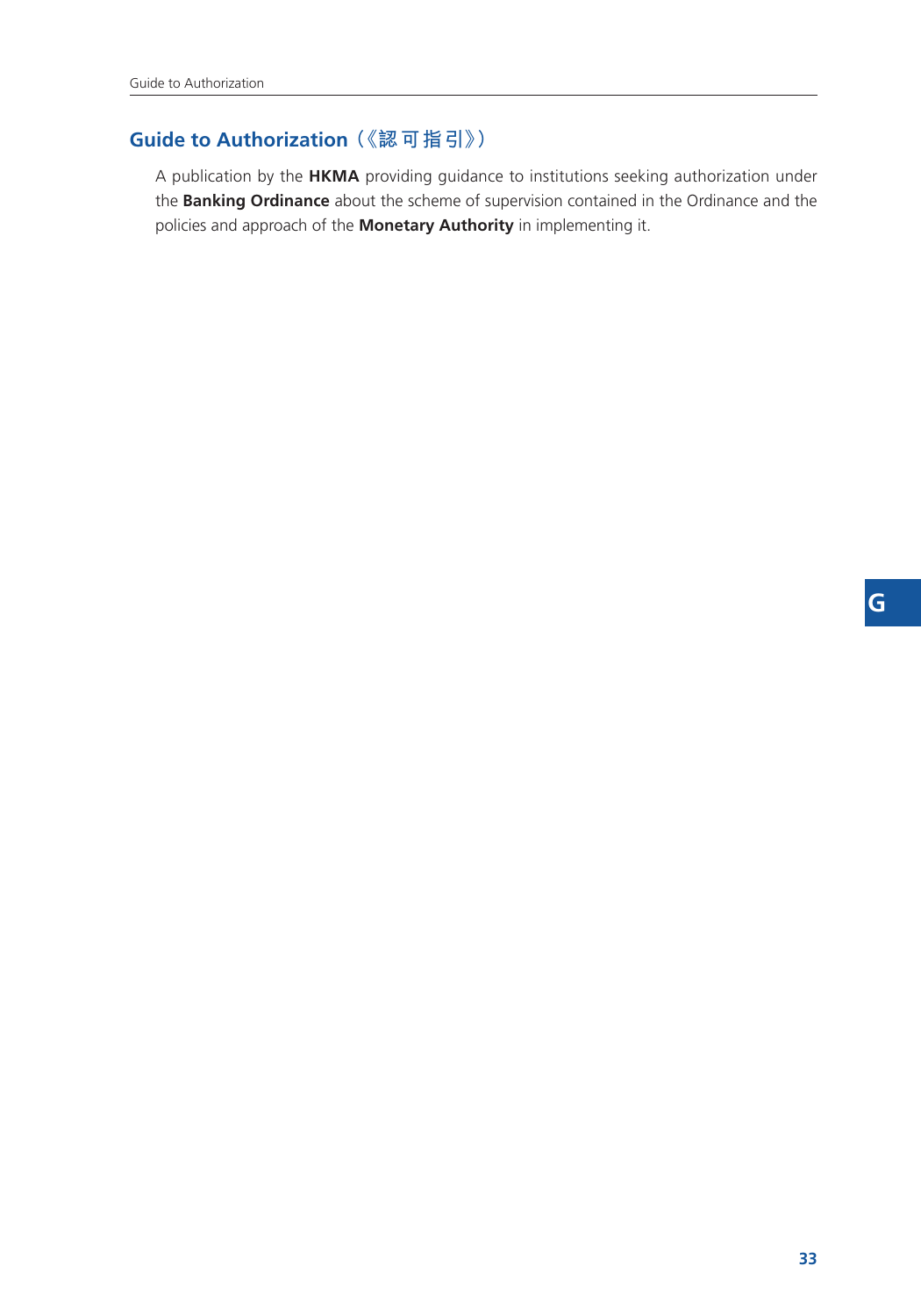## Guide to Authorization（《認可指引》）

A publication by the **HKMA** providing guidance to institutions seeking authorization under the **Banking Ordinance** about the scheme of supervision contained in the Ordinance and the policies and approach of the **Monetary Authority** in implementing it.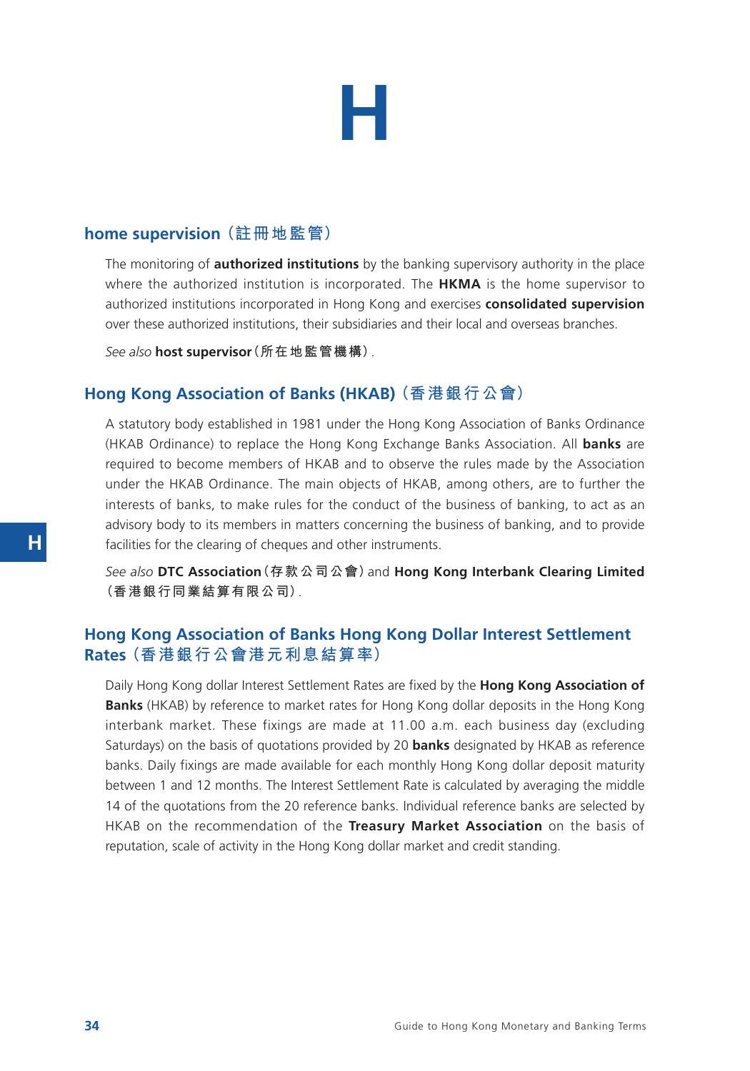# H

## home supervision（註冊地監管）

The monitoring of **authorized institutions** by the banking supervisory authority in the place where the authorized institution is incorporated. The **HKMA** is the home supervisor to authorized institutions incorporated in Hong Kong and exercises **consolidated supervision** over these authorized institutions, their subsidiaries and their local and overseas branches.

*See also* **host supervisor（所在地監管機構）**.

## Hong Kong Association of Banks (HKAB)（香港銀行公會）

A statutory body established in 1981 under the Hong Kong Association of Banks Ordinance (HKAB Ordinance) to replace the Hong Kong Exchange Banks Association. All **banks** are required to become members of HKAB and to observe the rules made by the Association under the HKAB Ordinance. The main objects of HKAB, among others, are to further the interests of banks, to make rules for the conduct of the business of banking, to act as an advisory body to its members in matters concerning the business of banking, and to provide facilities for the clearing of cheques and other instruments.

*See also* **DTC Association（存款公司公會）** and **Hong Kong Interbank Clearing Limited（香港銀行同業結算有限公司）**.

## Hong Kong Association of Banks Hong Kong Dollar Interest Settlement Rates（香港銀行公會港元利息結算率）

Daily Hong Kong dollar Interest Settlement Rates are fixed by the **Hong Kong Association of Banks** (HKAB) by reference to market rates for Hong Kong dollar deposits in the Hong Kong interbank market. These fixings are made at 11.00 a.m. each business day (excluding Saturdays) on the basis of quotations provided by 20 **banks** designated by HKAB as reference banks. Daily fixings are made available for each monthly Hong Kong dollar deposit maturity between 1 and 12 months. The Interest Settlement Rate is calculated by averaging the middle 14 of the quotations from the 20 reference banks. Individual reference banks are selected by HKAB on the recommendation of the **Treasury Market Association** on the basis of reputation, scale of activity in the Hong Kong dollar market and credit standing.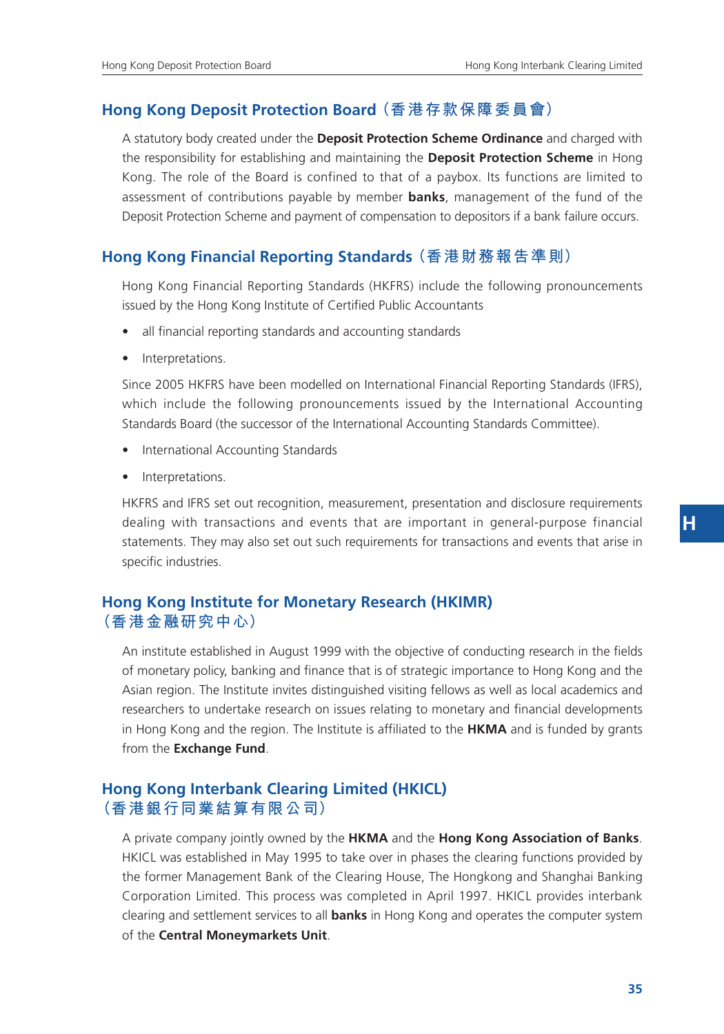## Hong Kong Deposit Protection Board（香港存款保障委員會）

A statutory body created under the **Deposit Protection Scheme Ordinance** and charged with the responsibility for establishing and maintaining the **Deposit Protection Scheme** in Hong Kong. The role of the Board is confined to that of a paybox. Its functions are limited to assessment of contributions payable by member **banks**, management of the fund of the Deposit Protection Scheme and payment of compensation to depositors if a bank failure occurs.

## Hong Kong Financial Reporting Standards（香港財務報告準則）

Hong Kong Financial Reporting Standards (HKFRS) include the following pronouncements issued by the Hong Kong Institute of Certified Public Accountants

- all financial reporting standards and accounting standards
- Interpretations.

Since 2005 HKFRS have been modelled on International Financial Reporting Standards (IFRS), which include the following pronouncements issued by the International Accounting Standards Board (the successor of the International Accounting Standards Committee).

- International Accounting Standards
- Interpretations.

HKFRS and IFRS set out recognition, measurement, presentation and disclosure requirements dealing with transactions and events that are important in general-purpose financial statements. They may also set out such requirements for transactions and events that arise in specific industries.

## Hong Kong Institute for Monetary Research (HKIMR)（香港金融研究中心）

An institute established in August 1999 with the objective of conducting research in the fields of monetary policy, banking and finance that is of strategic importance to Hong Kong and the Asian region. The Institute invites distinguished visiting fellows as well as local academics and researchers to undertake research on issues relating to monetary and financial developments in Hong Kong and the region. The Institute is affiliated to the **HKMA** and is funded by grants from the **Exchange Fund**.

## Hong Kong Interbank Clearing Limited (HKICL)（香港銀行同業結算有限公司）

A private company jointly owned by the **HKMA** and the **Hong Kong Association of Banks**. HKICL was established in May 1995 to take over in phases the clearing functions provided by the former Management Bank of the Clearing House, The Hongkong and Shanghai Banking Corporation Limited. This process was completed in April 1997. HKICL provides interbank clearing and settlement services to all **banks** in Hong Kong and operates the computer system of the **Central Moneymarkets Unit**.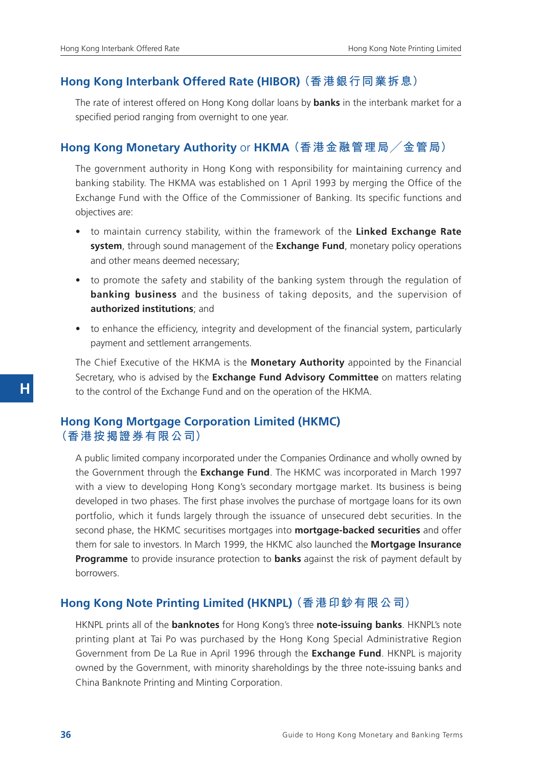## Hong Kong Interbank Offered Rate (HIBOR)（香港銀行同業拆息）

The rate of interest offered on Hong Kong dollar loans by **banks** in the interbank market for a specified period ranging from overnight to one year.

## Hong Kong Monetary Authority or HKMA（香港金融管理局／金管局）

The government authority in Hong Kong with responsibility for maintaining currency and banking stability. The HKMA was established on 1 April 1993 by merging the Office of the Exchange Fund with the Office of the Commissioner of Banking. Its specific functions and objectives are:

- to maintain currency stability, within the framework of the **Linked Exchange Rate system**, through sound management of the **Exchange Fund**, monetary policy operations and other means deemed necessary;
- to promote the safety and stability of the banking system through the regulation of **banking business** and the business of taking deposits, and the supervision of **authorized institutions**; and
- to enhance the efficiency, integrity and development of the financial system, particularly payment and settlement arrangements.

The Chief Executive of the HKMA is the **Monetary Authority** appointed by the Financial Secretary, who is advised by the **Exchange Fund Advisory Committee** on matters relating to the control of the Exchange Fund and on the operation of the HKMA.

## Hong Kong Mortgage Corporation Limited (HKMC)（香港按揭證券有限公司）

A public limited company incorporated under the Companies Ordinance and wholly owned by the Government through the **Exchange Fund**. The HKMC was incorporated in March 1997 with a view to developing Hong Kong's secondary mortgage market. Its business is being developed in two phases. The first phase involves the purchase of mortgage loans for its own portfolio, which it funds largely through the issuance of unsecured debt securities. In the second phase, the HKMC securitises mortgages into **mortgage-backed securities** and offer them for sale to investors. In March 1999, the HKMC also launched the **Mortgage Insurance Programme** to provide insurance protection to **banks** against the risk of payment default by borrowers.

## Hong Kong Note Printing Limited (HKNPL)（香港印鈔有限公司）

HKNPL prints all of the **banknotes** for Hong Kong's three **note-issuing banks**. HKNPL's note printing plant at Tai Po was purchased by the Hong Kong Special Administrative Region Government from De La Rue in April 1996 through the **Exchange Fund**. HKNPL is majority owned by the Government, with minority shareholdings by the three note-issuing banks and China Banknote Printing and Minting Corporation.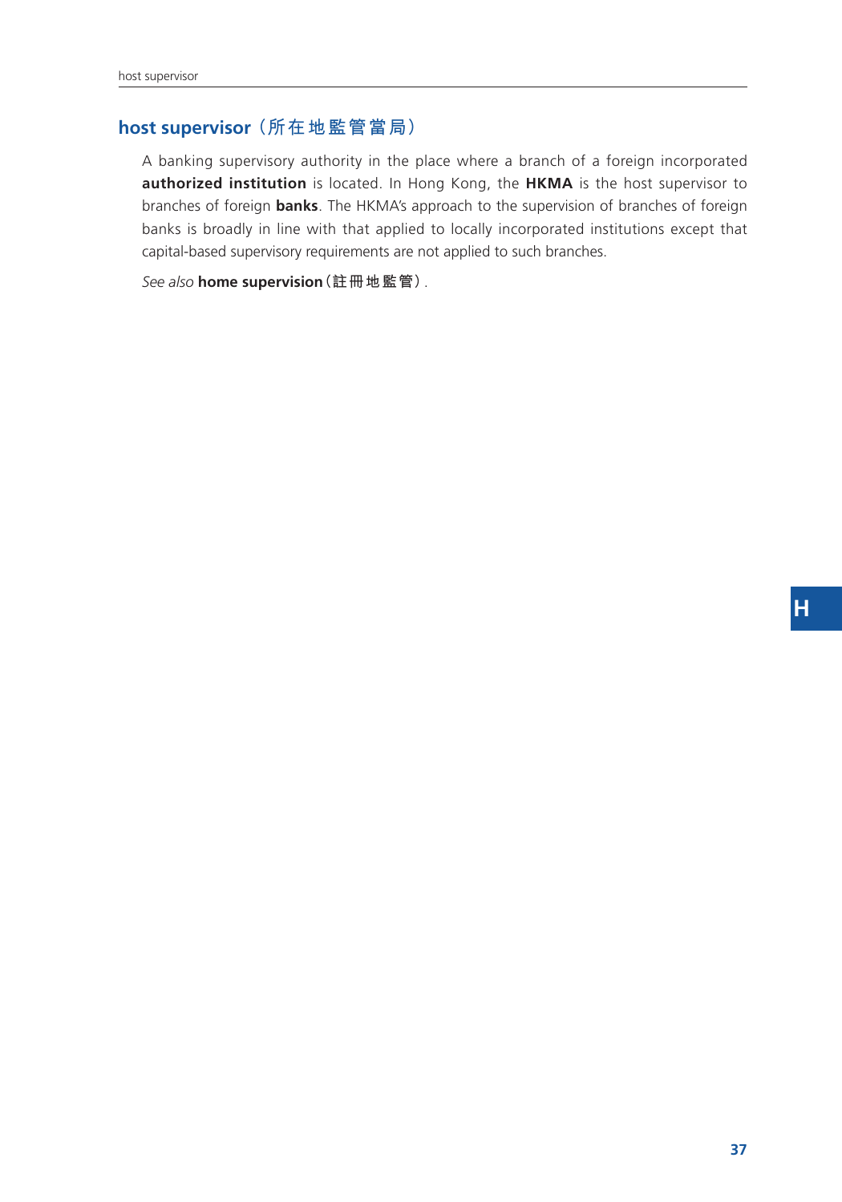## host supervisor（所在地監管當局）

A banking supervisory authority in the place where a branch of a foreign incorporated **authorized institution** is located. In Hong Kong, the **HKMA** is the host supervisor to branches of foreign **banks**. The HKMA's approach to the supervision of branches of foreign banks is broadly in line with that applied to locally incorporated institutions except that capital-based supervisory requirements are not applied to such branches.

*See also* **home supervision**（註冊地監管）.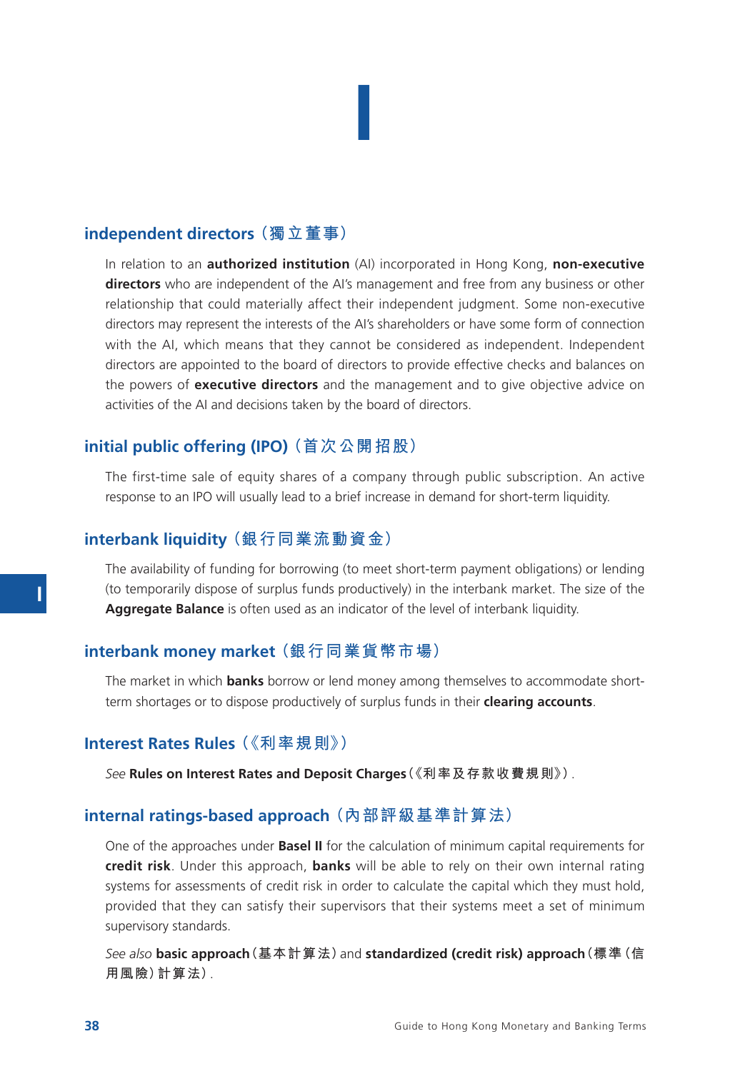# I

## independent directors（獨立董事）

In relation to an **authorized institution** (AI) incorporated in Hong Kong, **non-executive directors** who are independent of the AI's management and free from any business or other relationship that could materially affect their independent judgment. Some non-executive directors may represent the interests of the AI's shareholders or have some form of connection with the AI, which means that they cannot be considered as independent. Independent directors are appointed to the board of directors to provide effective checks and balances on the powers of **executive directors** and the management and to give objective advice on activities of the AI and decisions taken by the board of directors.

## initial public offering (IPO)（首次公開招股）

The first-time sale of equity shares of a company through public subscription. An active response to an IPO will usually lead to a brief increase in demand for short-term liquidity.

## interbank liquidity（銀行同業流動資金）

The availability of funding for borrowing (to meet short-term payment obligations) or lending (to temporarily dispose of surplus funds productively) in the interbank market. The size of the **Aggregate Balance** is often used as an indicator of the level of interbank liquidity.

## interbank money market（銀行同業貨幣市場）

The market in which **banks** borrow or lend money among themselves to accommodate short-term shortages or to dispose productively of surplus funds in their **clearing accounts**.

## Interest Rates Rules（《利率規則》）

*See* **Rules on Interest Rates and Deposit Charges**（《利率及存款收費規則》）.

## internal ratings-based approach（內部評級基準計算法）

One of the approaches under **Basel II** for the calculation of minimum capital requirements for **credit risk**. Under this approach, **banks** will be able to rely on their own internal rating systems for assessments of credit risk in order to calculate the capital which they must hold, provided that they can satisfy their supervisors that their systems meet a set of minimum supervisory standards.

*See also* **basic approach**（基本計算法）and **standardized (credit risk) approach**（標準（信用風險）計算法）.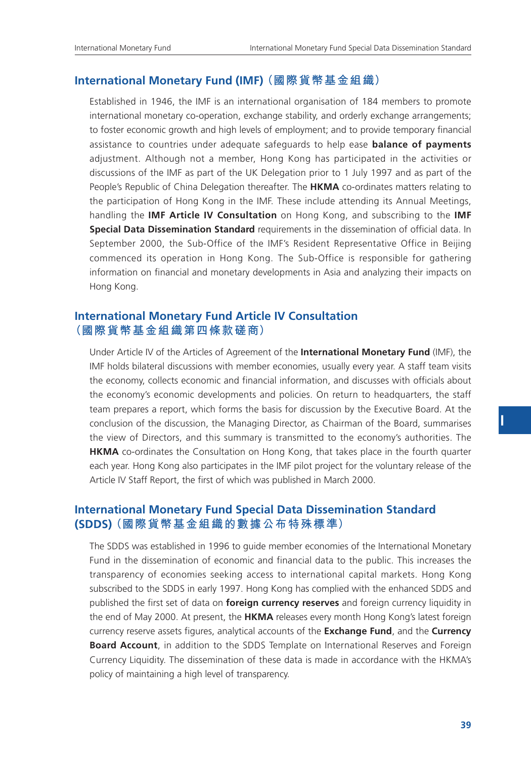## International Monetary Fund (IMF)（國際貨幣基金組織）

Established in 1946, the IMF is an international organisation of 184 members to promote international monetary co-operation, exchange stability, and orderly exchange arrangements; to foster economic growth and high levels of employment; and to provide temporary financial assistance to countries under adequate safeguards to help ease **balance of payments** adjustment. Although not a member, Hong Kong has participated in the activities or discussions of the IMF as part of the UK Delegation prior to 1 July 1997 and as part of the People's Republic of China Delegation thereafter. The **HKMA** co-ordinates matters relating to the participation of Hong Kong in the IMF. These include attending its Annual Meetings, handling the **IMF Article IV Consultation** on Hong Kong, and subscribing to the **IMF Special Data Dissemination Standard** requirements in the dissemination of official data. In September 2000, the Sub-Office of the IMF's Resident Representative Office in Beijing commenced its operation in Hong Kong. The Sub-Office is responsible for gathering information on financial and monetary developments in Asia and analyzing their impacts on Hong Kong.

## International Monetary Fund Article IV Consultation（國際貨幣基金組織第四條款磋商）

Under Article IV of the Articles of Agreement of the **International Monetary Fund** (IMF), the IMF holds bilateral discussions with member economies, usually every year. A staff team visits the economy, collects economic and financial information, and discusses with officials about the economy's economic developments and policies. On return to headquarters, the staff team prepares a report, which forms the basis for discussion by the Executive Board. At the conclusion of the discussion, the Managing Director, as Chairman of the Board, summarises the view of Directors, and this summary is transmitted to the economy's authorities. The **HKMA** co-ordinates the Consultation on Hong Kong, that takes place in the fourth quarter each year. Hong Kong also participates in the IMF pilot project for the voluntary release of the Article IV Staff Report, the first of which was published in March 2000.

## International Monetary Fund Special Data Dissemination Standard (SDDS)（國際貨幣基金組織的數據公布特殊標準）

The SDDS was established in 1996 to guide member economies of the International Monetary Fund in the dissemination of economic and financial data to the public. This increases the transparency of economies seeking access to international capital markets. Hong Kong subscribed to the SDDS in early 1997. Hong Kong has complied with the enhanced SDDS and published the first set of data on **foreign currency reserves** and foreign currency liquidity in the end of May 2000. At present, the **HKMA** releases every month Hong Kong's latest foreign currency reserve assets figures, analytical accounts of the **Exchange Fund**, and the **Currency Board Account**, in addition to the SDDS Template on International Reserves and Foreign Currency Liquidity. The dissemination of these data is made in accordance with the HKMA's policy of maintaining a high level of transparency.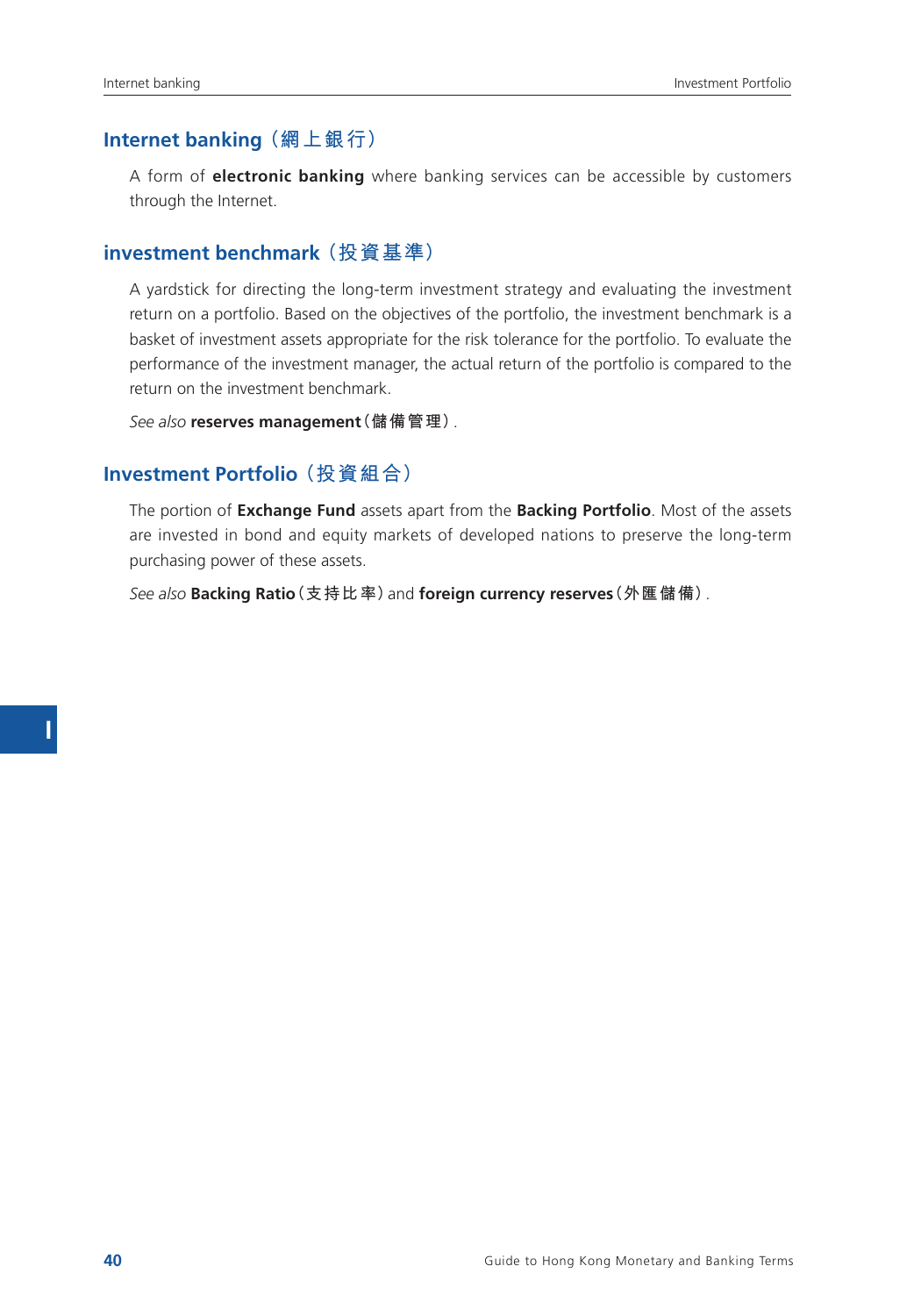## Internet banking（網上銀行）

A form of **electronic banking** where banking services can be accessible by customers through the Internet.

## investment benchmark（投資基準）

A yardstick for directing the long-term investment strategy and evaluating the investment return on a portfolio. Based on the objectives of the portfolio, the investment benchmark is a basket of investment assets appropriate for the risk tolerance for the portfolio. To evaluate the performance of the investment manager, the actual return of the portfolio is compared to the return on the investment benchmark.

*See also* **reserves management（儲備管理）**.

## Investment Portfolio（投資組合）

The portion of **Exchange Fund** assets apart from the **Backing Portfolio**. Most of the assets are invested in bond and equity markets of developed nations to preserve the long-term purchasing power of these assets.

*See also* **Backing Ratio（支持比率）** and **foreign currency reserves（外匯儲備）**.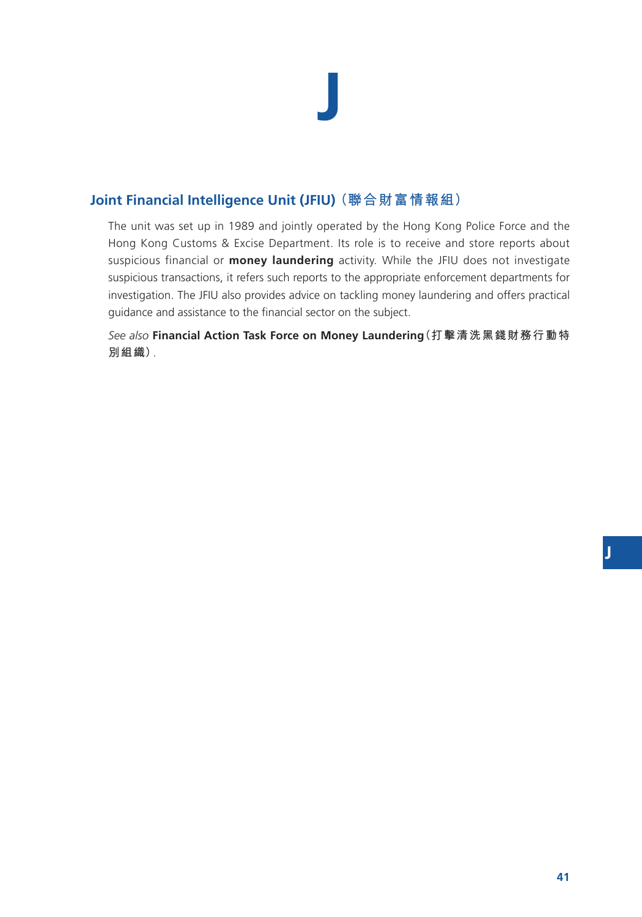# J

## Joint Financial Intelligence Unit (JFIU)（聯合財富情報組）

The unit was set up in 1989 and jointly operated by the Hong Kong Police Force and the Hong Kong Customs & Excise Department. Its role is to receive and store reports about suspicious financial or **money laundering** activity. While the JFIU does not investigate suspicious transactions, it refers such reports to the appropriate enforcement departments for investigation. The JFIU also provides advice on tackling money laundering and offers practical guidance and assistance to the financial sector on the subject.

*See also* **Financial Action Task Force on Money Laundering**（打擊清洗黑錢財務行動特別組織）.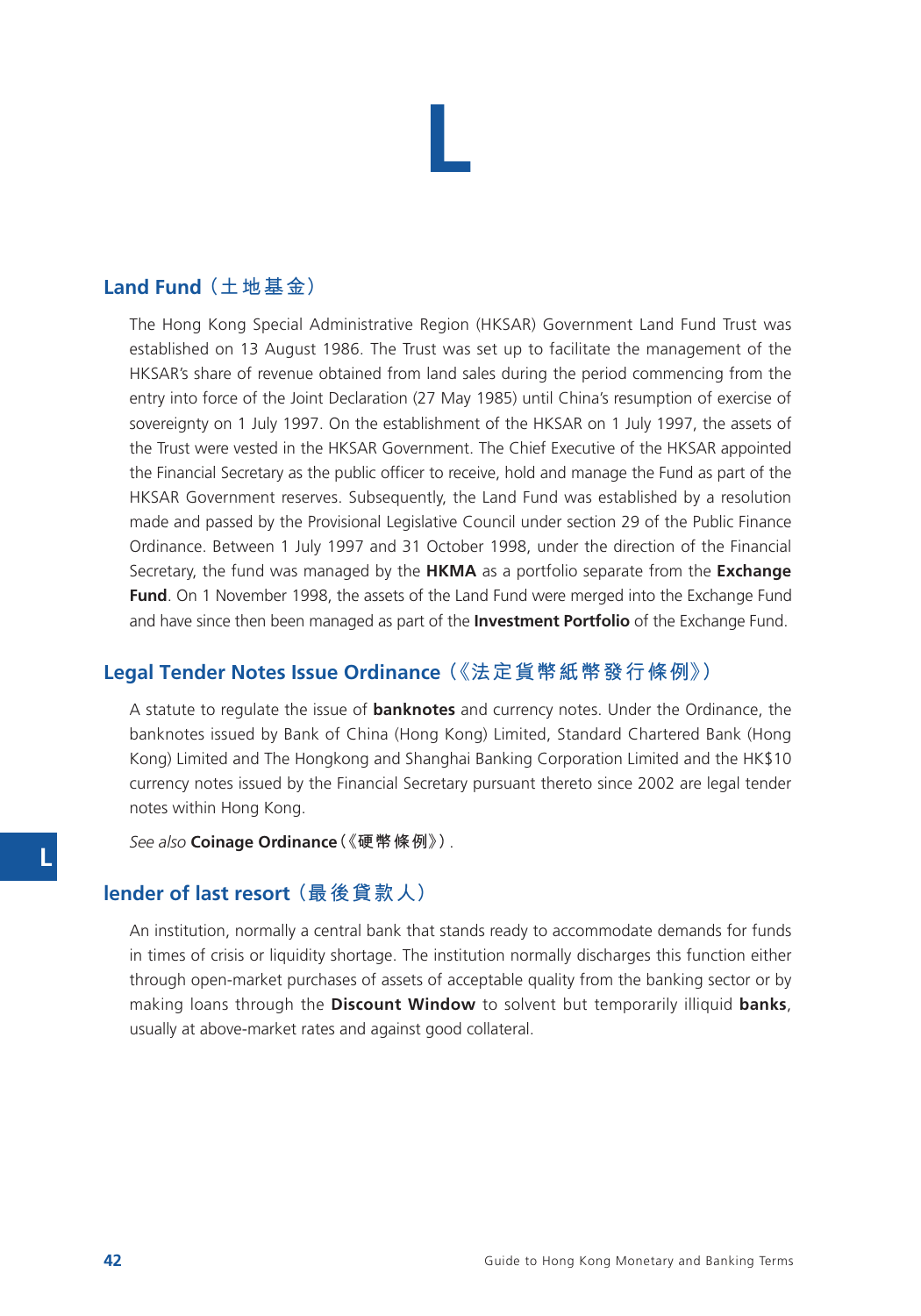# L

## Land Fund（土地基金）

The Hong Kong Special Administrative Region (HKSAR) Government Land Fund Trust was established on 13 August 1986. The Trust was set up to facilitate the management of the HKSAR's share of revenue obtained from land sales during the period commencing from the entry into force of the Joint Declaration (27 May 1985) until China's resumption of exercise of sovereignty on 1 July 1997. On the establishment of the HKSAR on 1 July 1997, the assets of the Trust were vested in the HKSAR Government. The Chief Executive of the HKSAR appointed the Financial Secretary as the public officer to receive, hold and manage the Fund as part of the HKSAR Government reserves. Subsequently, the Land Fund was established by a resolution made and passed by the Provisional Legislative Council under section 29 of the Public Finance Ordinance. Between 1 July 1997 and 31 October 1998, under the direction of the Financial Secretary, the fund was managed by the **HKMA** as a portfolio separate from the **Exchange Fund**. On 1 November 1998, the assets of the Land Fund were merged into the Exchange Fund and have since then been managed as part of the **Investment Portfolio** of the Exchange Fund.

## Legal Tender Notes Issue Ordinance（《法定貨幣紙幣發行條例》）

A statute to regulate the issue of **banknotes** and currency notes. Under the Ordinance, the banknotes issued by Bank of China (Hong Kong) Limited, Standard Chartered Bank (Hong Kong) Limited and The Hongkong and Shanghai Banking Corporation Limited and the HK$10 currency notes issued by the Financial Secretary pursuant thereto since 2002 are legal tender notes within Hong Kong.

*See also* **Coinage Ordinance**（《硬幣條例》）.

## lender of last resort（最後貸款人）

An institution, normally a central bank that stands ready to accommodate demands for funds in times of crisis or liquidity shortage. The institution normally discharges this function either through open-market purchases of assets of acceptable quality from the banking sector or by making loans through the **Discount Window** to solvent but temporarily illiquid **banks**, usually at above-market rates and against good collateral.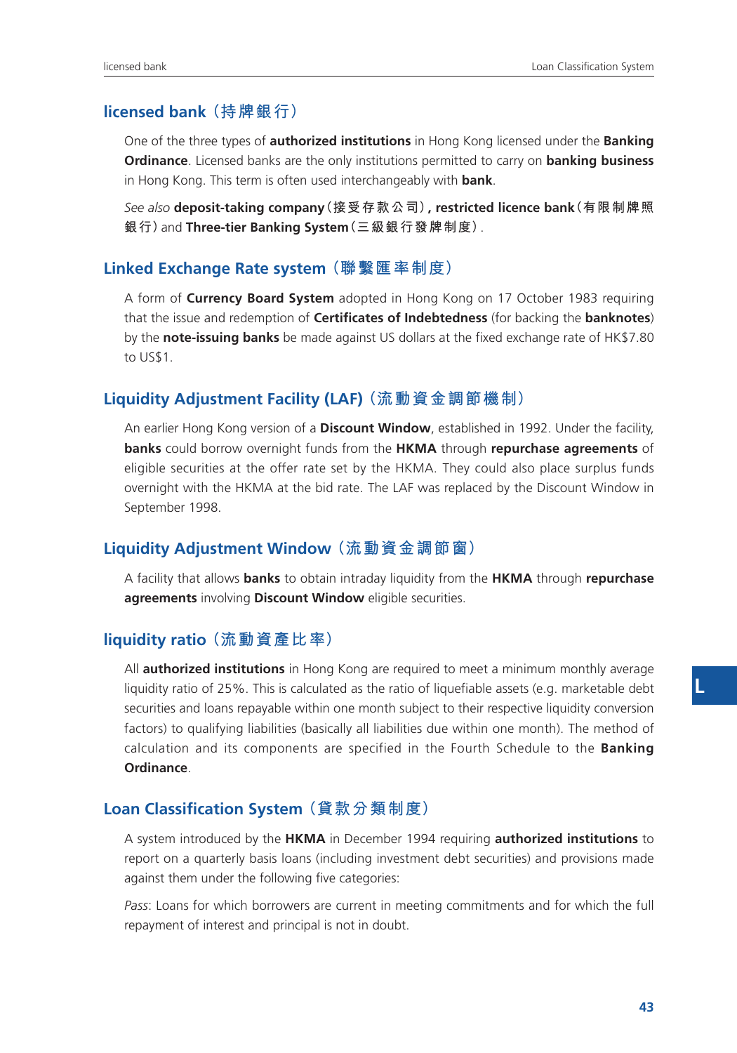## licensed bank（持牌銀行）

One of the three types of **authorized institutions** in Hong Kong licensed under the **Banking Ordinance**. Licensed banks are the only institutions permitted to carry on **banking business** in Hong Kong. This term is often used interchangeably with **bank**.

*See also* **deposit-taking company**（接受存款公司）**, restricted licence bank**（有限制牌照銀行）and **Three-tier Banking System**（三級銀行發牌制度）.

## Linked Exchange Rate system（聯繫匯率制度）

A form of **Currency Board System** adopted in Hong Kong on 17 October 1983 requiring that the issue and redemption of **Certificates of Indebtedness** (for backing the **banknotes**) by the **note-issuing banks** be made against US dollars at the fixed exchange rate of HK$7.80 to US$1.

## Liquidity Adjustment Facility (LAF)（流動資金調節機制）

An earlier Hong Kong version of a **Discount Window**, established in 1992. Under the facility, **banks** could borrow overnight funds from the **HKMA** through **repurchase agreements** of eligible securities at the offer rate set by the HKMA. They could also place surplus funds overnight with the HKMA at the bid rate. The LAF was replaced by the Discount Window in September 1998.

## Liquidity Adjustment Window（流動資金調節窗）

A facility that allows **banks** to obtain intraday liquidity from the **HKMA** through **repurchase agreements** involving **Discount Window** eligible securities.

## liquidity ratio（流動資產比率）

All **authorized institutions** in Hong Kong are required to meet a minimum monthly average liquidity ratio of 25%. This is calculated as the ratio of liquefiable assets (e.g. marketable debt securities and loans repayable within one month subject to their respective liquidity conversion factors) to qualifying liabilities (basically all liabilities due within one month). The method of calculation and its components are specified in the Fourth Schedule to the **Banking Ordinance**.

## Loan Classification System（貸款分類制度）

A system introduced by the **HKMA** in December 1994 requiring **authorized institutions** to report on a quarterly basis loans (including investment debt securities) and provisions made against them under the following five categories:

*Pass*: Loans for which borrowers are current in meeting commitments and for which the full repayment of interest and principal is not in doubt.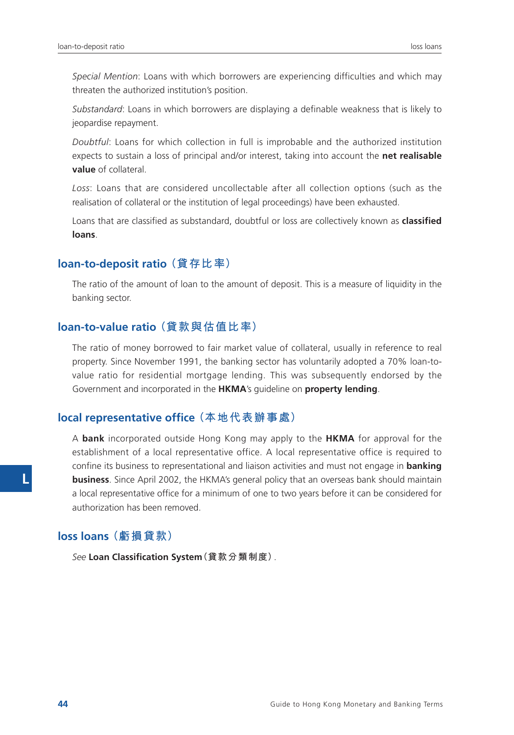*Special Mention*: Loans with which borrowers are experiencing difficulties and which may threaten the authorized institution's position.

*Substandard*: Loans in which borrowers are displaying a definable weakness that is likely to jeopardise repayment.

*Doubtful*: Loans for which collection in full is improbable and the authorized institution expects to sustain a loss of principal and/or interest, taking into account the **net realisable value** of collateral.

*Loss*: Loans that are considered uncollectable after all collection options (such as the realisation of collateral or the institution of legal proceedings) have been exhausted.

Loans that are classified as substandard, doubtful or loss are collectively known as **classified loans**.

## loan-to-deposit ratio（貸存比率）

The ratio of the amount of loan to the amount of deposit. This is a measure of liquidity in the banking sector.

## loan-to-value ratio（貸款與估值比率）

The ratio of money borrowed to fair market value of collateral, usually in reference to real property. Since November 1991, the banking sector has voluntarily adopted a 70% loan-to-value ratio for residential mortgage lending. This was subsequently endorsed by the Government and incorporated in the **HKMA**'s guideline on **property lending**.

## local representative office（本地代表辦事處）

A **bank** incorporated outside Hong Kong may apply to the **HKMA** for approval for the establishment of a local representative office. A local representative office is required to confine its business to representational and liaison activities and must not engage in **banking business**. Since April 2002, the HKMA's general policy that an overseas bank should maintain a local representative office for a minimum of one to two years before it can be considered for authorization has been removed.

## loss loans（虧損貸款）

*See* **Loan Classification System**（貸款分類制度）.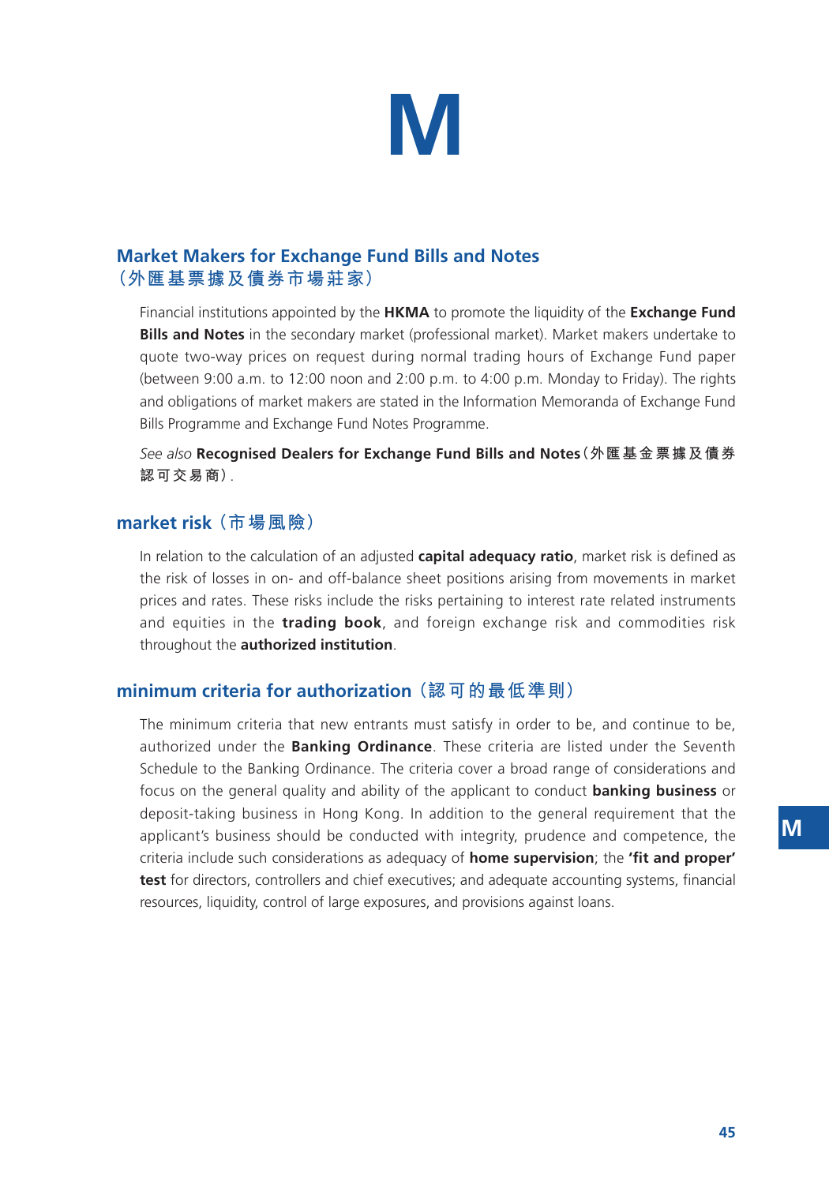# M

## Market Makers for Exchange Fund Bills and Notes (外匯基票據及債券市場莊家)

Financial institutions appointed by the **HKMA** to promote the liquidity of the **Exchange Fund Bills and Notes** in the secondary market (professional market). Market makers undertake to quote two-way prices on request during normal trading hours of Exchange Fund paper (between 9:00 a.m. to 12:00 noon and 2:00 p.m. to 4:00 p.m. Monday to Friday). The rights and obligations of market makers are stated in the Information Memoranda of Exchange Fund Bills Programme and Exchange Fund Notes Programme.

*See also* **Recognised Dealers for Exchange Fund Bills and Notes（外匯基金票據及債券認可交易商）**.

## market risk（市場風險）

In relation to the calculation of an adjusted **capital adequacy ratio**, market risk is defined as the risk of losses in on- and off-balance sheet positions arising from movements in market prices and rates. These risks include the risks pertaining to interest rate related instruments and equities in the **trading book**, and foreign exchange risk and commodities risk throughout the **authorized institution**.

## minimum criteria for authorization（認可的最低準則）

The minimum criteria that new entrants must satisfy in order to be, and continue to be, authorized under the **Banking Ordinance**. These criteria are listed under the Seventh Schedule to the Banking Ordinance. The criteria cover a broad range of considerations and focus on the general quality and ability of the applicant to conduct **banking business** or deposit-taking business in Hong Kong. In addition to the general requirement that the applicant's business should be conducted with integrity, prudence and competence, the criteria include such considerations as adequacy of **home supervision**; the **'fit and proper' test** for directors, controllers and chief executives; and adequate accounting systems, financial resources, liquidity, control of large exposures, and provisions against loans.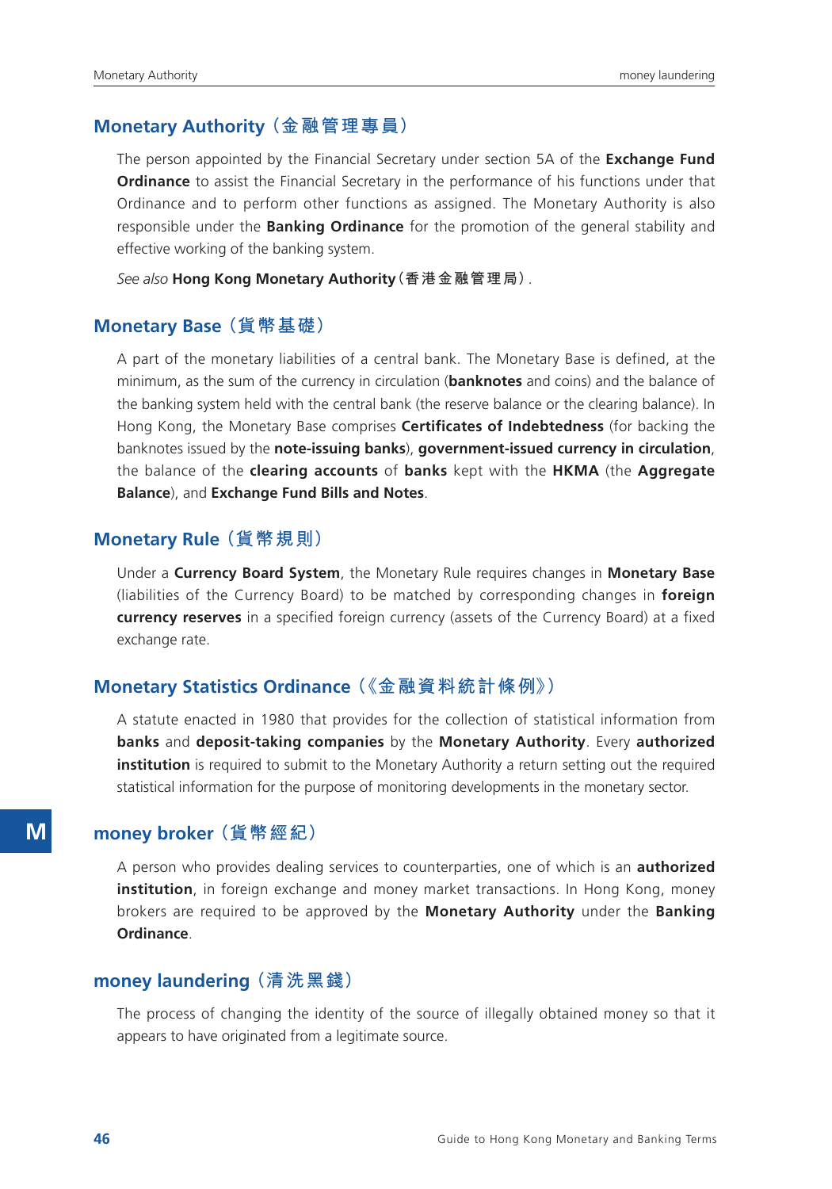## Monetary Authority（金融管理專員）

The person appointed by the Financial Secretary under section 5A of the **Exchange Fund Ordinance** to assist the Financial Secretary in the performance of his functions under that Ordinance and to perform other functions as assigned. The Monetary Authority is also responsible under the **Banking Ordinance** for the promotion of the general stability and effective working of the banking system.

*See also* **Hong Kong Monetary Authority（香港金融管理局）**.

## Monetary Base（貨幣基礎）

A part of the monetary liabilities of a central bank. The Monetary Base is defined, at the minimum, as the sum of the currency in circulation (**banknotes** and coins) and the balance of the banking system held with the central bank (the reserve balance or the clearing balance). In Hong Kong, the Monetary Base comprises **Certificates of Indebtedness** (for backing the banknotes issued by the **note-issuing banks**), **government-issued currency in circulation**, the balance of the **clearing accounts** of **banks** kept with the **HKMA** (the **Aggregate Balance**), and **Exchange Fund Bills and Notes**.

## Monetary Rule（貨幣規則）

Under a **Currency Board System**, the Monetary Rule requires changes in **Monetary Base** (liabilities of the Currency Board) to be matched by corresponding changes in **foreign currency reserves** in a specified foreign currency (assets of the Currency Board) at a fixed exchange rate.

## Monetary Statistics Ordinance（《金融資料統計條例》）

A statute enacted in 1980 that provides for the collection of statistical information from **banks** and **deposit-taking companies** by the **Monetary Authority**. Every **authorized institution** is required to submit to the Monetary Authority a return setting out the required statistical information for the purpose of monitoring developments in the monetary sector.

## money broker（貨幣經紀）

A person who provides dealing services to counterparties, one of which is an **authorized institution**, in foreign exchange and money market transactions. In Hong Kong, money brokers are required to be approved by the **Monetary Authority** under the **Banking Ordinance**.

## money laundering（清洗黑錢）

The process of changing the identity of the source of illegally obtained money so that it appears to have originated from a legitimate source.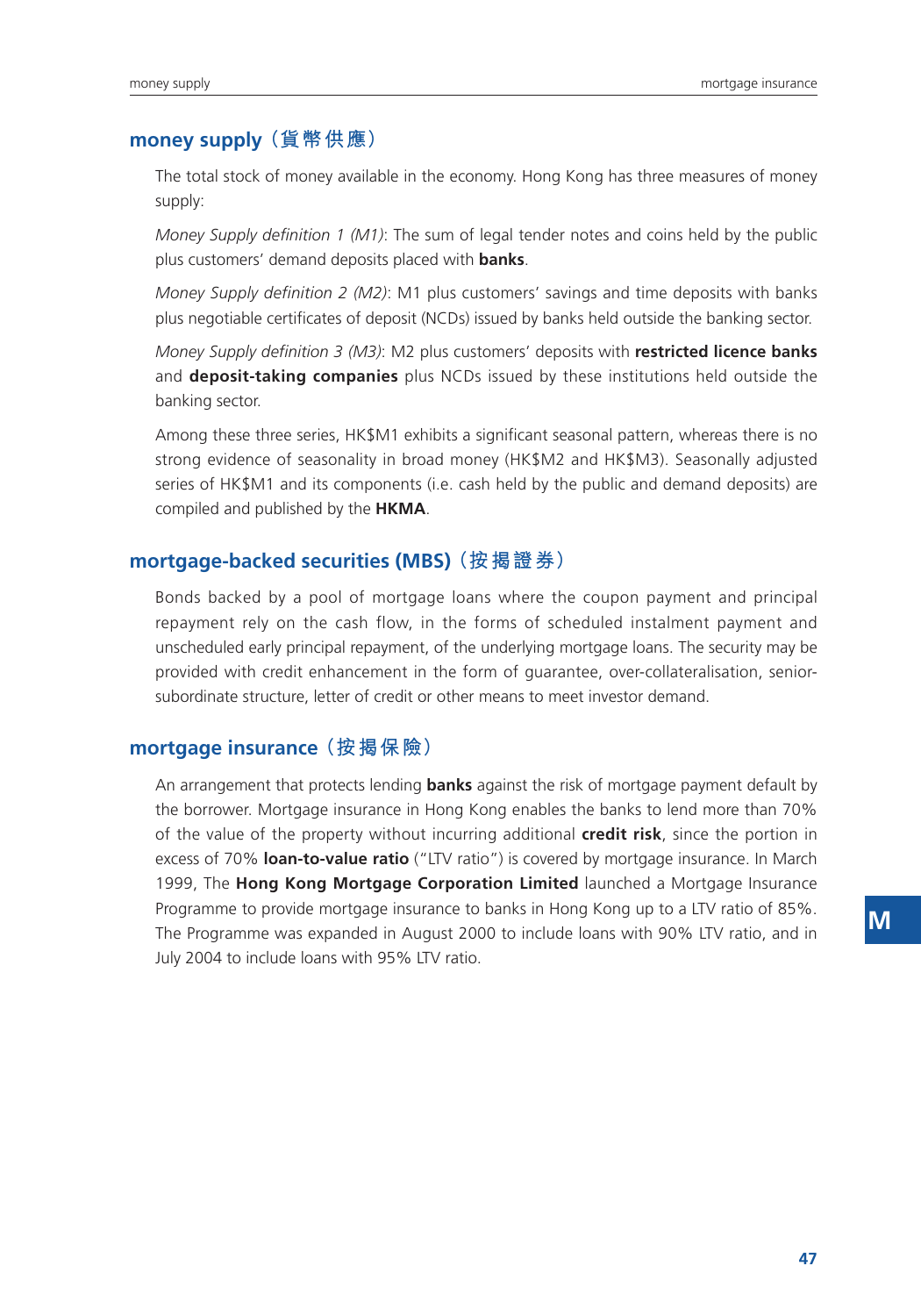## money supply（貨幣供應）

The total stock of money available in the economy. Hong Kong has three measures of money supply:

*Money Supply definition 1 (M1)*: The sum of legal tender notes and coins held by the public plus customers' demand deposits placed with **banks**.

*Money Supply definition 2 (M2)*: M1 plus customers' savings and time deposits with banks plus negotiable certificates of deposit (NCDs) issued by banks held outside the banking sector.

*Money Supply definition 3 (M3)*: M2 plus customers' deposits with **restricted licence banks** and **deposit-taking companies** plus NCDs issued by these institutions held outside the banking sector.

Among these three series, HK$M1 exhibits a significant seasonal pattern, whereas there is no strong evidence of seasonality in broad money (HK$M2 and HK$M3). Seasonally adjusted series of HK$M1 and its components (i.e. cash held by the public and demand deposits) are compiled and published by the **HKMA**.

## mortgage-backed securities (MBS)（按揭證券）

Bonds backed by a pool of mortgage loans where the coupon payment and principal repayment rely on the cash flow, in the forms of scheduled instalment payment and unscheduled early principal repayment, of the underlying mortgage loans. The security may be provided with credit enhancement in the form of guarantee, over-collateralisation, senior-subordinate structure, letter of credit or other means to meet investor demand.

## mortgage insurance（按揭保險）

An arrangement that protects lending **banks** against the risk of mortgage payment default by the borrower. Mortgage insurance in Hong Kong enables the banks to lend more than 70% of the value of the property without incurring additional **credit risk**, since the portion in excess of 70% **loan-to-value ratio** ("LTV ratio") is covered by mortgage insurance. In March 1999, The **Hong Kong Mortgage Corporation Limited** launched a Mortgage Insurance Programme to provide mortgage insurance to banks in Hong Kong up to a LTV ratio of 85%. The Programme was expanded in August 2000 to include loans with 90% LTV ratio, and in July 2004 to include loans with 95% LTV ratio.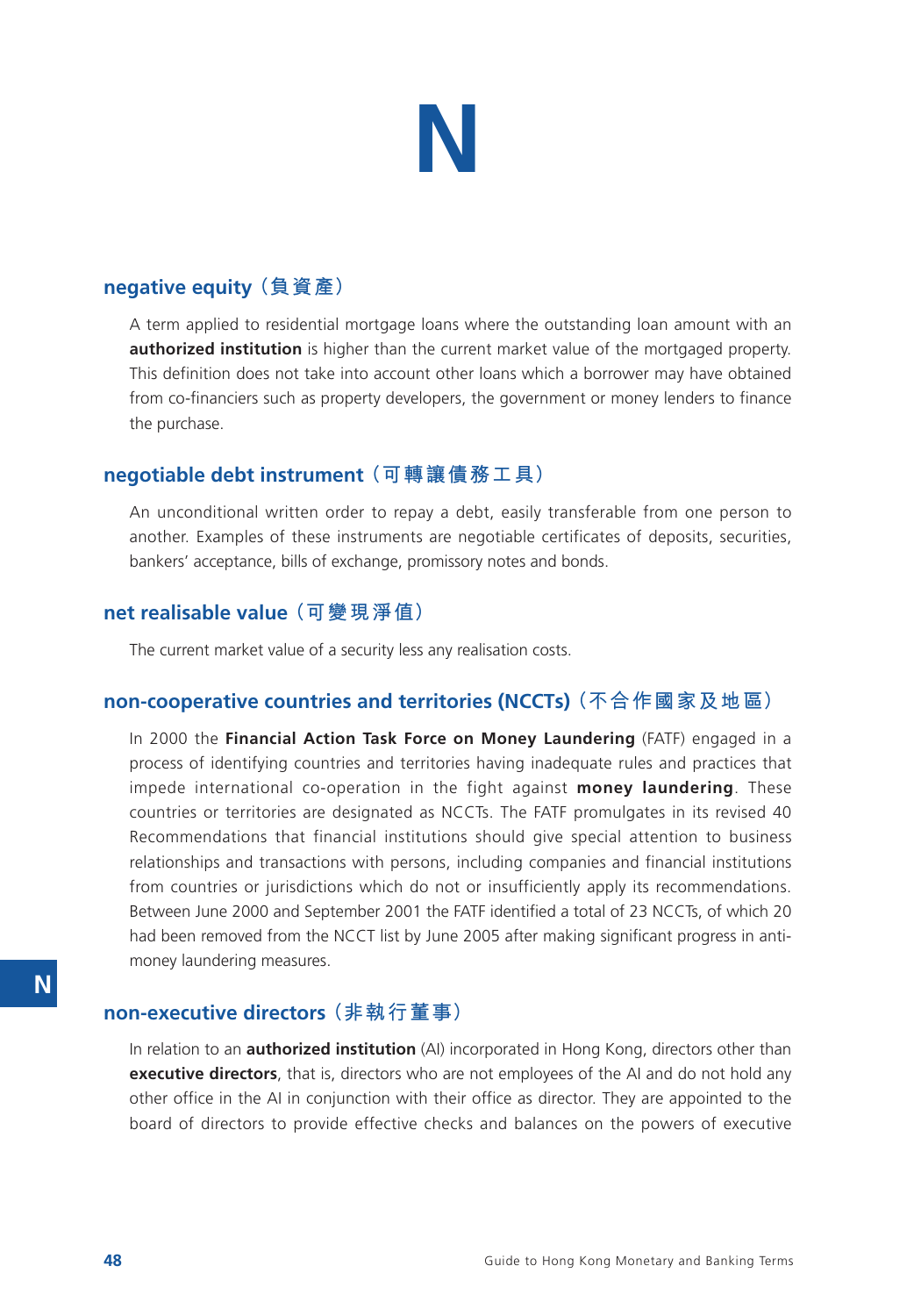# N

## negative equity（負資產）

A term applied to residential mortgage loans where the outstanding loan amount with an **authorized institution** is higher than the current market value of the mortgaged property. This definition does not take into account other loans which a borrower may have obtained from co-financiers such as property developers, the government or money lenders to finance the purchase.

## negotiable debt instrument（可轉讓債務工具）

An unconditional written order to repay a debt, easily transferable from one person to another. Examples of these instruments are negotiable certificates of deposits, securities, bankers' acceptance, bills of exchange, promissory notes and bonds.

## net realisable value（可變現淨值）

The current market value of a security less any realisation costs.

## non-cooperative countries and territories (NCCTs)（不合作國家及地區）

In 2000 the **Financial Action Task Force on Money Laundering** (FATF) engaged in a process of identifying countries and territories having inadequate rules and practices that impede international co-operation in the fight against **money laundering**. These countries or territories are designated as NCCTs. The FATF promulgates in its revised 40 Recommendations that financial institutions should give special attention to business relationships and transactions with persons, including companies and financial institutions from countries or jurisdictions which do not or insufficiently apply its recommendations. Between June 2000 and September 2001 the FATF identified a total of 23 NCCTs, of which 20 had been removed from the NCCT list by June 2005 after making significant progress in anti-money laundering measures.

## non-executive directors（非執行董事）

In relation to an **authorized institution** (AI) incorporated in Hong Kong, directors other than **executive directors**, that is, directors who are not employees of the AI and do not hold any other office in the AI in conjunction with their office as director. They are appointed to the board of directors to provide effective checks and balances on the powers of executive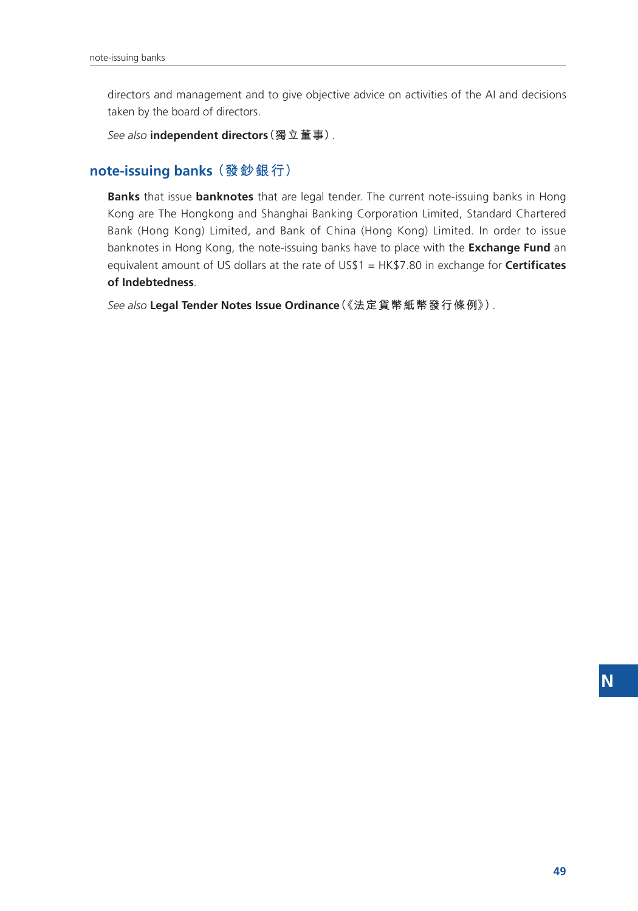directors and management and to give objective advice on activities of the AI and decisions taken by the board of directors.

*See also* **independent directors**（獨立董事）.

## note-issuing banks（發鈔銀行）

**Banks** that issue **banknotes** that are legal tender. The current note-issuing banks in Hong Kong are The Hongkong and Shanghai Banking Corporation Limited, Standard Chartered Bank (Hong Kong) Limited, and Bank of China (Hong Kong) Limited. In order to issue banknotes in Hong Kong, the note-issuing banks have to place with the **Exchange Fund** an equivalent amount of US dollars at the rate of US$1 = HK$7.80 in exchange for **Certificates of Indebtedness**.

*See also* **Legal Tender Notes Issue Ordinance**（《法定貨幣紙幣發行條例》）.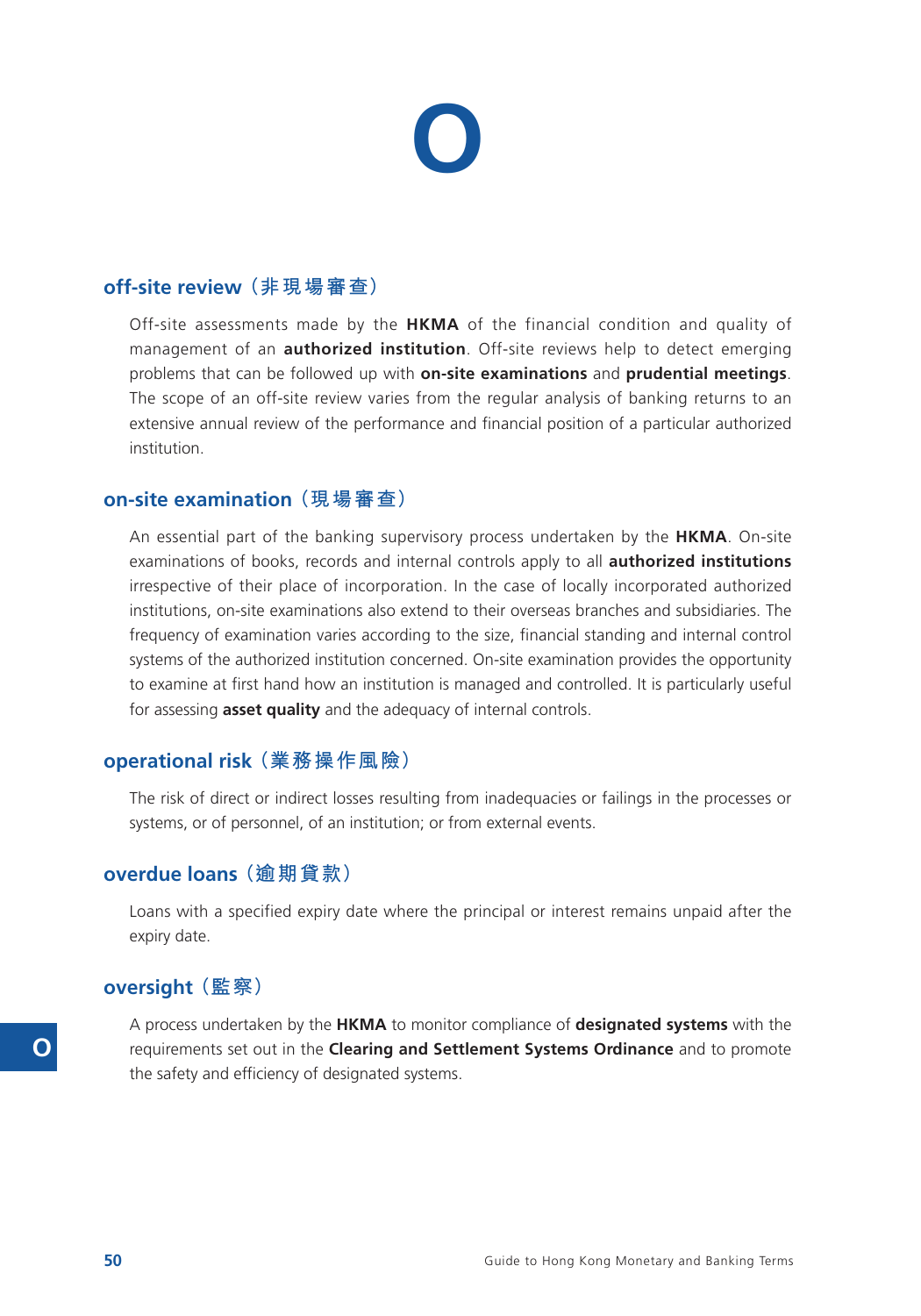# O

## off-site review（非現場審查）

Off-site assessments made by the **HKMA** of the financial condition and quality of management of an **authorized institution**. Off-site reviews help to detect emerging problems that can be followed up with **on-site examinations** and **prudential meetings**. The scope of an off-site review varies from the regular analysis of banking returns to an extensive annual review of the performance and financial position of a particular authorized institution.

## on-site examination（現場審查）

An essential part of the banking supervisory process undertaken by the **HKMA**. On-site examinations of books, records and internal controls apply to all **authorized institutions** irrespective of their place of incorporation. In the case of locally incorporated authorized institutions, on-site examinations also extend to their overseas branches and subsidiaries. The frequency of examination varies according to the size, financial standing and internal control systems of the authorized institution concerned. On-site examination provides the opportunity to examine at first hand how an institution is managed and controlled. It is particularly useful for assessing **asset quality** and the adequacy of internal controls.

## operational risk（業務操作風險）

The risk of direct or indirect losses resulting from inadequacies or failings in the processes or systems, or of personnel, of an institution; or from external events.

## overdue loans（逾期貸款）

Loans with a specified expiry date where the principal or interest remains unpaid after the expiry date.

## oversight（監察）

A process undertaken by the **HKMA** to monitor compliance of **designated systems** with the requirements set out in the **Clearing and Settlement Systems Ordinance** and to promote the safety and efficiency of designated systems.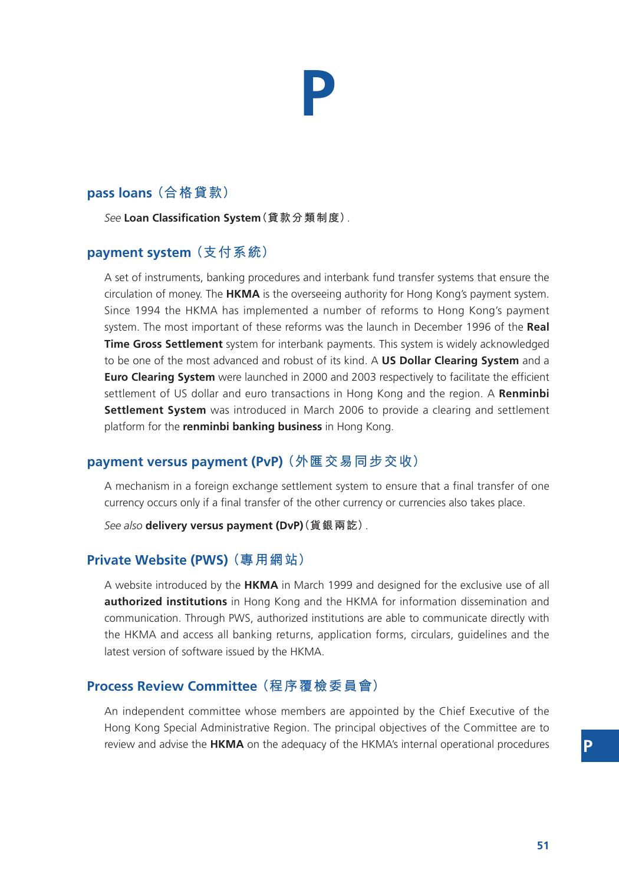# P

## pass loans（合格貸款）

*See* **Loan Classification System**（貸款分類制度）.

## payment system（支付系統）

A set of instruments, banking procedures and interbank fund transfer systems that ensure the circulation of money. The **HKMA** is the overseeing authority for Hong Kong's payment system. Since 1994 the HKMA has implemented a number of reforms to Hong Kong's payment system. The most important of these reforms was the launch in December 1996 of the **Real Time Gross Settlement** system for interbank payments. This system is widely acknowledged to be one of the most advanced and robust of its kind. A **US Dollar Clearing System** and a **Euro Clearing System** were launched in 2000 and 2003 respectively to facilitate the efficient settlement of US dollar and euro transactions in Hong Kong and the region. A **Renminbi Settlement System** was introduced in March 2006 to provide a clearing and settlement platform for the **renminbi banking business** in Hong Kong.

## payment versus payment (PvP)（外匯交易同步交收）

A mechanism in a foreign exchange settlement system to ensure that a final transfer of one currency occurs only if a final transfer of the other currency or currencies also takes place.

*See also* **delivery versus payment (DvP)**（貨銀兩訖）.

## Private Website (PWS)（專用網站）

A website introduced by the **HKMA** in March 1999 and designed for the exclusive use of all **authorized institutions** in Hong Kong and the HKMA for information dissemination and communication. Through PWS, authorized institutions are able to communicate directly with the HKMA and access all banking returns, application forms, circulars, guidelines and the latest version of software issued by the HKMA.

## Process Review Committee（程序覆檢委員會）

An independent committee whose members are appointed by the Chief Executive of the Hong Kong Special Administrative Region. The principal objectives of the Committee are to review and advise the **HKMA** on the adequacy of the HKMA's internal operational procedures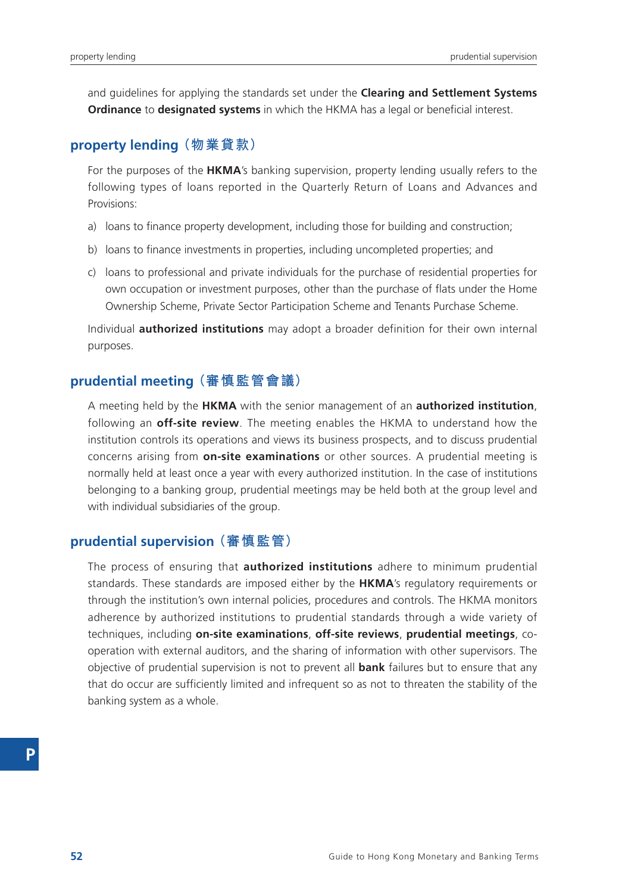and guidelines for applying the standards set under the **Clearing and Settlement Systems Ordinance** to **designated systems** in which the HKMA has a legal or beneficial interest.

## property lending（物業貸款）

For the purposes of the **HKMA**'s banking supervision, property lending usually refers to the following types of loans reported in the Quarterly Return of Loans and Advances and Provisions:

a) loans to finance property development, including those for building and construction;

b) loans to finance investments in properties, including uncompleted properties; and

c) loans to professional and private individuals for the purchase of residential properties for own occupation or investment purposes, other than the purchase of flats under the Home Ownership Scheme, Private Sector Participation Scheme and Tenants Purchase Scheme.

Individual **authorized institutions** may adopt a broader definition for their own internal purposes.

## prudential meeting（審慎監管會議）

A meeting held by the **HKMA** with the senior management of an **authorized institution**, following an **off-site review**. The meeting enables the HKMA to understand how the institution controls its operations and views its business prospects, and to discuss prudential concerns arising from **on-site examinations** or other sources. A prudential meeting is normally held at least once a year with every authorized institution. In the case of institutions belonging to a banking group, prudential meetings may be held both at the group level and with individual subsidiaries of the group.

## prudential supervision（審慎監管）

The process of ensuring that **authorized institutions** adhere to minimum prudential standards. These standards are imposed either by the **HKMA**'s regulatory requirements or through the institution's own internal policies, procedures and controls. The HKMA monitors adherence by authorized institutions to prudential standards through a wide variety of techniques, including **on-site examinations**, **off-site reviews**, **prudential meetings**, co-operation with external auditors, and the sharing of information with other supervisors. The objective of prudential supervision is not to prevent all **bank** failures but to ensure that any that do occur are sufficiently limited and infrequent so as not to threaten the stability of the banking system as a whole.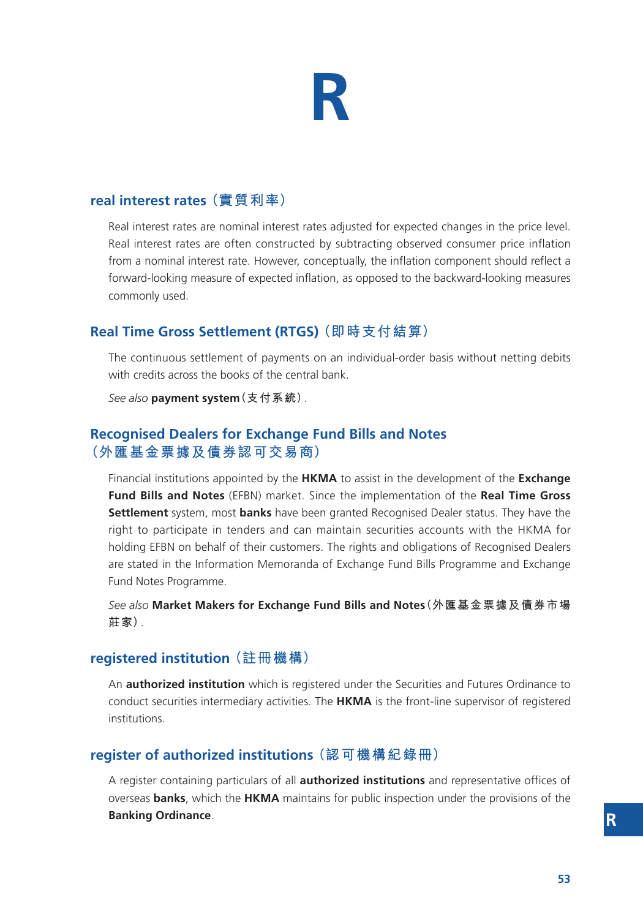# R

## real interest rates（實質利率）

Real interest rates are nominal interest rates adjusted for expected changes in the price level. Real interest rates are often constructed by subtracting observed consumer price inflation from a nominal interest rate. However, conceptually, the inflation component should reflect a forward-looking measure of expected inflation, as opposed to the backward-looking measures commonly used.

## Real Time Gross Settlement (RTGS)（即時支付結算）

The continuous settlement of payments on an individual-order basis without netting debits with credits across the books of the central bank.

*See also* **payment system**（支付系統）.

## Recognised Dealers for Exchange Fund Bills and Notes（外匯基金票據及債券認可交易商）

Financial institutions appointed by the **HKMA** to assist in the development of the **Exchange Fund Bills and Notes** (EFBN) market. Since the implementation of the **Real Time Gross Settlement** system, most **banks** have been granted Recognised Dealer status. They have the right to participate in tenders and can maintain securities accounts with the HKMA for holding EFBN on behalf of their customers. The rights and obligations of Recognised Dealers are stated in the Information Memoranda of Exchange Fund Bills Programme and Exchange Fund Notes Programme.

*See also* **Market Makers for Exchange Fund Bills and Notes**（外匯基金票據及債券市場莊家）.

## registered institution（註冊機構）

An **authorized institution** which is registered under the Securities and Futures Ordinance to conduct securities intermediary activities. The **HKMA** is the front-line supervisor of registered institutions.

## register of authorized institutions（認可機構紀錄冊）

A register containing particulars of all **authorized institutions** and representative offices of overseas **banks**, which the **HKMA** maintains for public inspection under the provisions of the **Banking Ordinance**.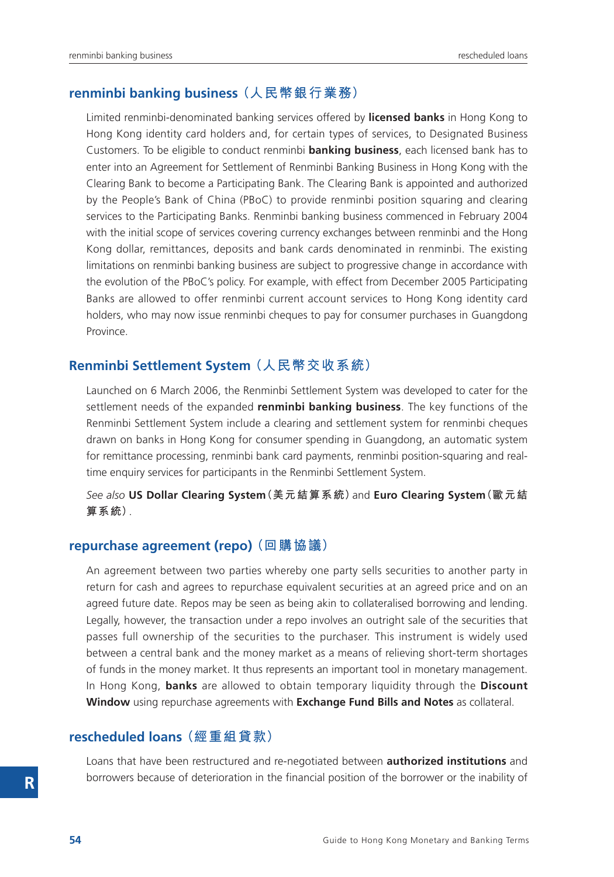## renminbi banking business（人民幣銀行業務）

Limited renminbi-denominated banking services offered by **licensed banks** in Hong Kong to Hong Kong identity card holders and, for certain types of services, to Designated Business Customers. To be eligible to conduct renminbi **banking business**, each licensed bank has to enter into an Agreement for Settlement of Renminbi Banking Business in Hong Kong with the Clearing Bank to become a Participating Bank. The Clearing Bank is appointed and authorized by the People's Bank of China (PBoC) to provide renminbi position squaring and clearing services to the Participating Banks. Renminbi banking business commenced in February 2004 with the initial scope of services covering currency exchanges between renminbi and the Hong Kong dollar, remittances, deposits and bank cards denominated in renminbi. The existing limitations on renminbi banking business are subject to progressive change in accordance with the evolution of the PBoC's policy. For example, with effect from December 2005 Participating Banks are allowed to offer renminbi current account services to Hong Kong identity card holders, who may now issue renminbi cheques to pay for consumer purchases in Guangdong Province.

## Renminbi Settlement System（人民幣交收系統）

Launched on 6 March 2006, the Renminbi Settlement System was developed to cater for the settlement needs of the expanded **renminbi banking business**. The key functions of the Renminbi Settlement System include a clearing and settlement system for renminbi cheques drawn on banks in Hong Kong for consumer spending in Guangdong, an automatic system for remittance processing, renminbi bank card payments, renminbi position-squaring and real-time enquiry services for participants in the Renminbi Settlement System.

*See also* **US Dollar Clearing System**（美元結算系統）and **Euro Clearing System**（歐元結算系統）.

## repurchase agreement (repo)（回購協議）

An agreement between two parties whereby one party sells securities to another party in return for cash and agrees to repurchase equivalent securities at an agreed price and on an agreed future date. Repos may be seen as being akin to collateralised borrowing and lending. Legally, however, the transaction under a repo involves an outright sale of the securities that passes full ownership of the securities to the purchaser. This instrument is widely used between a central bank and the money market as a means of relieving short-term shortages of funds in the money market. It thus represents an important tool in monetary management. In Hong Kong, **banks** are allowed to obtain temporary liquidity through the **Discount Window** using repurchase agreements with **Exchange Fund Bills and Notes** as collateral.

## rescheduled loans（經重組貸款）

Loans that have been restructured and re-negotiated between **authorized institutions** and borrowers because of deterioration in the financial position of the borrower or the inability of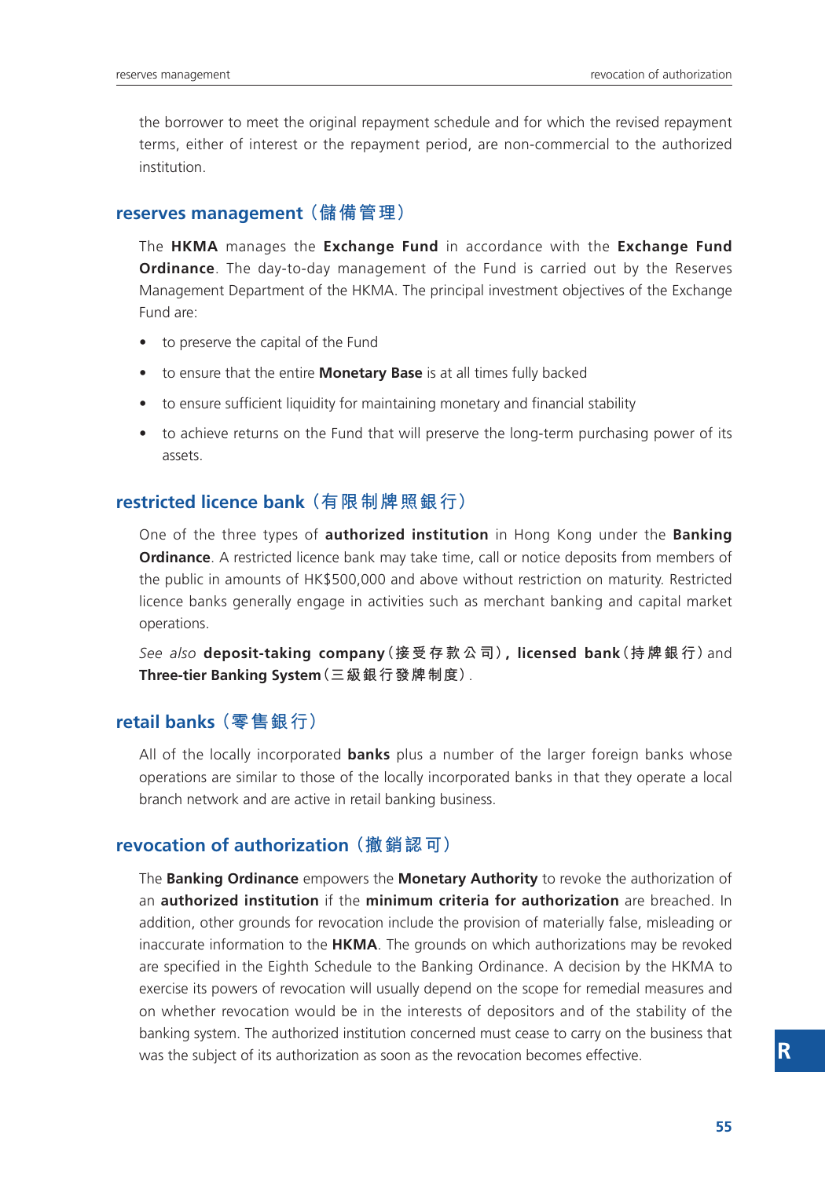the borrower to meet the original repayment schedule and for which the revised repayment terms, either of interest or the repayment period, are non-commercial to the authorized institution.

## reserves management（儲備管理）

The **HKMA** manages the **Exchange Fund** in accordance with the **Exchange Fund Ordinance**. The day-to-day management of the Fund is carried out by the Reserves Management Department of the HKMA. The principal investment objectives of the Exchange Fund are:

- to preserve the capital of the Fund
- to ensure that the entire **Monetary Base** is at all times fully backed
- to ensure sufficient liquidity for maintaining monetary and financial stability
- to achieve returns on the Fund that will preserve the long-term purchasing power of its assets.

## restricted licence bank（有限制牌照銀行）

One of the three types of **authorized institution** in Hong Kong under the **Banking Ordinance**. A restricted licence bank may take time, call or notice deposits from members of the public in amounts of HK$500,000 and above without restriction on maturity. Restricted licence banks generally engage in activities such as merchant banking and capital market operations.

*See also* **deposit-taking company**（接受存款公司）**, licensed bank**（持牌銀行）and **Three-tier Banking System**（三級銀行發牌制度）.

## retail banks（零售銀行）

All of the locally incorporated **banks** plus a number of the larger foreign banks whose operations are similar to those of the locally incorporated banks in that they operate a local branch network and are active in retail banking business.

## revocation of authorization（撤銷認可）

The **Banking Ordinance** empowers the **Monetary Authority** to revoke the authorization of an **authorized institution** if the **minimum criteria for authorization** are breached. In addition, other grounds for revocation include the provision of materially false, misleading or inaccurate information to the **HKMA**. The grounds on which authorizations may be revoked are specified in the Eighth Schedule to the Banking Ordinance. A decision by the HKMA to exercise its powers of revocation will usually depend on the scope for remedial measures and on whether revocation would be in the interests of depositors and of the stability of the banking system. The authorized institution concerned must cease to carry on the business that was the subject of its authorization as soon as the revocation becomes effective.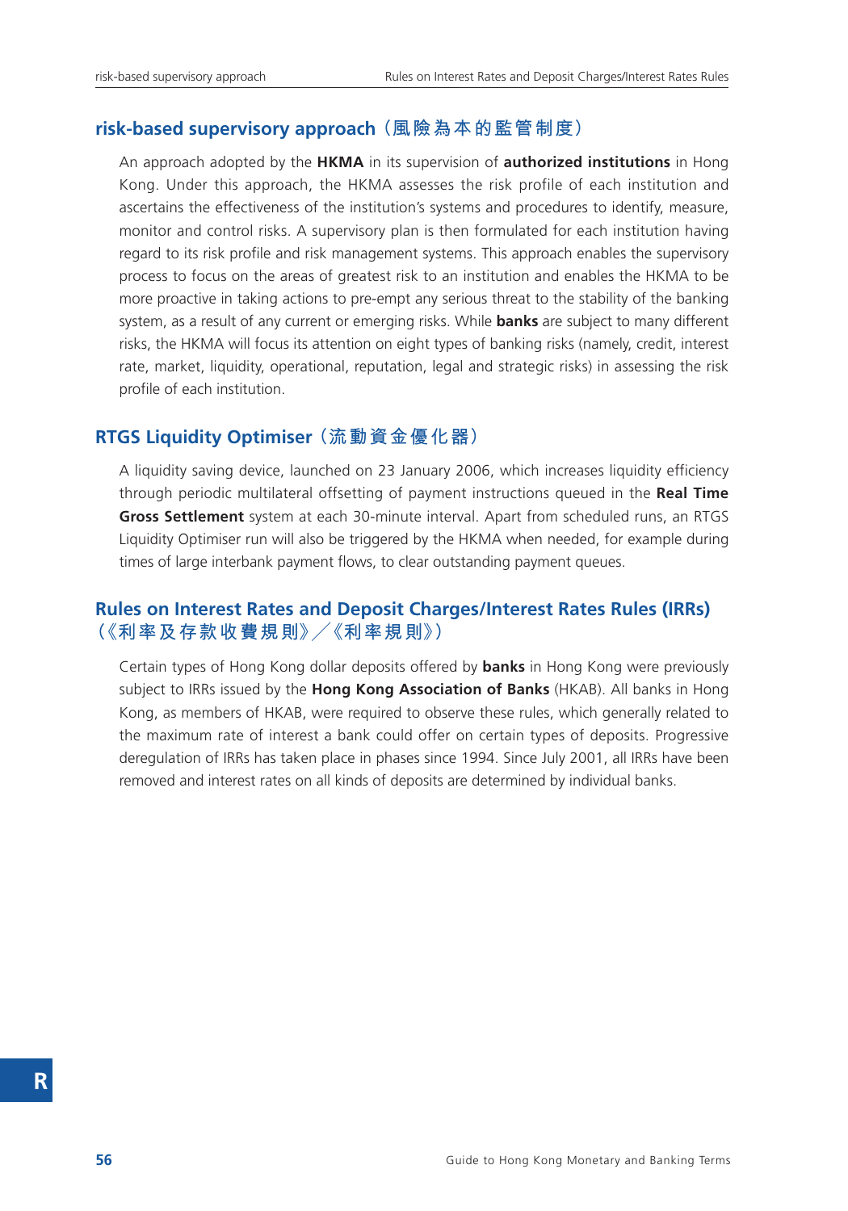## risk-based supervisory approach（風險為本的監管制度）

An approach adopted by the **HKMA** in its supervision of **authorized institutions** in Hong Kong. Under this approach, the HKMA assesses the risk profile of each institution and ascertains the effectiveness of the institution's systems and procedures to identify, measure, monitor and control risks. A supervisory plan is then formulated for each institution having regard to its risk profile and risk management systems. This approach enables the supervisory process to focus on the areas of greatest risk to an institution and enables the HKMA to be more proactive in taking actions to pre-empt any serious threat to the stability of the banking system, as a result of any current or emerging risks. While **banks** are subject to many different risks, the HKMA will focus its attention on eight types of banking risks (namely, credit, interest rate, market, liquidity, operational, reputation, legal and strategic risks) in assessing the risk profile of each institution.

## RTGS Liquidity Optimiser（流動資金優化器）

A liquidity saving device, launched on 23 January 2006, which increases liquidity efficiency through periodic multilateral offsetting of payment instructions queued in the **Real Time Gross Settlement** system at each 30-minute interval. Apart from scheduled runs, an RTGS Liquidity Optimiser run will also be triggered by the HKMA when needed, for example during times of large interbank payment flows, to clear outstanding payment queues.

## Rules on Interest Rates and Deposit Charges/Interest Rates Rules (IRRs)（《利率及存款收費規則》／《利率規則》）

Certain types of Hong Kong dollar deposits offered by **banks** in Hong Kong were previously subject to IRRs issued by the **Hong Kong Association of Banks** (HKAB). All banks in Hong Kong, as members of HKAB, were required to observe these rules, which generally related to the maximum rate of interest a bank could offer on certain types of deposits. Progressive deregulation of IRRs has taken place in phases since 1994. Since July 2001, all IRRs have been removed and interest rates on all kinds of deposits are determined by individual banks.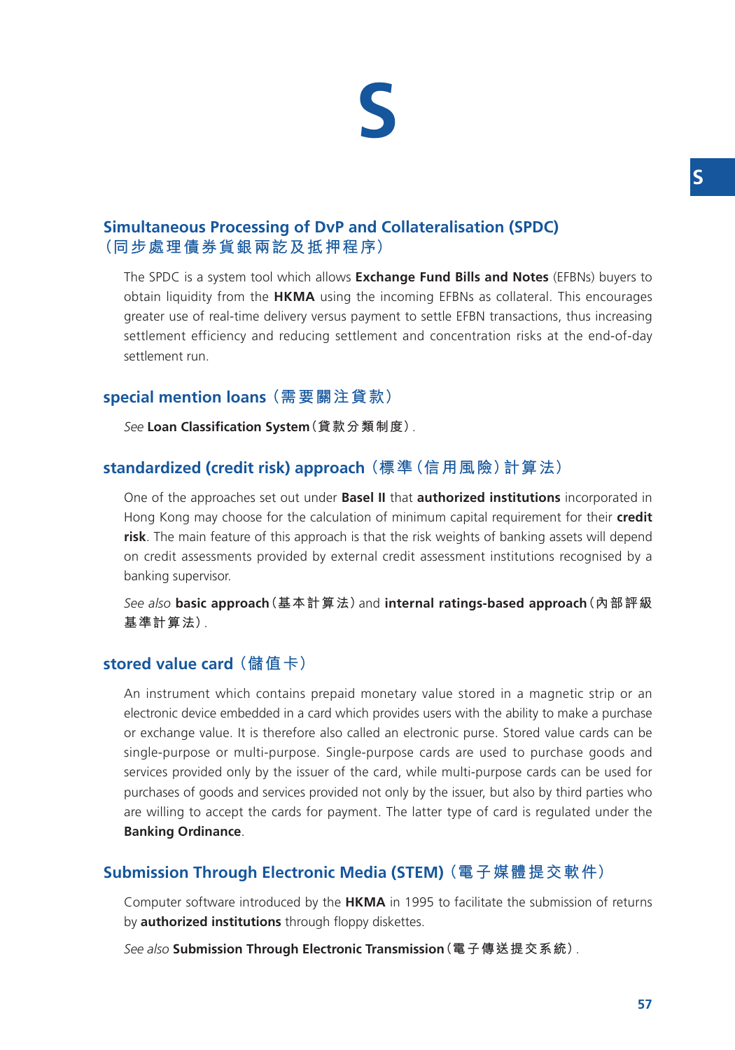# S

## Simultaneous Processing of DvP and Collateralisation (SPDC)（同步處理債券貨銀兩訖及抵押程序）

The SPDC is a system tool which allows **Exchange Fund Bills and Notes** (EFBNs) buyers to obtain liquidity from the **HKMA** using the incoming EFBNs as collateral. This encourages greater use of real-time delivery versus payment to settle EFBN transactions, thus increasing settlement efficiency and reducing settlement and concentration risks at the end-of-day settlement run.

## special mention loans（需要關注貸款）

*See* **Loan Classification System**（貸款分類制度）.

## standardized (credit risk) approach（標準（信用風險）計算法）

One of the approaches set out under **Basel II** that **authorized institutions** incorporated in Hong Kong may choose for the calculation of minimum capital requirement for their **credit risk**. The main feature of this approach is that the risk weights of banking assets will depend on credit assessments provided by external credit assessment institutions recognised by a banking supervisor.

*See also* **basic approach**（基本計算法）and **internal ratings-based approach**（內部評級基準計算法）.

## stored value card（儲值卡）

An instrument which contains prepaid monetary value stored in a magnetic strip or an electronic device embedded in a card which provides users with the ability to make a purchase or exchange value. It is therefore also called an electronic purse. Stored value cards can be single-purpose or multi-purpose. Single-purpose cards are used to purchase goods and services provided only by the issuer of the card, while multi-purpose cards can be used for purchases of goods and services provided not only by the issuer, but also by third parties who are willing to accept the cards for payment. The latter type of card is regulated under the **Banking Ordinance**.

## Submission Through Electronic Media (STEM)（電子媒體提交軟件）

Computer software introduced by the **HKMA** in 1995 to facilitate the submission of returns by **authorized institutions** through floppy diskettes.

*See also* **Submission Through Electronic Transmission**（電子傳送提交系統）.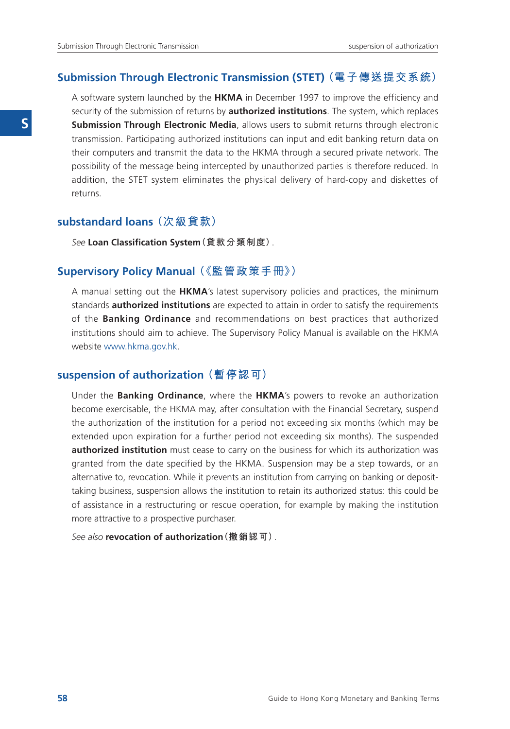## Submission Through Electronic Transmission (STET)（電子傳送提交系統）

A software system launched by the **HKMA** in December 1997 to improve the efficiency and security of the submission of returns by **authorized institutions**. The system, which replaces **Submission Through Electronic Media**, allows users to submit returns through electronic transmission. Participating authorized institutions can input and edit banking return data on their computers and transmit the data to the HKMA through a secured private network. The possibility of the message being intercepted by unauthorized parties is therefore reduced. In addition, the STET system eliminates the physical delivery of hard-copy and diskettes of returns.

## substandard loans（次級貸款）

*See* **Loan Classification System（貸款分類制度）**.

## Supervisory Policy Manual（《監管政策手冊》）

A manual setting out the **HKMA**'s latest supervisory policies and practices, the minimum standards **authorized institutions** are expected to attain in order to satisfy the requirements of the **Banking Ordinance** and recommendations on best practices that authorized institutions should aim to achieve. The Supervisory Policy Manual is available on the HKMA website www.hkma.gov.hk.

## suspension of authorization（暫停認可）

Under the **Banking Ordinance**, where the **HKMA**'s powers to revoke an authorization become exercisable, the HKMA may, after consultation with the Financial Secretary, suspend the authorization of the institution for a period not exceeding six months (which may be extended upon expiration for a further period not exceeding six months). The suspended **authorized institution** must cease to carry on the business for which its authorization was granted from the date specified by the HKMA. Suspension may be a step towards, or an alternative to, revocation. While it prevents an institution from carrying on banking or deposit-taking business, suspension allows the institution to retain its authorized status: this could be of assistance in a restructuring or rescue operation, for example by making the institution more attractive to a prospective purchaser.

*See also* **revocation of authorization（撤銷認可）**.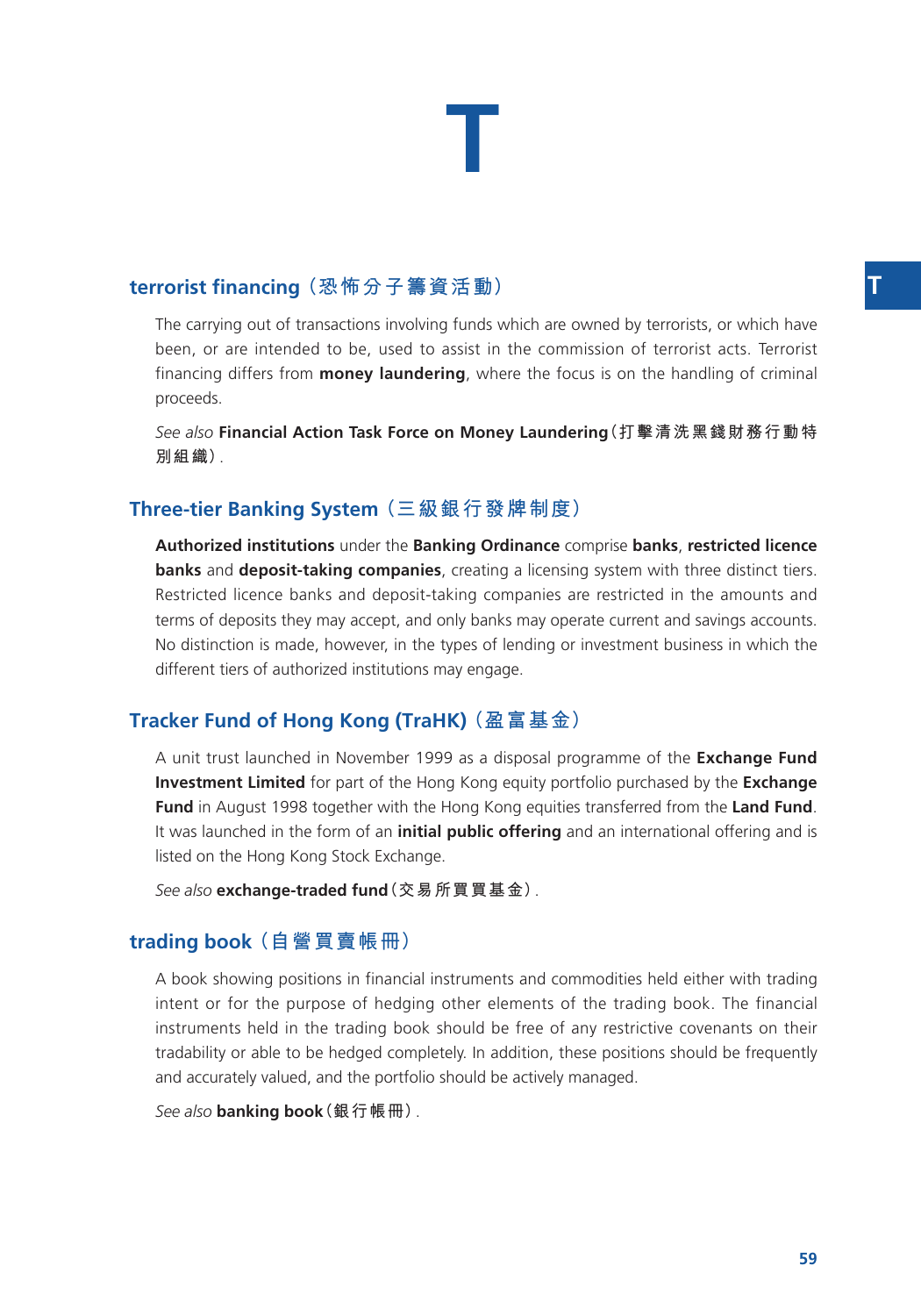# T

## terrorist financing（恐怖分子籌資活動）

The carrying out of transactions involving funds which are owned by terrorists, or which have been, or are intended to be, used to assist in the commission of terrorist acts. Terrorist financing differs from **money laundering**, where the focus is on the handling of criminal proceeds.

*See also* **Financial Action Task Force on Money Laundering（打擊清洗黑錢財務行動特別組織）**.

## Three-tier Banking System（三級銀行發牌制度）

**Authorized institutions** under the **Banking Ordinance** comprise **banks**, **restricted licence banks** and **deposit-taking companies**, creating a licensing system with three distinct tiers. Restricted licence banks and deposit-taking companies are restricted in the amounts and terms of deposits they may accept, and only banks may operate current and savings accounts. No distinction is made, however, in the types of lending or investment business in which the different tiers of authorized institutions may engage.

## Tracker Fund of Hong Kong (TraHK)（盈富基金）

A unit trust launched in November 1999 as a disposal programme of the **Exchange Fund Investment Limited** for part of the Hong Kong equity portfolio purchased by the **Exchange Fund** in August 1998 together with the Hong Kong equities transferred from the **Land Fund**. It was launched in the form of an **initial public offering** and an international offering and is listed on the Hong Kong Stock Exchange.

*See also* **exchange-traded fund（交易所買賣基金）**.

## trading book（自營買賣帳冊）

A book showing positions in financial instruments and commodities held either with trading intent or for the purpose of hedging other elements of the trading book. The financial instruments held in the trading book should be free of any restrictive covenants on their tradability or able to be hedged completely. In addition, these positions should be frequently and accurately valued, and the portfolio should be actively managed.

*See also* **banking book（銀行帳冊）**.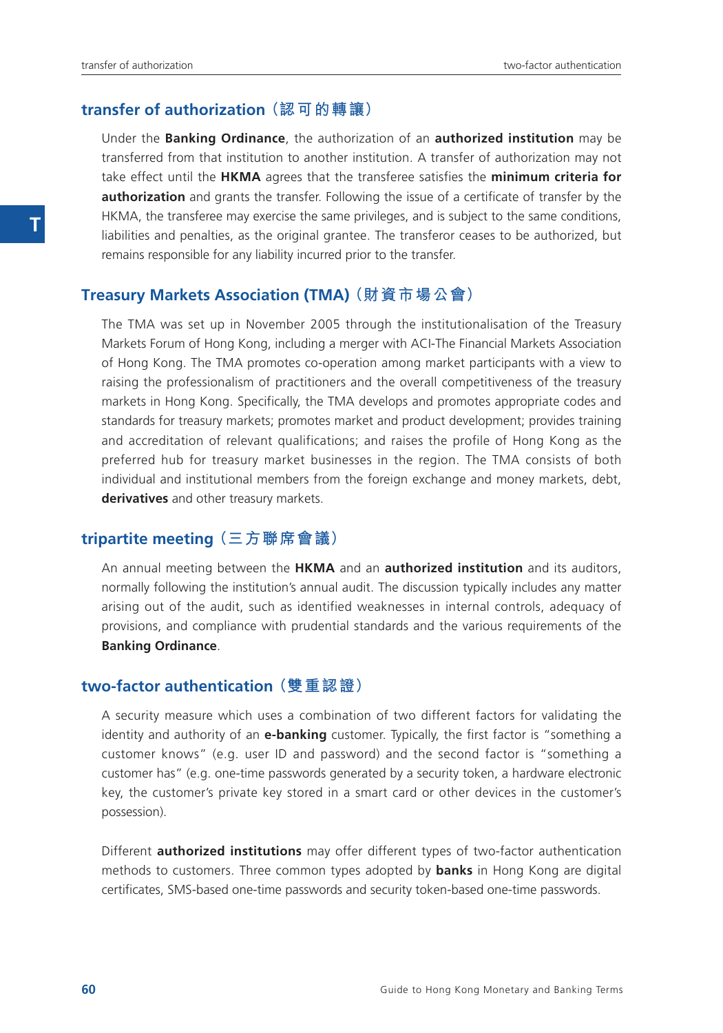## transfer of authorization（認可的轉讓）

Under the **Banking Ordinance**, the authorization of an **authorized institution** may be transferred from that institution to another institution. A transfer of authorization may not take effect until the **HKMA** agrees that the transferee satisfies the **minimum criteria for authorization** and grants the transfer. Following the issue of a certificate of transfer by the HKMA, the transferee may exercise the same privileges, and is subject to the same conditions, liabilities and penalties, as the original grantee. The transferor ceases to be authorized, but remains responsible for any liability incurred prior to the transfer.

## Treasury Markets Association (TMA)（財資市場公會）

The TMA was set up in November 2005 through the institutionalisation of the Treasury Markets Forum of Hong Kong, including a merger with ACI-The Financial Markets Association of Hong Kong. The TMA promotes co-operation among market participants with a view to raising the professionalism of practitioners and the overall competitiveness of the treasury markets in Hong Kong. Specifically, the TMA develops and promotes appropriate codes and standards for treasury markets; promotes market and product development; provides training and accreditation of relevant qualifications; and raises the profile of Hong Kong as the preferred hub for treasury market businesses in the region. The TMA consists of both individual and institutional members from the foreign exchange and money markets, debt, **derivatives** and other treasury markets.

## tripartite meeting（三方聯席會議）

An annual meeting between the **HKMA** and an **authorized institution** and its auditors, normally following the institution's annual audit. The discussion typically includes any matter arising out of the audit, such as identified weaknesses in internal controls, adequacy of provisions, and compliance with prudential standards and the various requirements of the **Banking Ordinance**.

## two-factor authentication（雙重認證）

A security measure which uses a combination of two different factors for validating the identity and authority of an **e-banking** customer. Typically, the first factor is "something a customer knows" (e.g. user ID and password) and the second factor is "something a customer has" (e.g. one-time passwords generated by a security token, a hardware electronic key, the customer's private key stored in a smart card or other devices in the customer's possession).

Different **authorized institutions** may offer different types of two-factor authentication methods to customers. Three common types adopted by **banks** in Hong Kong are digital certificates, SMS-based one-time passwords and security token-based one-time passwords.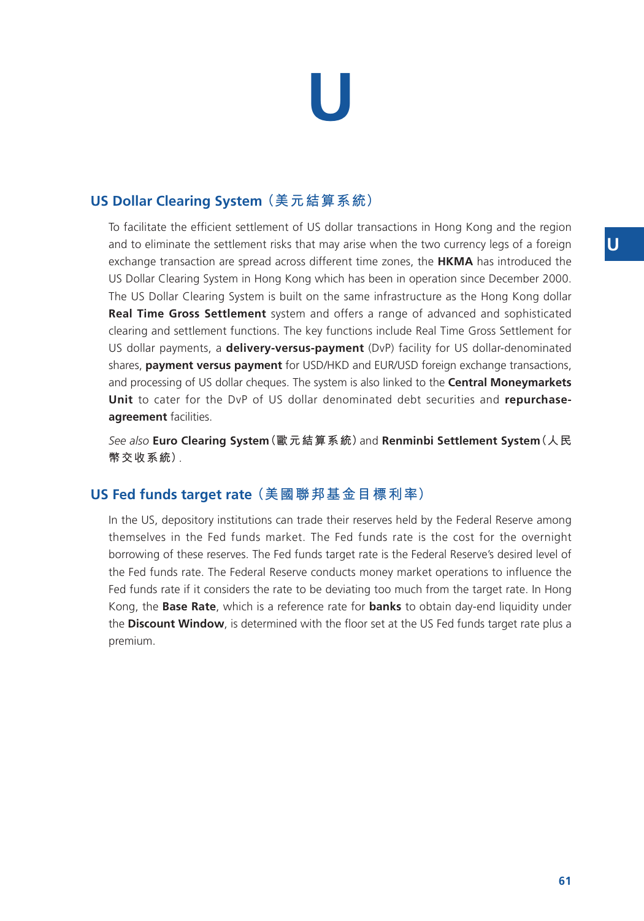# U

## US Dollar Clearing System（美元結算系統）

To facilitate the efficient settlement of US dollar transactions in Hong Kong and the region and to eliminate the settlement risks that may arise when the two currency legs of a foreign exchange transaction are spread across different time zones, the **HKMA** has introduced the US Dollar Clearing System in Hong Kong which has been in operation since December 2000. The US Dollar Clearing System is built on the same infrastructure as the Hong Kong dollar **Real Time Gross Settlement** system and offers a range of advanced and sophisticated clearing and settlement functions. The key functions include Real Time Gross Settlement for US dollar payments, a **delivery-versus-payment** (DvP) facility for US dollar-denominated shares, **payment versus payment** for USD/HKD and EUR/USD foreign exchange transactions, and processing of US dollar cheques. The system is also linked to the **Central Moneymarkets Unit** to cater for the DvP of US dollar denominated debt securities and **repurchase-agreement** facilities.

*See also* **Euro Clearing System**（歐元結算系統）and **Renminbi Settlement System**（人民幣交收系統）.

## US Fed funds target rate（美國聯邦基金目標利率）

In the US, depository institutions can trade their reserves held by the Federal Reserve among themselves in the Fed funds market. The Fed funds rate is the cost for the overnight borrowing of these reserves. The Fed funds target rate is the Federal Reserve's desired level of the Fed funds rate. The Federal Reserve conducts money market operations to influence the Fed funds rate if it considers the rate to be deviating too much from the target rate. In Hong Kong, the **Base Rate**, which is a reference rate for **banks** to obtain day-end liquidity under the **Discount Window**, is determined with the floor set at the US Fed funds target rate plus a premium.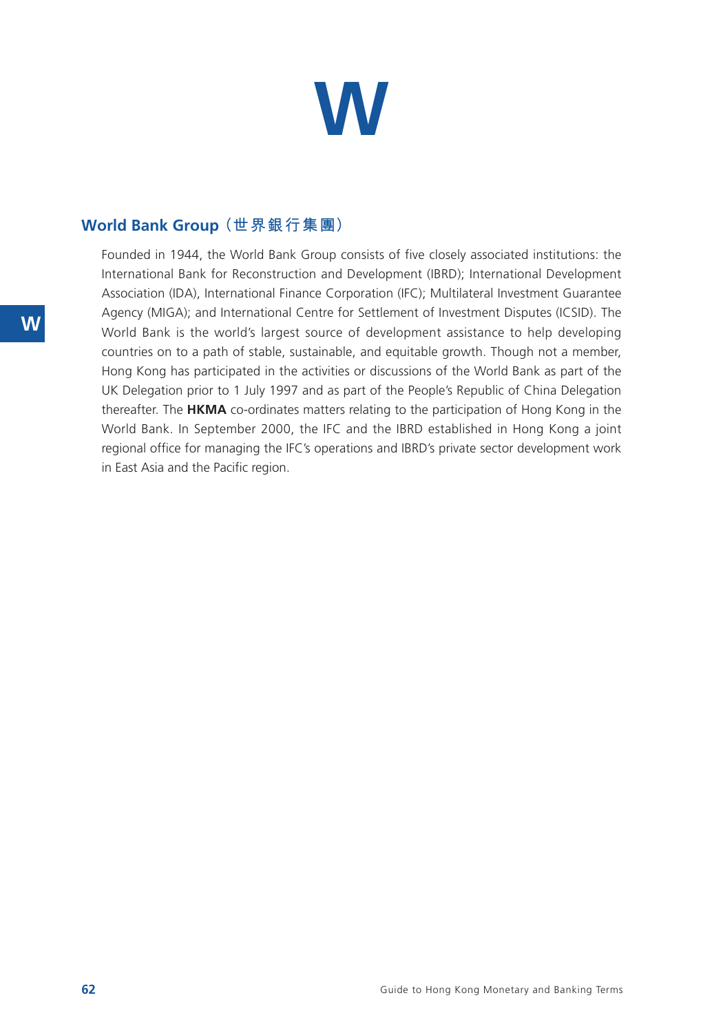# W

## World Bank Group（世界銀行集團）

Founded in 1944, the World Bank Group consists of five closely associated institutions: the International Bank for Reconstruction and Development (IBRD); International Development Association (IDA), International Finance Corporation (IFC); Multilateral Investment Guarantee Agency (MIGA); and International Centre for Settlement of Investment Disputes (ICSID). The World Bank is the world's largest source of development assistance to help developing countries on to a path of stable, sustainable, and equitable growth. Though not a member, Hong Kong has participated in the activities or discussions of the World Bank as part of the UK Delegation prior to 1 July 1997 and as part of the People's Republic of China Delegation thereafter. The **HKMA** co-ordinates matters relating to the participation of Hong Kong in the World Bank. In September 2000, the IFC and the IBRD established in Hong Kong a joint regional office for managing the IFC's operations and IBRD's private sector development work in East Asia and the Pacific region.